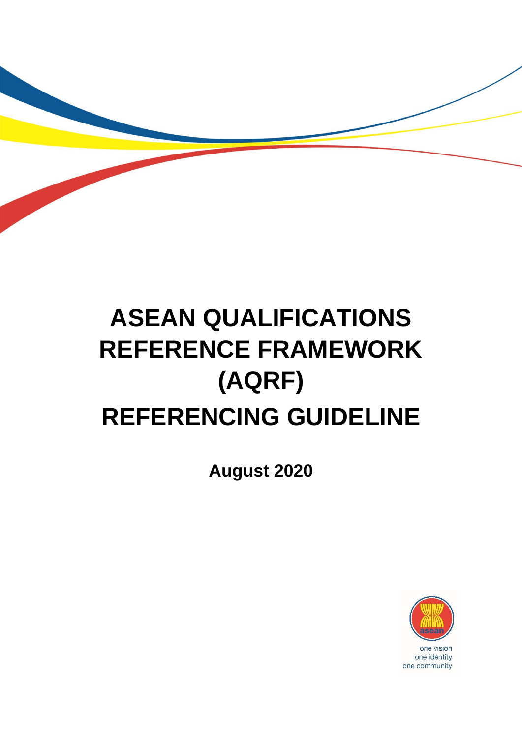# ASEAN QUALIFICATIONS REFERENCE FRAMEWORK (AQRF)

# REFERENCING GUIDELINE

**August 2020**

one vision
one identity
one community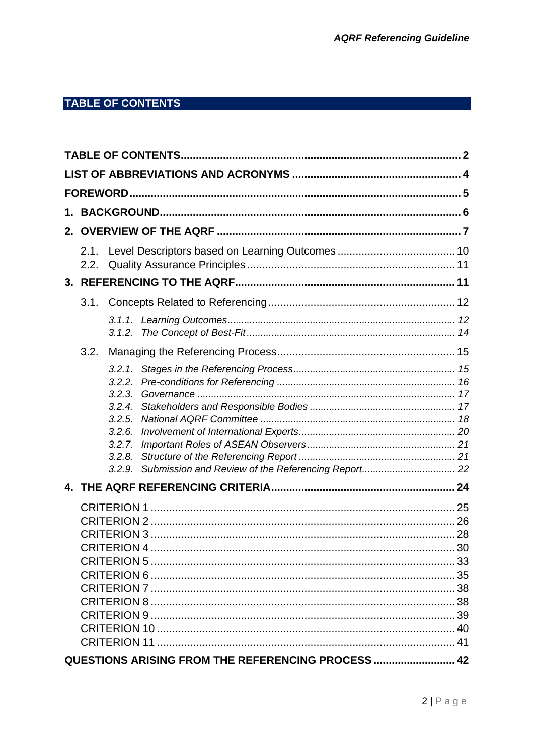# TABLE OF CONTENTS

**TABLE OF CONTENTS** .......... **2**

**LIST OF ABBREVIATIONS AND ACRONYMS** .......... **4**

**FOREWORD** .......... **5**

**1. BACKGROUND** .......... **6**

**2. OVERVIEW OF THE AQRF** .......... **7**

- 2.1. Level Descriptors based on Learning Outcomes .......... 10
- 2.2. Quality Assurance Principles .......... 11

**3. REFERENCING TO THE AQRF** .......... **11**

- 3.1. Concepts Related to Referencing .......... 12
  - *3.1.1. Learning Outcomes .......... 12*
  - *3.1.2. The Concept of Best-Fit .......... 14*
- 3.2. Managing the Referencing Process .......... 15
  - *3.2.1. Stages in the Referencing Process .......... 15*
  - *3.2.2. Pre-conditions for Referencing .......... 16*
  - *3.2.3. Governance .......... 17*
  - *3.2.4. Stakeholders and Responsible Bodies .......... 17*
  - *3.2.5. National AQRF Committee .......... 18*
  - *3.2.6. Involvement of International Experts .......... 20*
  - *3.2.7. Important Roles of ASEAN Observers .......... 21*
  - *3.2.8. Structure of the Referencing Report .......... 21*
  - *3.2.9. Submission and Review of the Referencing Report .......... 22*

**4. THE AQRF REFERENCING CRITERIA** .......... **24**

- CRITERION 1 .......... 25
- CRITERION 2 .......... 26
- CRITERION 3 .......... 28
- CRITERION 4 .......... 30
- CRITERION 5 .......... 33
- CRITERION 6 .......... 35
- CRITERION 7 .......... 38
- CRITERION 8 .......... 38
- CRITERION 9 .......... 39
- CRITERION 10 .......... 40
- CRITERION 11 .......... 41

**QUESTIONS ARISING FROM THE REFERENCING PROCESS** .......... **42**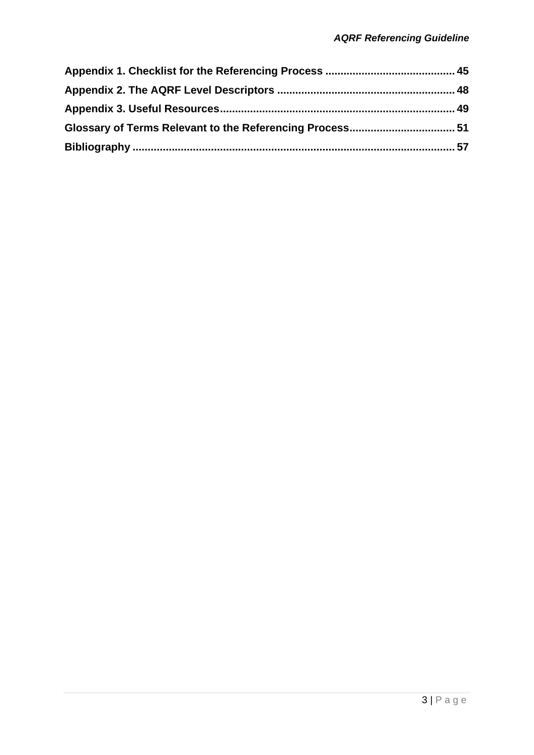**Appendix 1. Checklist for the Referencing Process .......................................... 45**

**Appendix 2. The AQRF Level Descriptors .......................................................... 48**

**Appendix 3. Useful Resources............................................................................. 49**

**Glossary of Terms Relevant to the Referencing Process.................................. 51**

**Bibliography ......................................................................................................... 57**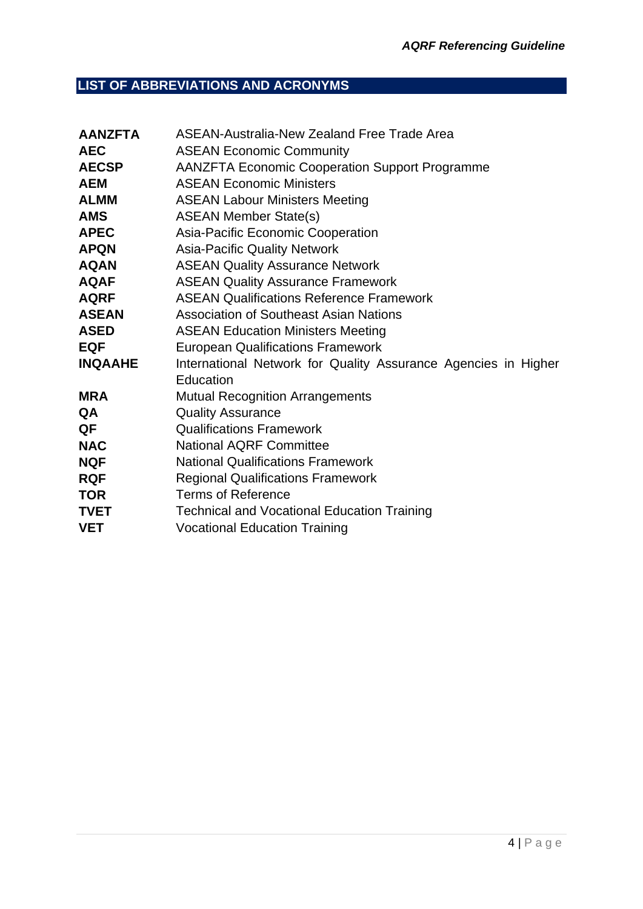## LIST OF ABBREVIATIONS AND ACRONYMS

| | |
|---|---|
| **AANZFTA** | ASEAN-Australia-New Zealand Free Trade Area |
| **AEC** | ASEAN Economic Community |
| **AECSP** | AANZFTA Economic Cooperation Support Programme |
| **AEM** | ASEAN Economic Ministers |
| **ALMM** | ASEAN Labour Ministers Meeting |
| **AMS** | ASEAN Member State(s) |
| **APEC** | Asia-Pacific Economic Cooperation |
| **APQN** | Asia-Pacific Quality Network |
| **AQAN** | ASEAN Quality Assurance Network |
| **AQAF** | ASEAN Quality Assurance Framework |
| **AQRF** | ASEAN Qualifications Reference Framework |
| **ASEAN** | Association of Southeast Asian Nations |
| **ASED** | ASEAN Education Ministers Meeting |
| **EQF** | European Qualifications Framework |
| **INQAAHE** | International Network for Quality Assurance Agencies in Higher Education |
| **MRA** | Mutual Recognition Arrangements |
| **QA** | Quality Assurance |
| **QF** | Qualifications Framework |
| **NAC** | National AQRF Committee |
| **NQF** | National Qualifications Framework |
| **RQF** | Regional Qualifications Framework |
| **TOR** | Terms of Reference |
| **TVET** | Technical and Vocational Education Training |
| **VET** | Vocational Education Training |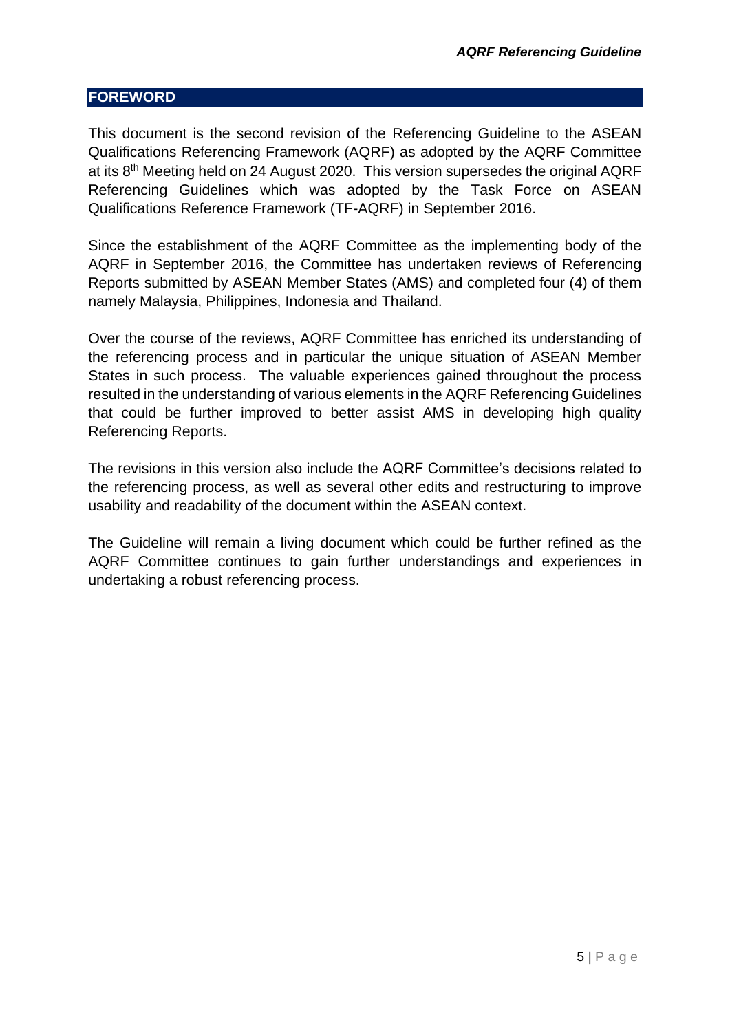## FOREWORD

This document is the second revision of the Referencing Guideline to the ASEAN Qualifications Referencing Framework (AQRF) as adopted by the AQRF Committee at its 8th Meeting held on 24 August 2020. This version supersedes the original AQRF Referencing Guidelines which was adopted by the Task Force on ASEAN Qualifications Reference Framework (TF-AQRF) in September 2016.

Since the establishment of the AQRF Committee as the implementing body of the AQRF in September 2016, the Committee has undertaken reviews of Referencing Reports submitted by ASEAN Member States (AMS) and completed four (4) of them namely Malaysia, Philippines, Indonesia and Thailand.

Over the course of the reviews, AQRF Committee has enriched its understanding of the referencing process and in particular the unique situation of ASEAN Member States in such process. The valuable experiences gained throughout the process resulted in the understanding of various elements in the AQRF Referencing Guidelines that could be further improved to better assist AMS in developing high quality Referencing Reports.

The revisions in this version also include the AQRF Committee's decisions related to the referencing process, as well as several other edits and restructuring to improve usability and readability of the document within the ASEAN context.

The Guideline will remain a living document which could be further refined as the AQRF Committee continues to gain further understandings and experiences in undertaking a robust referencing process.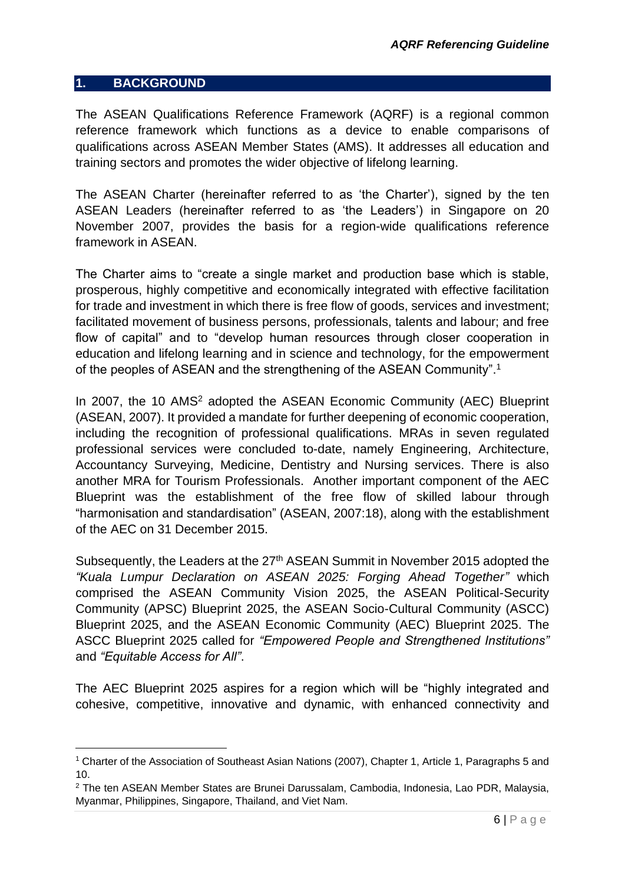# 1. BACKGROUND

The ASEAN Qualifications Reference Framework (AQRF) is a regional common reference framework which functions as a device to enable comparisons of qualifications across ASEAN Member States (AMS). It addresses all education and training sectors and promotes the wider objective of lifelong learning.

The ASEAN Charter (hereinafter referred to as 'the Charter'), signed by the ten ASEAN Leaders (hereinafter referred to as 'the Leaders') in Singapore on 20 November 2007, provides the basis for a region-wide qualifications reference framework in ASEAN.

The Charter aims to "create a single market and production base which is stable, prosperous, highly competitive and economically integrated with effective facilitation for trade and investment in which there is free flow of goods, services and investment; facilitated movement of business persons, professionals, talents and labour; and free flow of capital" and to "develop human resources through closer cooperation in education and lifelong learning and in science and technology, for the empowerment of the peoples of ASEAN and the strengthening of the ASEAN Community".[1]

In 2007, the 10 AMS[2] adopted the ASEAN Economic Community (AEC) Blueprint (ASEAN, 2007). It provided a mandate for further deepening of economic cooperation, including the recognition of professional qualifications. MRAs in seven regulated professional services were concluded to-date, namely Engineering, Architecture, Accountancy Surveying, Medicine, Dentistry and Nursing services. There is also another MRA for Tourism Professionals. Another important component of the AEC Blueprint was the establishment of the free flow of skilled labour through "harmonisation and standardisation" (ASEAN, 2007:18), along with the establishment of the AEC on 31 December 2015.

Subsequently, the Leaders at the 27th ASEAN Summit in November 2015 adopted the *"Kuala Lumpur Declaration on ASEAN 2025: Forging Ahead Together"* which comprised the ASEAN Community Vision 2025, the ASEAN Political-Security Community (APSC) Blueprint 2025, the ASEAN Socio-Cultural Community (ASCC) Blueprint 2025, and the ASEAN Economic Community (AEC) Blueprint 2025. The ASCC Blueprint 2025 called for *"Empowered People and Strengthened Institutions"* and *"Equitable Access for All"*.

The AEC Blueprint 2025 aspires for a region which will be "highly integrated and cohesive, competitive, innovative and dynamic, with enhanced connectivity and

---

[1] Charter of the Association of Southeast Asian Nations (2007), Chapter 1, Article 1, Paragraphs 5 and 10.

[2] The ten ASEAN Member States are Brunei Darussalam, Cambodia, Indonesia, Lao PDR, Malaysia, Myanmar, Philippines, Singapore, Thailand, and Viet Nam.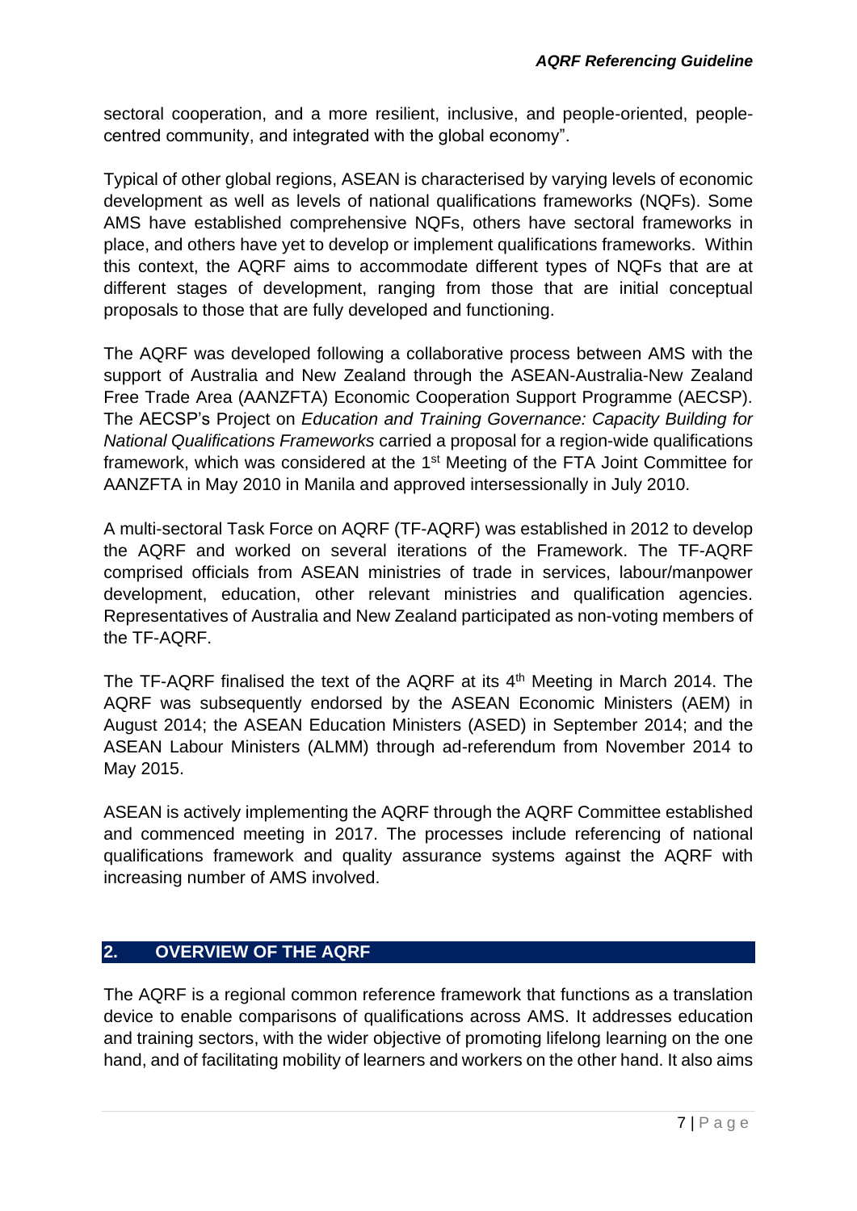sectoral cooperation, and a more resilient, inclusive, and people-oriented, people-centred community, and integrated with the global economy".

Typical of other global regions, ASEAN is characterised by varying levels of economic development as well as levels of national qualifications frameworks (NQFs). Some AMS have established comprehensive NQFs, others have sectoral frameworks in place, and others have yet to develop or implement qualifications frameworks. Within this context, the AQRF aims to accommodate different types of NQFs that are at different stages of development, ranging from those that are initial conceptual proposals to those that are fully developed and functioning.

The AQRF was developed following a collaborative process between AMS with the support of Australia and New Zealand through the ASEAN-Australia-New Zealand Free Trade Area (AANZFTA) Economic Cooperation Support Programme (AECSP). The AECSP's Project on *Education and Training Governance: Capacity Building for National Qualifications Frameworks* carried a proposal for a region-wide qualifications framework, which was considered at the 1st Meeting of the FTA Joint Committee for AANZFTA in May 2010 in Manila and approved intersessionally in July 2010.

A multi-sectoral Task Force on AQRF (TF-AQRF) was established in 2012 to develop the AQRF and worked on several iterations of the Framework. The TF-AQRF comprised officials from ASEAN ministries of trade in services, labour/manpower development, education, other relevant ministries and qualification agencies. Representatives of Australia and New Zealand participated as non-voting members of the TF-AQRF.

The TF-AQRF finalised the text of the AQRF at its 4th Meeting in March 2014. The AQRF was subsequently endorsed by the ASEAN Economic Ministers (AEM) in August 2014; the ASEAN Education Ministers (ASED) in September 2014; and the ASEAN Labour Ministers (ALMM) through ad-referendum from November 2014 to May 2015.

ASEAN is actively implementing the AQRF through the AQRF Committee established and commenced meeting in 2017. The processes include referencing of national qualifications framework and quality assurance systems against the AQRF with increasing number of AMS involved.

## 2. OVERVIEW OF THE AQRF

The AQRF is a regional common reference framework that functions as a translation device to enable comparisons of qualifications across AMS. It addresses education and training sectors, with the wider objective of promoting lifelong learning on the one hand, and of facilitating mobility of learners and workers on the other hand. It also aims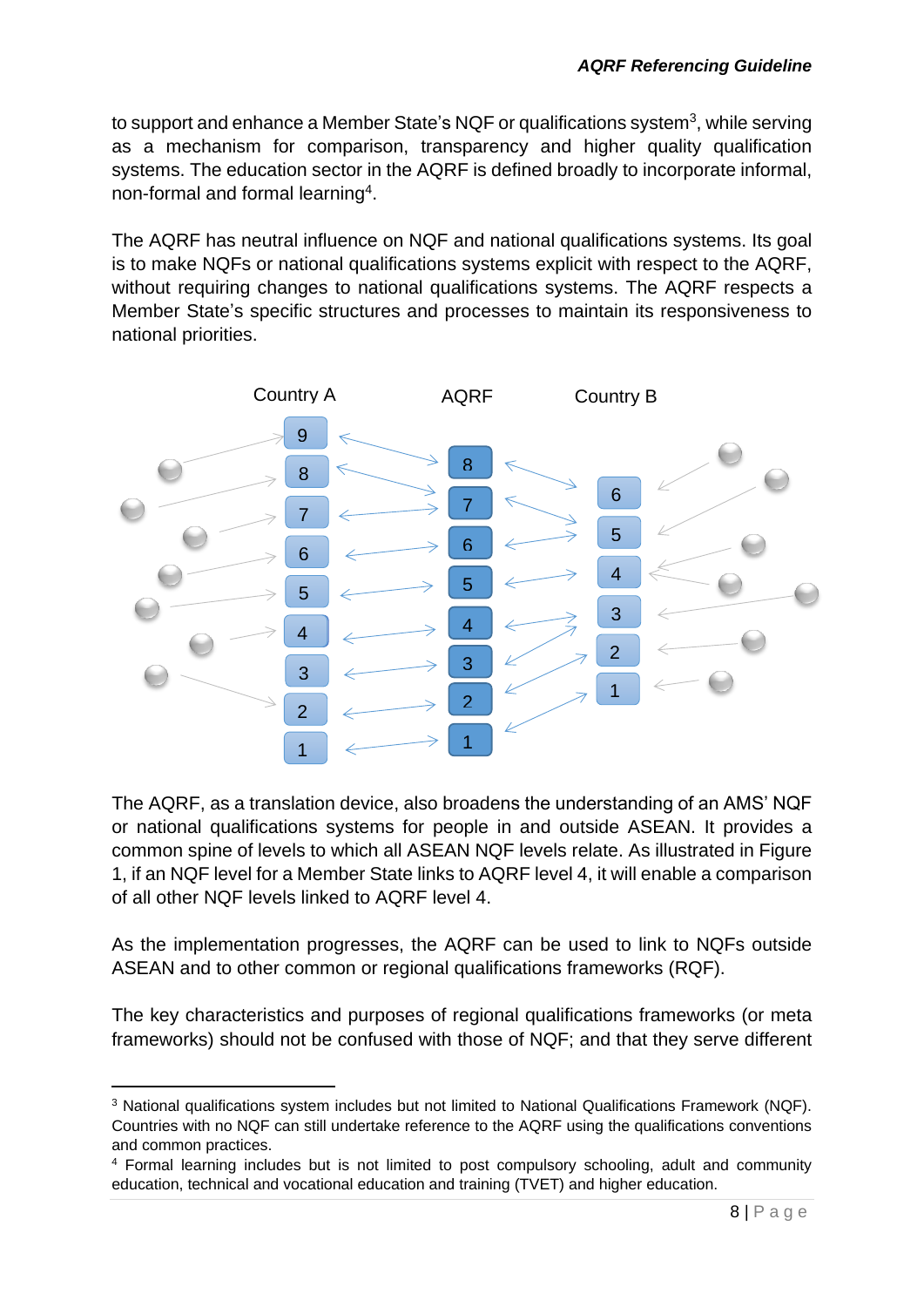to support and enhance a Member State's NQF or qualifications system[3], while serving as a mechanism for comparison, transparency and higher quality qualification systems. The education sector in the AQRF is defined broadly to incorporate informal, non-formal and formal learning[4].

The AQRF has neutral influence on NQF and national qualifications systems. Its goal is to make NQFs or national qualifications systems explicit with respect to the AQRF, without requiring changes to national qualifications systems. The AQRF respects a Member State's specific structures and processes to maintain its responsiveness to national priorities.

The AQRF, as a translation device, also broadens the understanding of an AMS' NQF or national qualifications systems for people in and outside ASEAN. It provides a common spine of levels to which all ASEAN NQF levels relate. As illustrated in Figure 1, if an NQF level for a Member State links to AQRF level 4, it will enable a comparison of all other NQF levels linked to AQRF level 4.

As the implementation progresses, the AQRF can be used to link to NQFs outside ASEAN and to other common or regional qualifications frameworks (RQF).

The key characteristics and purposes of regional qualifications frameworks (or meta frameworks) should not be confused with those of NQF; and that they serve different

---

[3] National qualifications system includes but not limited to National Qualifications Framework (NQF). Countries with no NQF can still undertake reference to the AQRF using the qualifications conventions and common practices.

[4] Formal learning includes but is not limited to post compulsory schooling, adult and community education, technical and vocational education and training (TVET) and higher education.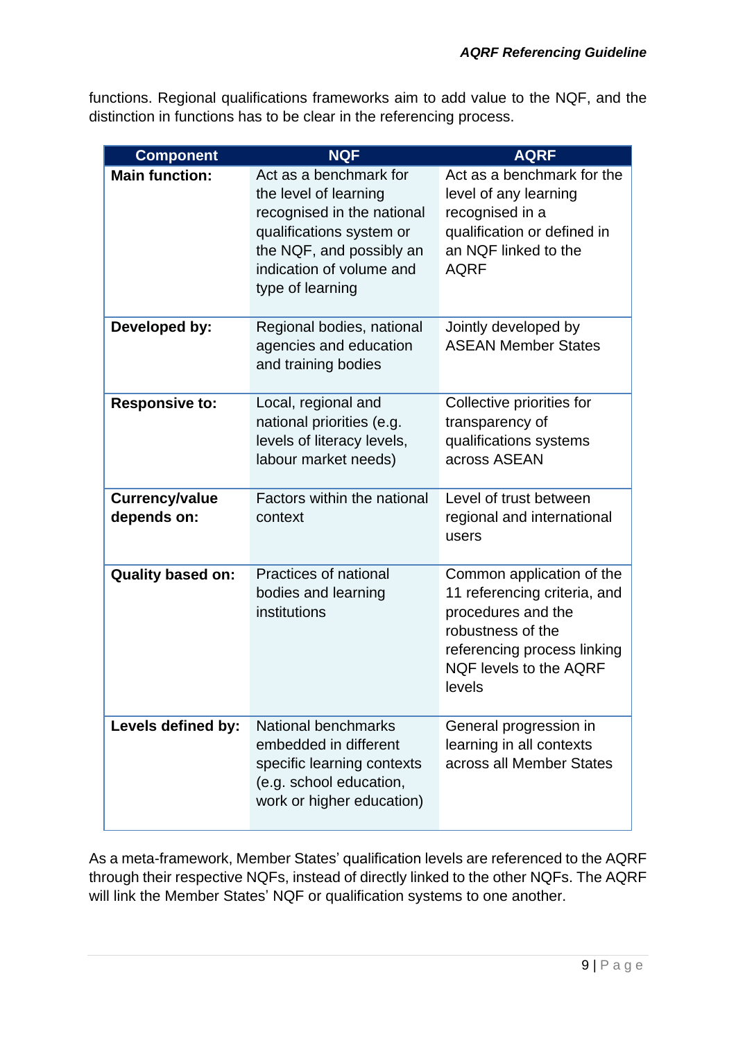functions. Regional qualifications frameworks aim to add value to the NQF, and the distinction in functions has to be clear in the referencing process.

| Component | NQF | AQRF |
|---|---|---|
| **Main function:** | Act as a benchmark for the level of learning recognised in the national qualifications system or the NQF, and possibly an indication of volume and type of learning | Act as a benchmark for the level of any learning recognised in a qualification or defined in an NQF linked to the AQRF |
| **Developed by:** | Regional bodies, national agencies and education and training bodies | Jointly developed by ASEAN Member States |
| **Responsive to:** | Local, regional and national priorities (e.g. levels of literacy levels, labour market needs) | Collective priorities for transparency of qualifications systems across ASEAN |
| **Currency/value depends on:** | Factors within the national context | Level of trust between regional and international users |
| **Quality based on:** | Practices of national bodies and learning institutions | Common application of the 11 referencing criteria, and procedures and the robustness of the referencing process linking NQF levels to the AQRF levels |
| **Levels defined by:** | National benchmarks embedded in different specific learning contexts (e.g. school education, work or higher education) | General progression in learning in all contexts across all Member States |

As a meta-framework, Member States' qualification levels are referenced to the AQRF through their respective NQFs, instead of directly linked to the other NQFs. The AQRF will link the Member States' NQF or qualification systems to one another.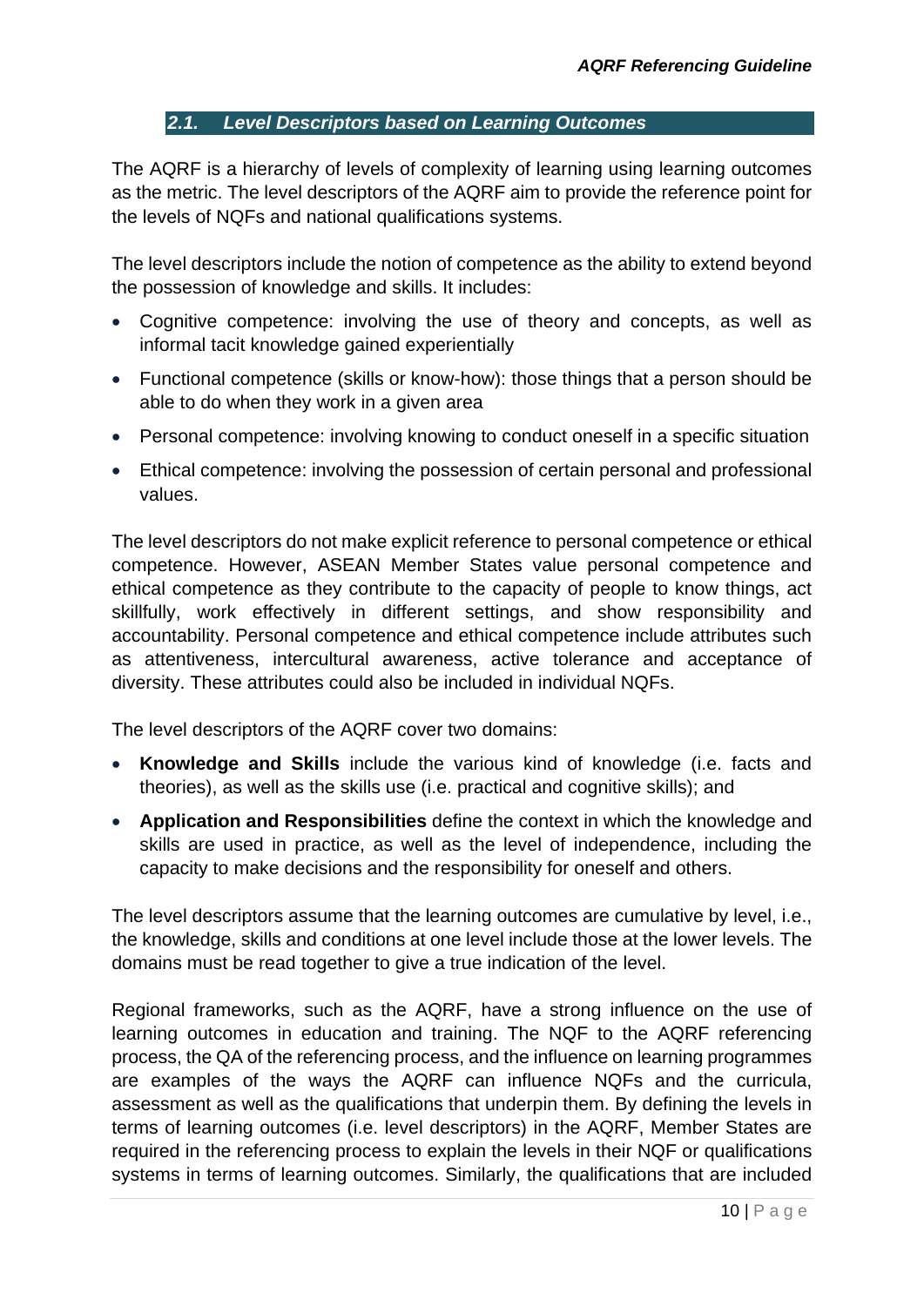## *2.1. Level Descriptors based on Learning Outcomes*

The AQRF is a hierarchy of levels of complexity of learning using learning outcomes as the metric. The level descriptors of the AQRF aim to provide the reference point for the levels of NQFs and national qualifications systems.

The level descriptors include the notion of competence as the ability to extend beyond the possession of knowledge and skills. It includes:

- Cognitive competence: involving the use of theory and concepts, as well as informal tacit knowledge gained experientially
- Functional competence (skills or know-how): those things that a person should be able to do when they work in a given area
- Personal competence: involving knowing to conduct oneself in a specific situation
- Ethical competence: involving the possession of certain personal and professional values.

The level descriptors do not make explicit reference to personal competence or ethical competence. However, ASEAN Member States value personal competence and ethical competence as they contribute to the capacity of people to know things, act skillfully, work effectively in different settings, and show responsibility and accountability. Personal competence and ethical competence include attributes such as attentiveness, intercultural awareness, active tolerance and acceptance of diversity. These attributes could also be included in individual NQFs.

The level descriptors of the AQRF cover two domains:

- **Knowledge and Skills** include the various kind of knowledge (i.e. facts and theories), as well as the skills use (i.e. practical and cognitive skills); and
- **Application and Responsibilities** define the context in which the knowledge and skills are used in practice, as well as the level of independence, including the capacity to make decisions and the responsibility for oneself and others.

The level descriptors assume that the learning outcomes are cumulative by level, i.e., the knowledge, skills and conditions at one level include those at the lower levels. The domains must be read together to give a true indication of the level.

Regional frameworks, such as the AQRF, have a strong influence on the use of learning outcomes in education and training. The NQF to the AQRF referencing process, the QA of the referencing process, and the influence on learning programmes are examples of the ways the AQRF can influence NQFs and the curricula, assessment as well as the qualifications that underpin them. By defining the levels in terms of learning outcomes (i.e. level descriptors) in the AQRF, Member States are required in the referencing process to explain the levels in their NQF or qualifications systems in terms of learning outcomes. Similarly, the qualifications that are included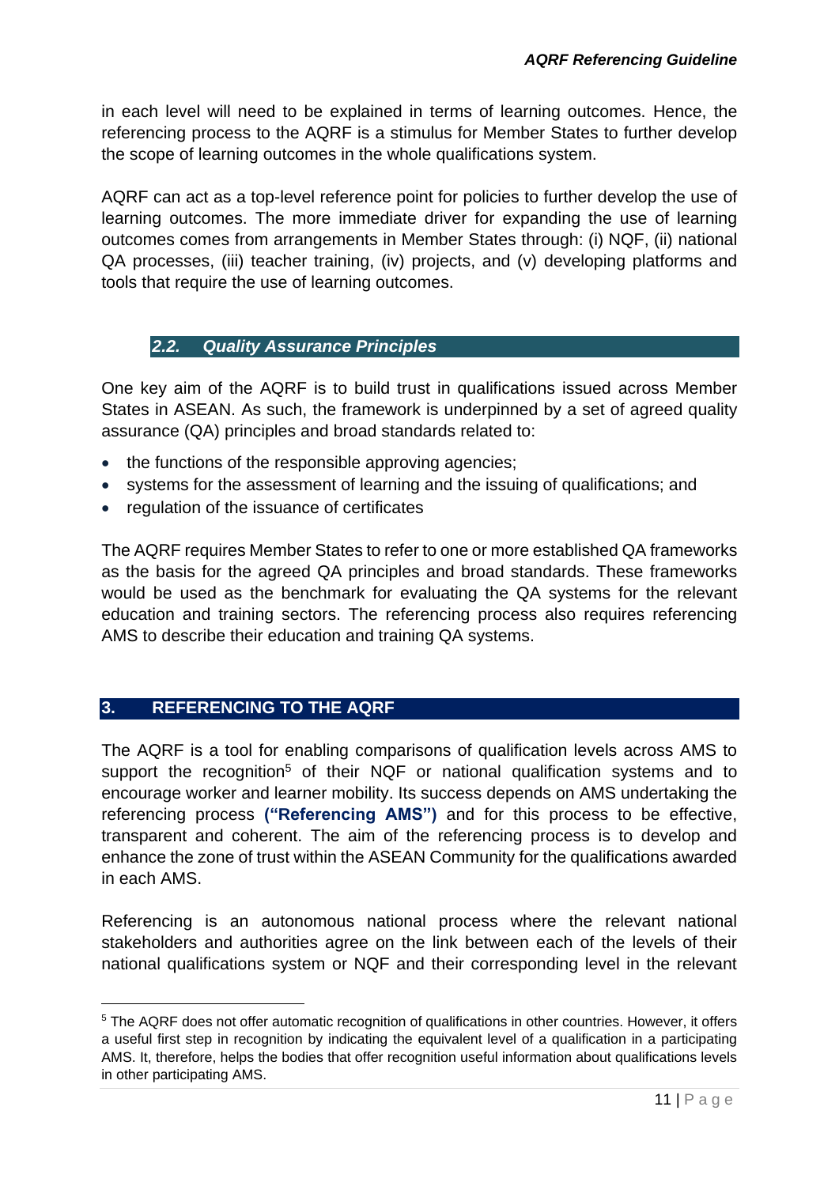in each level will need to be explained in terms of learning outcomes. Hence, the referencing process to the AQRF is a stimulus for Member States to further develop the scope of learning outcomes in the whole qualifications system.

AQRF can act as a top-level reference point for policies to further develop the use of learning outcomes. The more immediate driver for expanding the use of learning outcomes comes from arrangements in Member States through: (i) NQF, (ii) national QA processes, (iii) teacher training, (iv) projects, and (v) developing platforms and tools that require the use of learning outcomes.

### *2.2. Quality Assurance Principles*

One key aim of the AQRF is to build trust in qualifications issued across Member States in ASEAN. As such, the framework is underpinned by a set of agreed quality assurance (QA) principles and broad standards related to:

- the functions of the responsible approving agencies;
- systems for the assessment of learning and the issuing of qualifications; and
- regulation of the issuance of certificates

The AQRF requires Member States to refer to one or more established QA frameworks as the basis for the agreed QA principles and broad standards. These frameworks would be used as the benchmark for evaluating the QA systems for the relevant education and training sectors. The referencing process also requires referencing AMS to describe their education and training QA systems.

## 3. REFERENCING TO THE AQRF

The AQRF is a tool for enabling comparisons of qualification levels across AMS to support the recognition[5] of their NQF or national qualification systems and to encourage worker and learner mobility. Its success depends on AMS undertaking the referencing process **("Referencing AMS")** and for this process to be effective, transparent and coherent. The aim of the referencing process is to develop and enhance the zone of trust within the ASEAN Community for the qualifications awarded in each AMS.

Referencing is an autonomous national process where the relevant national stakeholders and authorities agree on the link between each of the levels of their national qualifications system or NQF and their corresponding level in the relevant

[5] The AQRF does not offer automatic recognition of qualifications in other countries. However, it offers a useful first step in recognition by indicating the equivalent level of a qualification in a participating AMS. It, therefore, helps the bodies that offer recognition useful information about qualifications levels in other participating AMS.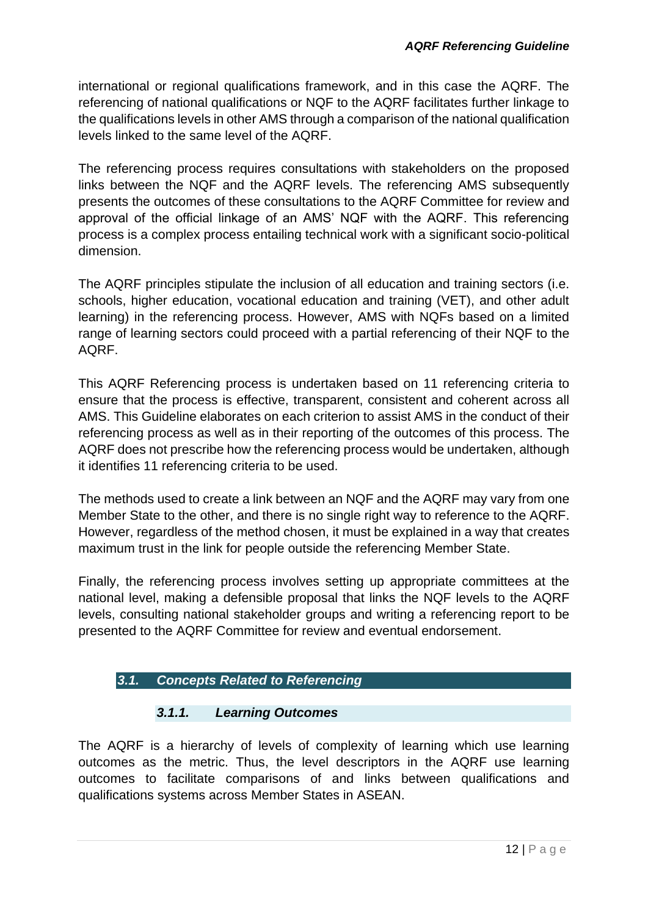international or regional qualifications framework, and in this case the AQRF. The referencing of national qualifications or NQF to the AQRF facilitates further linkage to the qualifications levels in other AMS through a comparison of the national qualification levels linked to the same level of the AQRF.

The referencing process requires consultations with stakeholders on the proposed links between the NQF and the AQRF levels. The referencing AMS subsequently presents the outcomes of these consultations to the AQRF Committee for review and approval of the official linkage of an AMS' NQF with the AQRF. This referencing process is a complex process entailing technical work with a significant socio-political dimension.

The AQRF principles stipulate the inclusion of all education and training sectors (i.e. schools, higher education, vocational education and training (VET), and other adult learning) in the referencing process. However, AMS with NQFs based on a limited range of learning sectors could proceed with a partial referencing of their NQF to the AQRF.

This AQRF Referencing process is undertaken based on 11 referencing criteria to ensure that the process is effective, transparent, consistent and coherent across all AMS. This Guideline elaborates on each criterion to assist AMS in the conduct of their referencing process as well as in their reporting of the outcomes of this process. The AQRF does not prescribe how the referencing process would be undertaken, although it identifies 11 referencing criteria to be used.

The methods used to create a link between an NQF and the AQRF may vary from one Member State to the other, and there is no single right way to reference to the AQRF. However, regardless of the method chosen, it must be explained in a way that creates maximum trust in the link for people outside the referencing Member State.

Finally, the referencing process involves setting up appropriate committees at the national level, making a defensible proposal that links the NQF levels to the AQRF levels, consulting national stakeholder groups and writing a referencing report to be presented to the AQRF Committee for review and eventual endorsement.

## *3.1. Concepts Related to Referencing*

### *3.1.1. Learning Outcomes*

The AQRF is a hierarchy of levels of complexity of learning which use learning outcomes as the metric. Thus, the level descriptors in the AQRF use learning outcomes to facilitate comparisons of and links between qualifications and qualifications systems across Member States in ASEAN.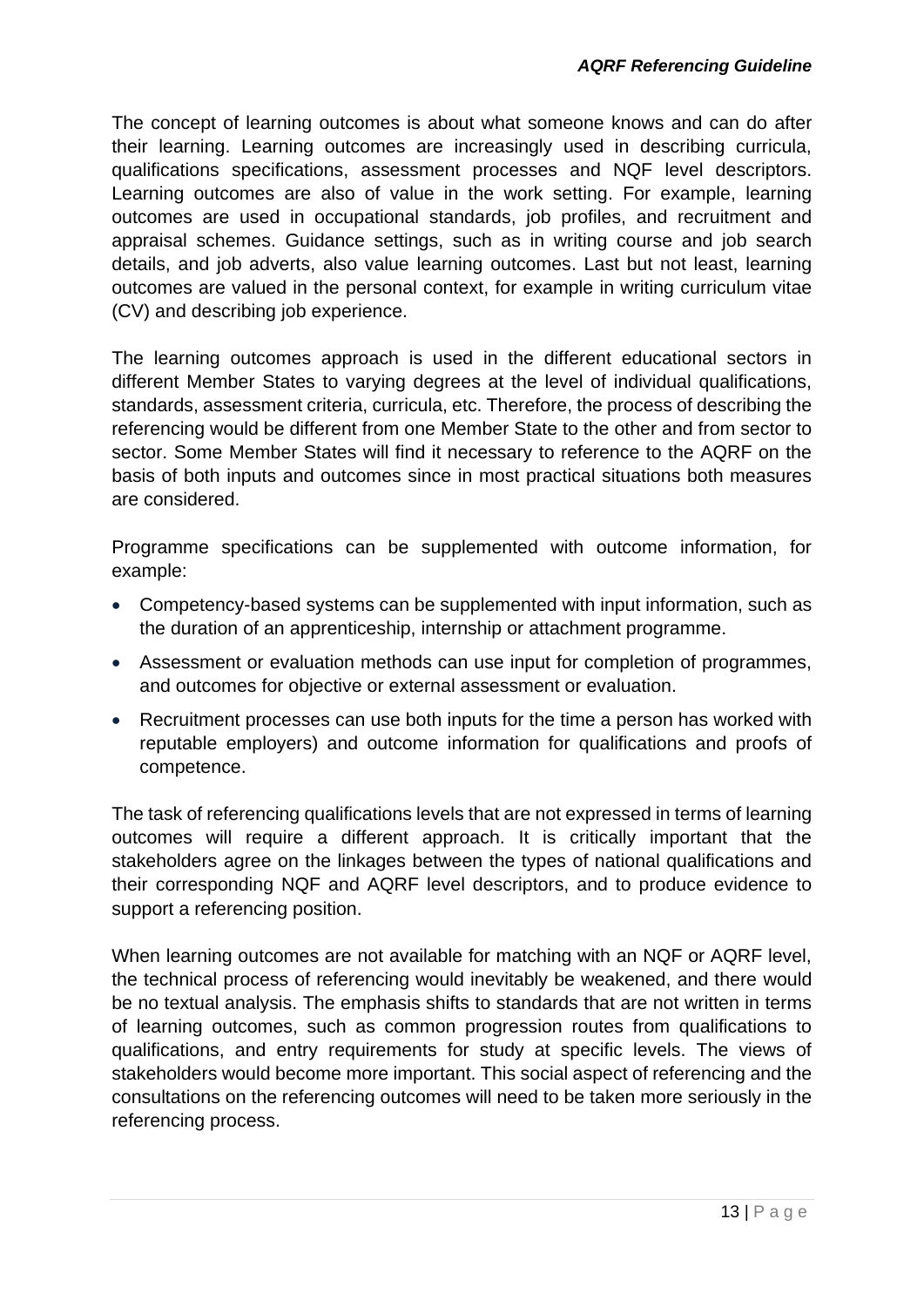The concept of learning outcomes is about what someone knows and can do after their learning. Learning outcomes are increasingly used in describing curricula, qualifications specifications, assessment processes and NQF level descriptors. Learning outcomes are also of value in the work setting. For example, learning outcomes are used in occupational standards, job profiles, and recruitment and appraisal schemes. Guidance settings, such as in writing course and job search details, and job adverts, also value learning outcomes. Last but not least, learning outcomes are valued in the personal context, for example in writing curriculum vitae (CV) and describing job experience.

The learning outcomes approach is used in the different educational sectors in different Member States to varying degrees at the level of individual qualifications, standards, assessment criteria, curricula, etc. Therefore, the process of describing the referencing would be different from one Member State to the other and from sector to sector. Some Member States will find it necessary to reference to the AQRF on the basis of both inputs and outcomes since in most practical situations both measures are considered.

Programme specifications can be supplemented with outcome information, for example:

- Competency-based systems can be supplemented with input information, such as the duration of an apprenticeship, internship or attachment programme.
- Assessment or evaluation methods can use input for completion of programmes, and outcomes for objective or external assessment or evaluation.
- Recruitment processes can use both inputs for the time a person has worked with reputable employers) and outcome information for qualifications and proofs of competence.

The task of referencing qualifications levels that are not expressed in terms of learning outcomes will require a different approach. It is critically important that the stakeholders agree on the linkages between the types of national qualifications and their corresponding NQF and AQRF level descriptors, and to produce evidence to support a referencing position.

When learning outcomes are not available for matching with an NQF or AQRF level, the technical process of referencing would inevitably be weakened, and there would be no textual analysis. The emphasis shifts to standards that are not written in terms of learning outcomes, such as common progression routes from qualifications to qualifications, and entry requirements for study at specific levels. The views of stakeholders would become more important. This social aspect of referencing and the consultations on the referencing outcomes will need to be taken more seriously in the referencing process.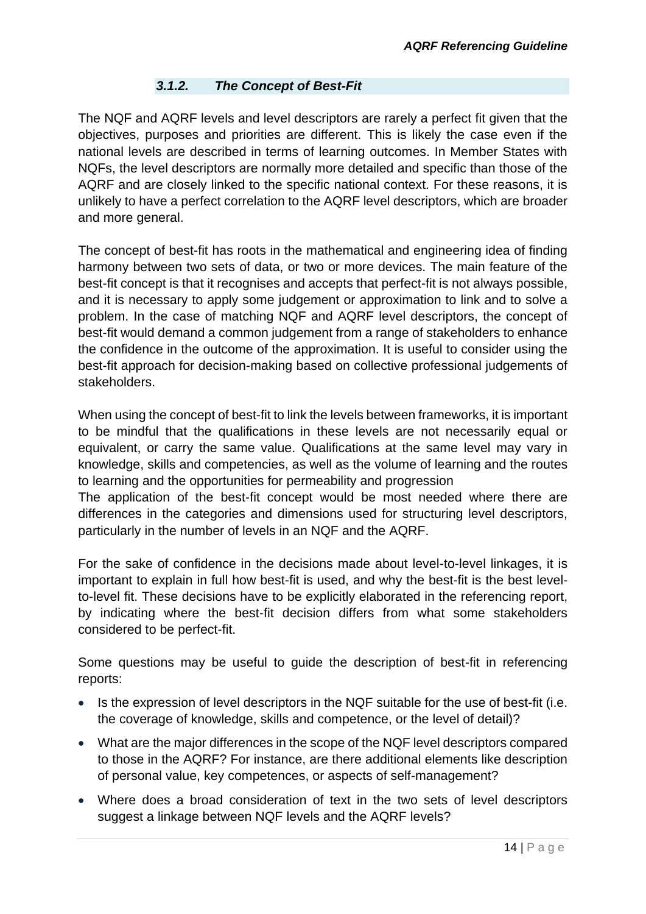### *3.1.2. The Concept of Best-Fit*

The NQF and AQRF levels and level descriptors are rarely a perfect fit given that the objectives, purposes and priorities are different. This is likely the case even if the national levels are described in terms of learning outcomes. In Member States with NQFs, the level descriptors are normally more detailed and specific than those of the AQRF and are closely linked to the specific national context. For these reasons, it is unlikely to have a perfect correlation to the AQRF level descriptors, which are broader and more general.

The concept of best-fit has roots in the mathematical and engineering idea of finding harmony between two sets of data, or two or more devices. The main feature of the best-fit concept is that it recognises and accepts that perfect-fit is not always possible, and it is necessary to apply some judgement or approximation to link and to solve a problem. In the case of matching NQF and AQRF level descriptors, the concept of best-fit would demand a common judgement from a range of stakeholders to enhance the confidence in the outcome of the approximation. It is useful to consider using the best-fit approach for decision-making based on collective professional judgements of stakeholders.

When using the concept of best-fit to link the levels between frameworks, it is important to be mindful that the qualifications in these levels are not necessarily equal or equivalent, or carry the same value. Qualifications at the same level may vary in knowledge, skills and competencies, as well as the volume of learning and the routes to learning and the opportunities for permeability and progression
The application of the best-fit concept would be most needed where there are differences in the categories and dimensions used for structuring level descriptors, particularly in the number of levels in an NQF and the AQRF.

For the sake of confidence in the decisions made about level-to-level linkages, it is important to explain in full how best-fit is used, and why the best-fit is the best level-to-level fit. These decisions have to be explicitly elaborated in the referencing report, by indicating where the best-fit decision differs from what some stakeholders considered to be perfect-fit.

Some questions may be useful to guide the description of best-fit in referencing reports:

- Is the expression of level descriptors in the NQF suitable for the use of best-fit (i.e. the coverage of knowledge, skills and competence, or the level of detail)?
- What are the major differences in the scope of the NQF level descriptors compared to those in the AQRF? For instance, are there additional elements like description of personal value, key competences, or aspects of self-management?
- Where does a broad consideration of text in the two sets of level descriptors suggest a linkage between NQF levels and the AQRF levels?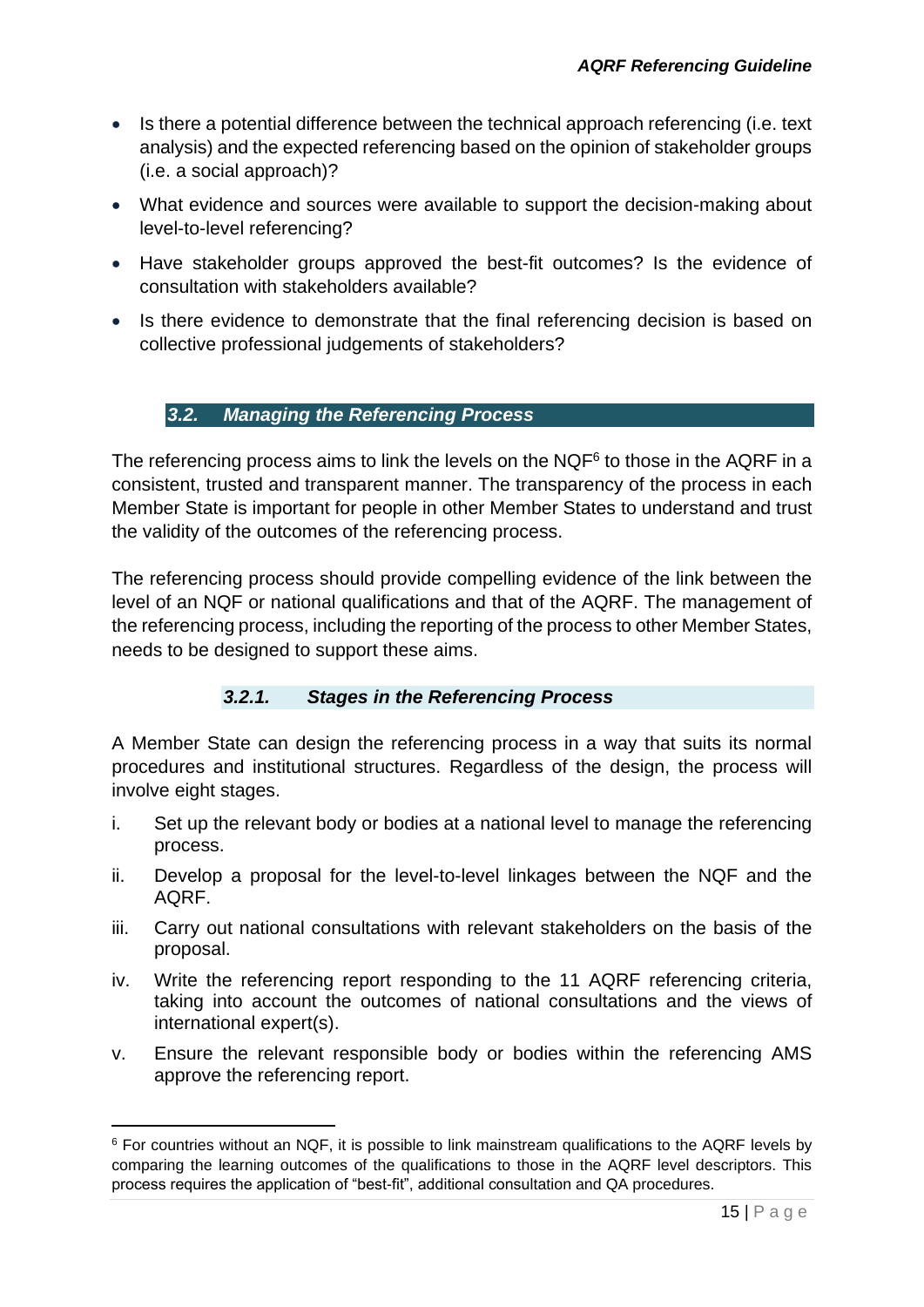- Is there a potential difference between the technical approach referencing (i.e. text analysis) and the expected referencing based on the opinion of stakeholder groups (i.e. a social approach)?
- What evidence and sources were available to support the decision-making about level-to-level referencing?
- Have stakeholder groups approved the best-fit outcomes? Is the evidence of consultation with stakeholders available?
- Is there evidence to demonstrate that the final referencing decision is based on collective professional judgements of stakeholders?

## *3.2. Managing the Referencing Process*

The referencing process aims to link the levels on the NQF[6] to those in the AQRF in a consistent, trusted and transparent manner. The transparency of the process in each Member State is important for people in other Member States to understand and trust the validity of the outcomes of the referencing process.

The referencing process should provide compelling evidence of the link between the level of an NQF or national qualifications and that of the AQRF. The management of the referencing process, including the reporting of the process to other Member States, needs to be designed to support these aims.

### *3.2.1. Stages in the Referencing Process*

A Member State can design the referencing process in a way that suits its normal procedures and institutional structures. Regardless of the design, the process will involve eight stages.

i. Set up the relevant body or bodies at a national level to manage the referencing process.

ii. Develop a proposal for the level-to-level linkages between the NQF and the AQRF.

iii. Carry out national consultations with relevant stakeholders on the basis of the proposal.

iv. Write the referencing report responding to the 11 AQRF referencing criteria, taking into account the outcomes of national consultations and the views of international expert(s).

v. Ensure the relevant responsible body or bodies within the referencing AMS approve the referencing report.

[6] For countries without an NQF, it is possible to link mainstream qualifications to the AQRF levels by comparing the learning outcomes of the qualifications to those in the AQRF level descriptors. This process requires the application of "best-fit", additional consultation and QA procedures.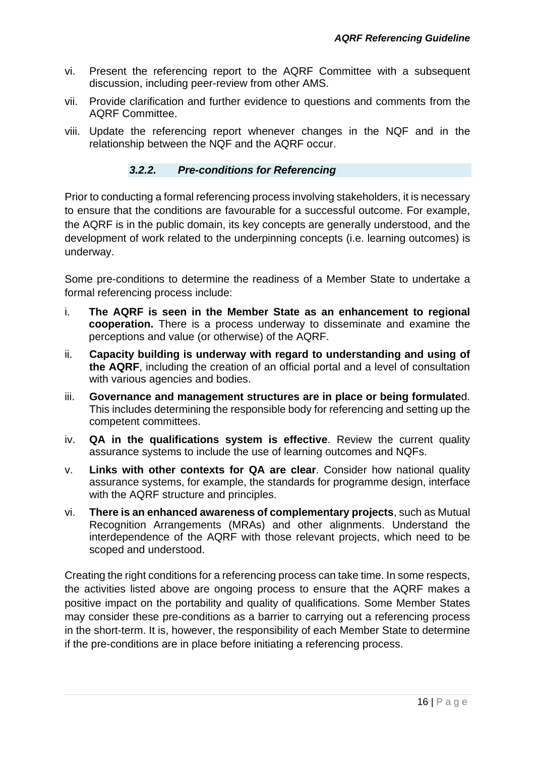vi. Present the referencing report to the AQRF Committee with a subsequent discussion, including peer-review from other AMS.

vii. Provide clarification and further evidence to questions and comments from the AQRF Committee.

viii. Update the referencing report whenever changes in the NQF and in the relationship between the NQF and the AQRF occur.

### *3.2.2. Pre-conditions for Referencing*

Prior to conducting a formal referencing process involving stakeholders, it is necessary to ensure that the conditions are favourable for a successful outcome. For example, the AQRF is in the public domain, its key concepts are generally understood, and the development of work related to the underpinning concepts (i.e. learning outcomes) is underway.

Some pre-conditions to determine the readiness of a Member State to undertake a formal referencing process include:

i. **The AQRF is seen in the Member State as an enhancement to regional cooperation.** There is a process underway to disseminate and examine the perceptions and value (or otherwise) of the AQRF.

ii. **Capacity building is underway with regard to understanding and using of the AQRF**, including the creation of an official portal and a level of consultation with various agencies and bodies.

iii. **Governance and management structures are in place or being formulate**d. This includes determining the responsible body for referencing and setting up the competent committees.

iv. **QA in the qualifications system is effective**. Review the current quality assurance systems to include the use of learning outcomes and NQFs.

v. **Links with other contexts for QA are clear**. Consider how national quality assurance systems, for example, the standards for programme design, interface with the AQRF structure and principles.

vi. **There is an enhanced awareness of complementary projects**, such as Mutual Recognition Arrangements (MRAs) and other alignments. Understand the interdependence of the AQRF with those relevant projects, which need to be scoped and understood.

Creating the right conditions for a referencing process can take time. In some respects, the activities listed above are ongoing process to ensure that the AQRF makes a positive impact on the portability and quality of qualifications. Some Member States may consider these pre-conditions as a barrier to carrying out a referencing process in the short-term. It is, however, the responsibility of each Member State to determine if the pre-conditions are in place before initiating a referencing process.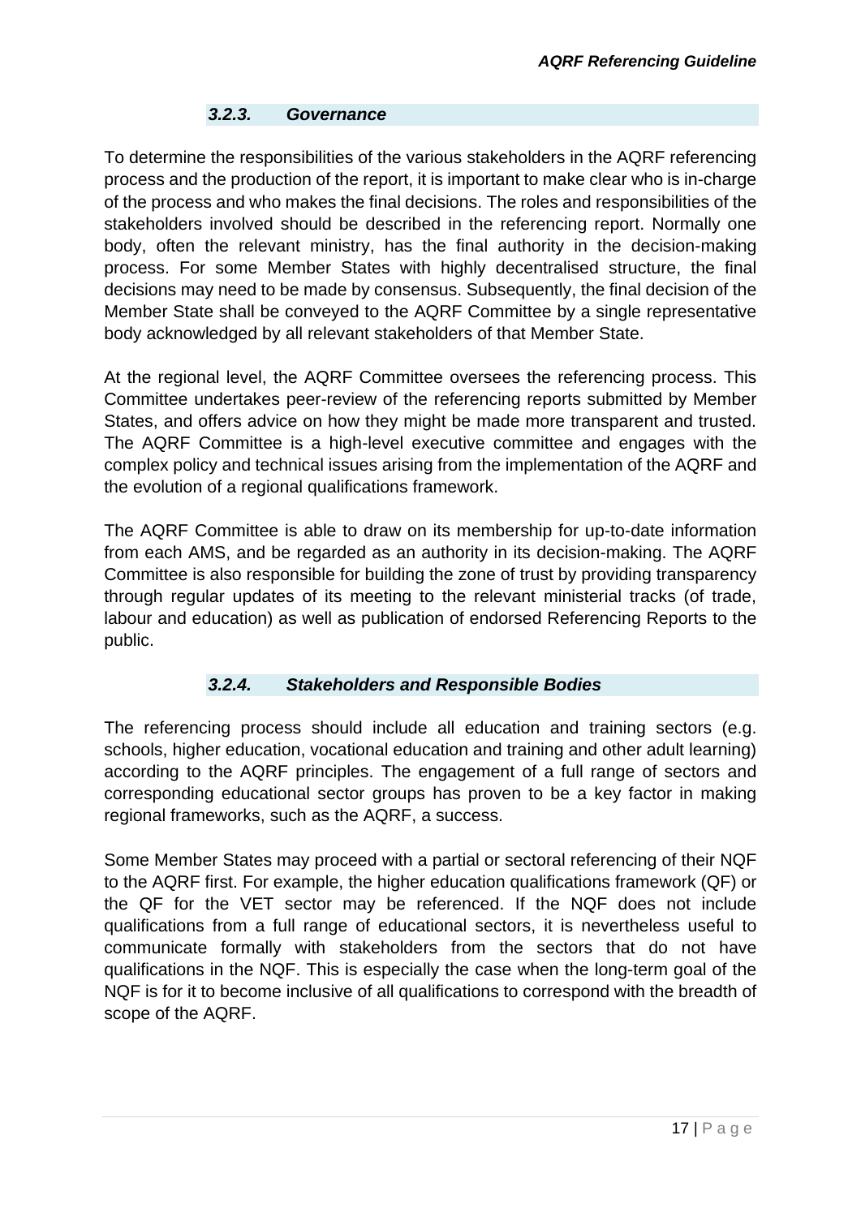#### *3.2.3. Governance*

To determine the responsibilities of the various stakeholders in the AQRF referencing process and the production of the report, it is important to make clear who is in-charge of the process and who makes the final decisions. The roles and responsibilities of the stakeholders involved should be described in the referencing report. Normally one body, often the relevant ministry, has the final authority in the decision-making process. For some Member States with highly decentralised structure, the final decisions may need to be made by consensus. Subsequently, the final decision of the Member State shall be conveyed to the AQRF Committee by a single representative body acknowledged by all relevant stakeholders of that Member State.

At the regional level, the AQRF Committee oversees the referencing process. This Committee undertakes peer-review of the referencing reports submitted by Member States, and offers advice on how they might be made more transparent and trusted. The AQRF Committee is a high-level executive committee and engages with the complex policy and technical issues arising from the implementation of the AQRF and the evolution of a regional qualifications framework.

The AQRF Committee is able to draw on its membership for up-to-date information from each AMS, and be regarded as an authority in its decision-making. The AQRF Committee is also responsible for building the zone of trust by providing transparency through regular updates of its meeting to the relevant ministerial tracks (of trade, labour and education) as well as publication of endorsed Referencing Reports to the public.

#### *3.2.4. Stakeholders and Responsible Bodies*

The referencing process should include all education and training sectors (e.g. schools, higher education, vocational education and training and other adult learning) according to the AQRF principles. The engagement of a full range of sectors and corresponding educational sector groups has proven to be a key factor in making regional frameworks, such as the AQRF, a success.

Some Member States may proceed with a partial or sectoral referencing of their NQF to the AQRF first. For example, the higher education qualifications framework (QF) or the QF for the VET sector may be referenced. If the NQF does not include qualifications from a full range of educational sectors, it is nevertheless useful to communicate formally with stakeholders from the sectors that do not have qualifications in the NQF. This is especially the case when the long-term goal of the NQF is for it to become inclusive of all qualifications to correspond with the breadth of scope of the AQRF.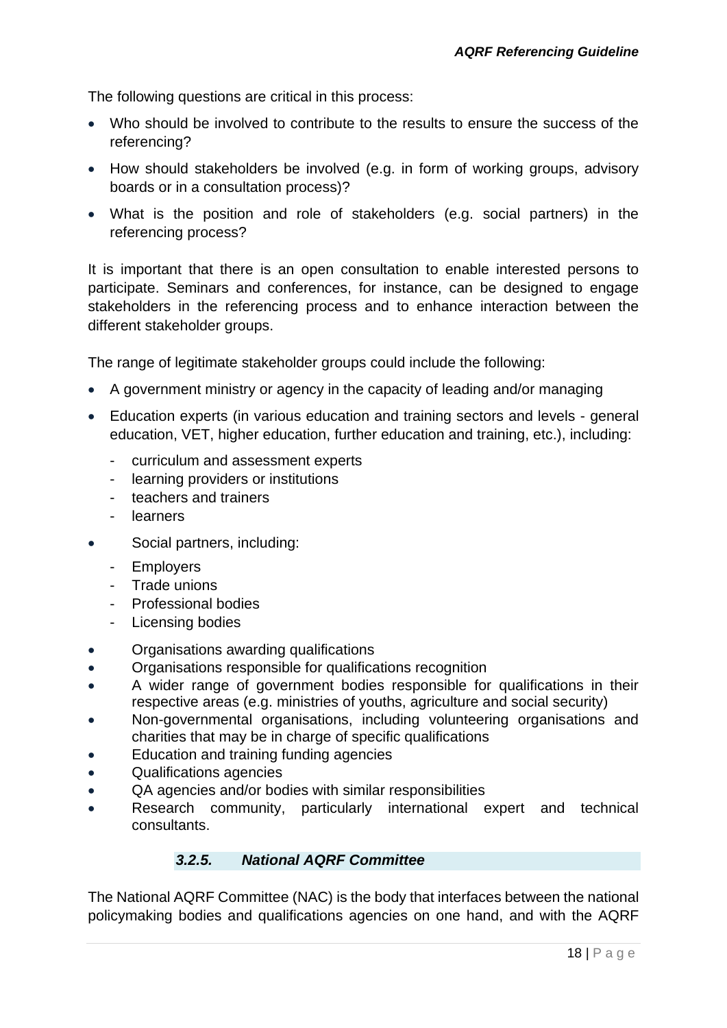The following questions are critical in this process:

- Who should be involved to contribute to the results to ensure the success of the referencing?
- How should stakeholders be involved (e.g. in form of working groups, advisory boards or in a consultation process)?
- What is the position and role of stakeholders (e.g. social partners) in the referencing process?

It is important that there is an open consultation to enable interested persons to participate. Seminars and conferences, for instance, can be designed to engage stakeholders in the referencing process and to enhance interaction between the different stakeholder groups.

The range of legitimate stakeholder groups could include the following:

- A government ministry or agency in the capacity of leading and/or managing
- Education experts (in various education and training sectors and levels - general education, VET, higher education, further education and training, etc.), including:
  - curriculum and assessment experts
  - learning providers or institutions
  - teachers and trainers
  - learners
- Social partners, including:
  - Employers
  - Trade unions
  - Professional bodies
  - Licensing bodies
- Organisations awarding qualifications
- Organisations responsible for qualifications recognition
- A wider range of government bodies responsible for qualifications in their respective areas (e.g. ministries of youths, agriculture and social security)
- Non-governmental organisations, including volunteering organisations and charities that may be in charge of specific qualifications
- Education and training funding agencies
- Qualifications agencies
- QA agencies and/or bodies with similar responsibilities
- Research community, particularly international expert and technical consultants.

#### *3.2.5. National AQRF Committee*

The National AQRF Committee (NAC) is the body that interfaces between the national policymaking bodies and qualifications agencies on one hand, and with the AQRF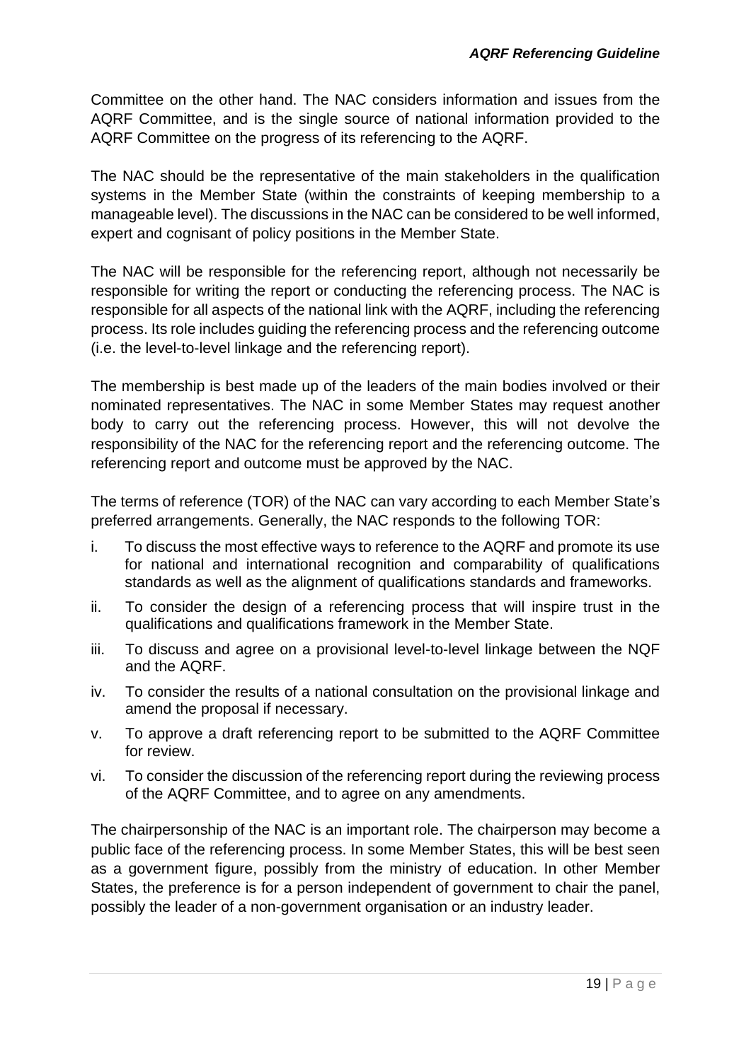Committee on the other hand. The NAC considers information and issues from the AQRF Committee, and is the single source of national information provided to the AQRF Committee on the progress of its referencing to the AQRF.

The NAC should be the representative of the main stakeholders in the qualification systems in the Member State (within the constraints of keeping membership to a manageable level). The discussions in the NAC can be considered to be well informed, expert and cognisant of policy positions in the Member State.

The NAC will be responsible for the referencing report, although not necessarily be responsible for writing the report or conducting the referencing process. The NAC is responsible for all aspects of the national link with the AQRF, including the referencing process. Its role includes guiding the referencing process and the referencing outcome (i.e. the level-to-level linkage and the referencing report).

The membership is best made up of the leaders of the main bodies involved or their nominated representatives. The NAC in some Member States may request another body to carry out the referencing process. However, this will not devolve the responsibility of the NAC for the referencing report and the referencing outcome. The referencing report and outcome must be approved by the NAC.

The terms of reference (TOR) of the NAC can vary according to each Member State's preferred arrangements. Generally, the NAC responds to the following TOR:

i. To discuss the most effective ways to reference to the AQRF and promote its use for national and international recognition and comparability of qualifications standards as well as the alignment of qualifications standards and frameworks.
ii. To consider the design of a referencing process that will inspire trust in the qualifications and qualifications framework in the Member State.
iii. To discuss and agree on a provisional level-to-level linkage between the NQF and the AQRF.
iv. To consider the results of a national consultation on the provisional linkage and amend the proposal if necessary.
v. To approve a draft referencing report to be submitted to the AQRF Committee for review.
vi. To consider the discussion of the referencing report during the reviewing process of the AQRF Committee, and to agree on any amendments.

The chairpersonship of the NAC is an important role. The chairperson may become a public face of the referencing process. In some Member States, this will be best seen as a government figure, possibly from the ministry of education. In other Member States, the preference is for a person independent of government to chair the panel, possibly the leader of a non-government organisation or an industry leader.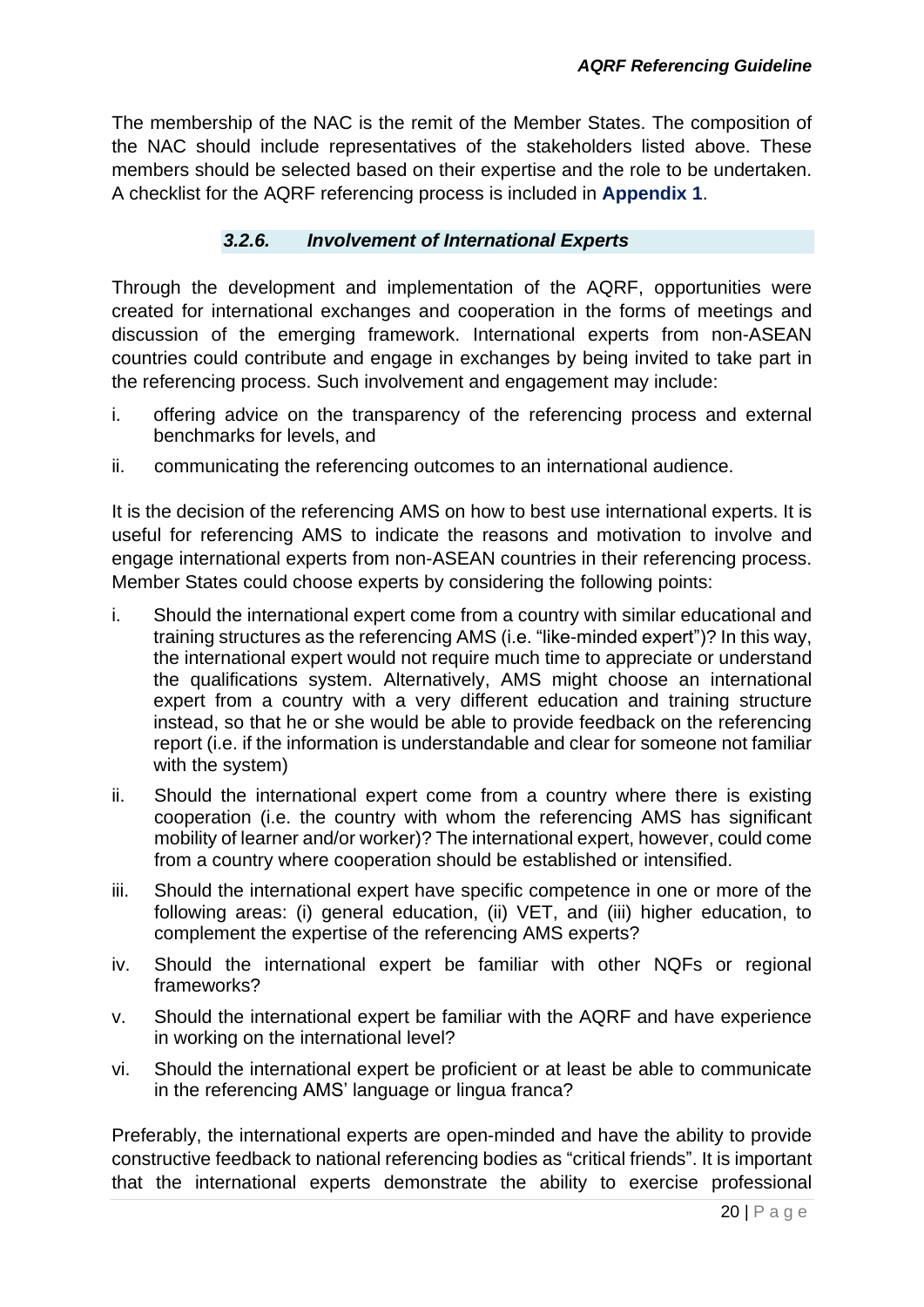The membership of the NAC is the remit of the Member States. The composition of the NAC should include representatives of the stakeholders listed above. These members should be selected based on their expertise and the role to be undertaken. A checklist for the AQRF referencing process is included in **Appendix 1**.

#### *3.2.6. Involvement of International Experts*

Through the development and implementation of the AQRF, opportunities were created for international exchanges and cooperation in the forms of meetings and discussion of the emerging framework. International experts from non-ASEAN countries could contribute and engage in exchanges by being invited to take part in the referencing process. Such involvement and engagement may include:

i. offering advice on the transparency of the referencing process and external benchmarks for levels, and

ii. communicating the referencing outcomes to an international audience.

It is the decision of the referencing AMS on how to best use international experts. It is useful for referencing AMS to indicate the reasons and motivation to involve and engage international experts from non-ASEAN countries in their referencing process. Member States could choose experts by considering the following points:

i. Should the international expert come from a country with similar educational and training structures as the referencing AMS (i.e. "like-minded expert")? In this way, the international expert would not require much time to appreciate or understand the qualifications system. Alternatively, AMS might choose an international expert from a country with a very different education and training structure instead, so that he or she would be able to provide feedback on the referencing report (i.e. if the information is understandable and clear for someone not familiar with the system)

ii. Should the international expert come from a country where there is existing cooperation (i.e. the country with whom the referencing AMS has significant mobility of learner and/or worker)? The international expert, however, could come from a country where cooperation should be established or intensified.

iii. Should the international expert have specific competence in one or more of the following areas: (i) general education, (ii) VET, and (iii) higher education, to complement the expertise of the referencing AMS experts?

iv. Should the international expert be familiar with other NQFs or regional frameworks?

v. Should the international expert be familiar with the AQRF and have experience in working on the international level?

vi. Should the international expert be proficient or at least be able to communicate in the referencing AMS' language or lingua franca?

Preferably, the international experts are open-minded and have the ability to provide constructive feedback to national referencing bodies as "critical friends". It is important that the international experts demonstrate the ability to exercise professional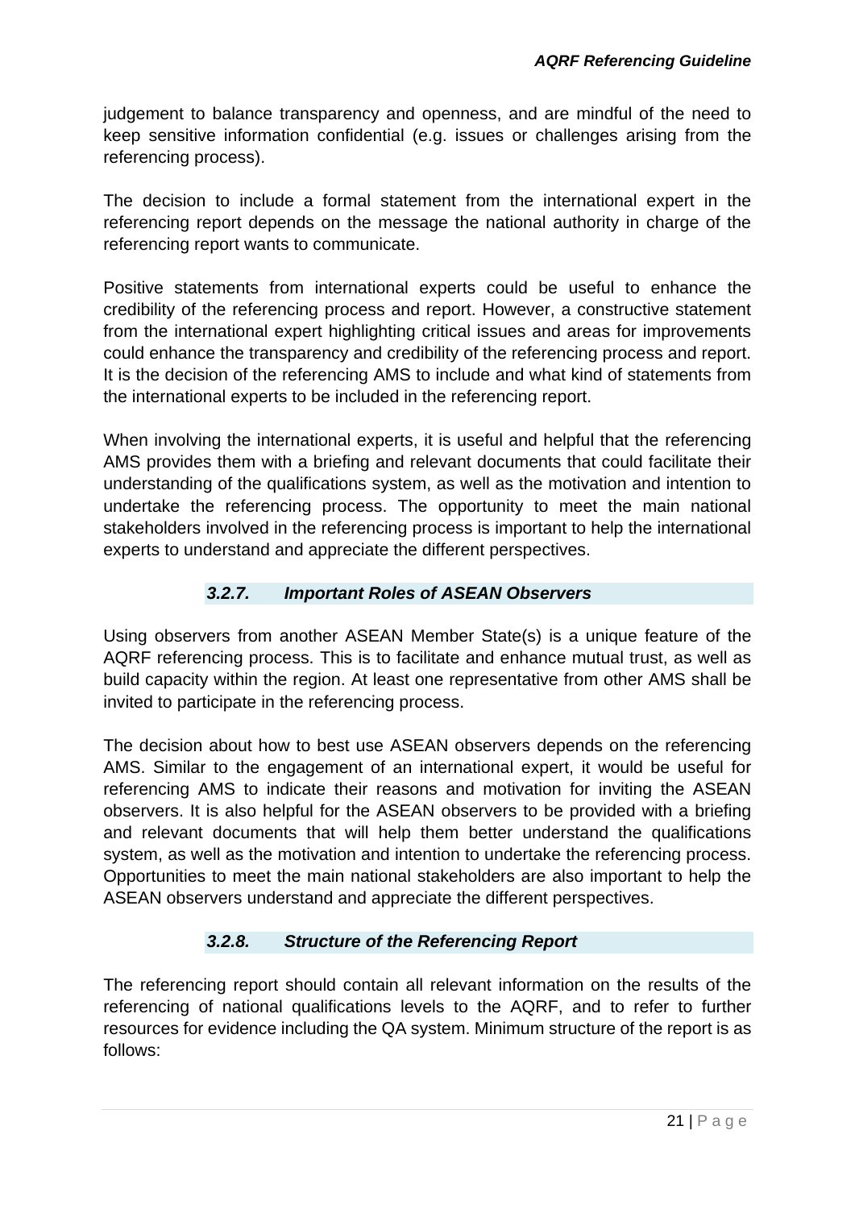judgement to balance transparency and openness, and are mindful of the need to keep sensitive information confidential (e.g. issues or challenges arising from the referencing process).

The decision to include a formal statement from the international expert in the referencing report depends on the message the national authority in charge of the referencing report wants to communicate.

Positive statements from international experts could be useful to enhance the credibility of the referencing process and report. However, a constructive statement from the international expert highlighting critical issues and areas for improvements could enhance the transparency and credibility of the referencing process and report. It is the decision of the referencing AMS to include and what kind of statements from the international experts to be included in the referencing report.

When involving the international experts, it is useful and helpful that the referencing AMS provides them with a briefing and relevant documents that could facilitate their understanding of the qualifications system, as well as the motivation and intention to undertake the referencing process. The opportunity to meet the main national stakeholders involved in the referencing process is important to help the international experts to understand and appreciate the different perspectives.

#### *3.2.7. Important Roles of ASEAN Observers*

Using observers from another ASEAN Member State(s) is a unique feature of the AQRF referencing process. This is to facilitate and enhance mutual trust, as well as build capacity within the region. At least one representative from other AMS shall be invited to participate in the referencing process.

The decision about how to best use ASEAN observers depends on the referencing AMS. Similar to the engagement of an international expert, it would be useful for referencing AMS to indicate their reasons and motivation for inviting the ASEAN observers. It is also helpful for the ASEAN observers to be provided with a briefing and relevant documents that will help them better understand the qualifications system, as well as the motivation and intention to undertake the referencing process. Opportunities to meet the main national stakeholders are also important to help the ASEAN observers understand and appreciate the different perspectives.

#### *3.2.8. Structure of the Referencing Report*

The referencing report should contain all relevant information on the results of the referencing of national qualifications levels to the AQRF, and to refer to further resources for evidence including the QA system. Minimum structure of the report is as follows: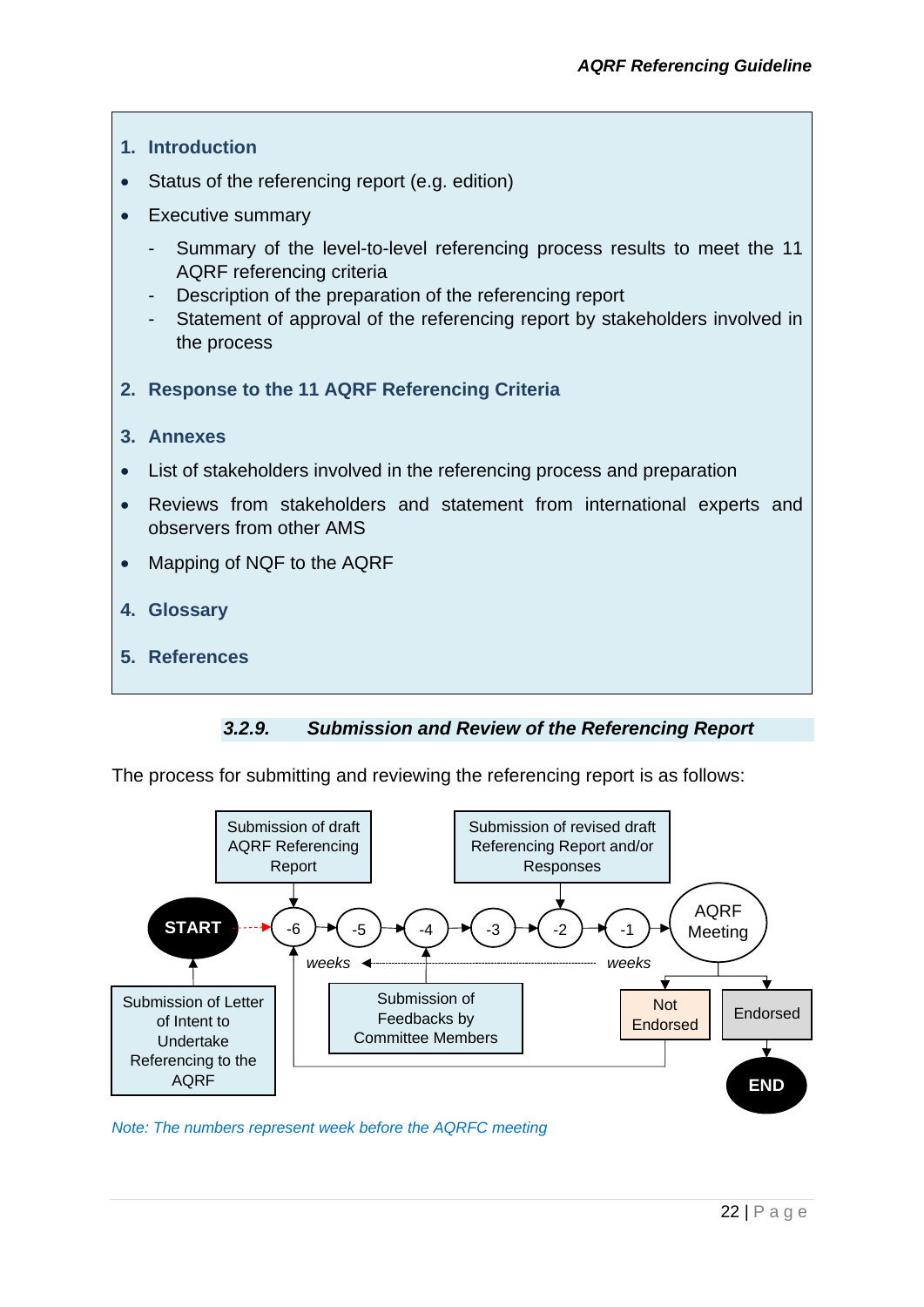1. **Introduction**

- Status of the referencing report (e.g. edition)
- Executive summary
  - Summary of the level-to-level referencing process results to meet the 11 AQRF referencing criteria
  - Description of the preparation of the referencing report
  - Statement of approval of the referencing report by stakeholders involved in the process

2. **Response to the 11 AQRF Referencing Criteria**

3. **Annexes**

- List of stakeholders involved in the referencing process and preparation
- Reviews from stakeholders and statement from international experts and observers from other AMS
- Mapping of NQF to the AQRF

4. **Glossary**

5. **References**

#### *3.2.9. Submission and Review of the Referencing Report*

The process for submitting and reviewing the referencing report is as follows:

START → -6 → -5 → -4 → -3 → -2 → -1 → AQRF Meeting → Not Endorsed / Endorsed → END

- Submission of Letter of Intent to Undertake Referencing to the AQRF (START)
- Submission of draft AQRF Referencing Report (-6 weeks)
- Submission of Feedbacks by Committee Members (-4 weeks)
- Submission of revised draft Referencing Report and/or Responses (-2 weeks)
- Not Endorsed (returns to -6 weeks)

*Note: The numbers represent week before the AQRFC meeting*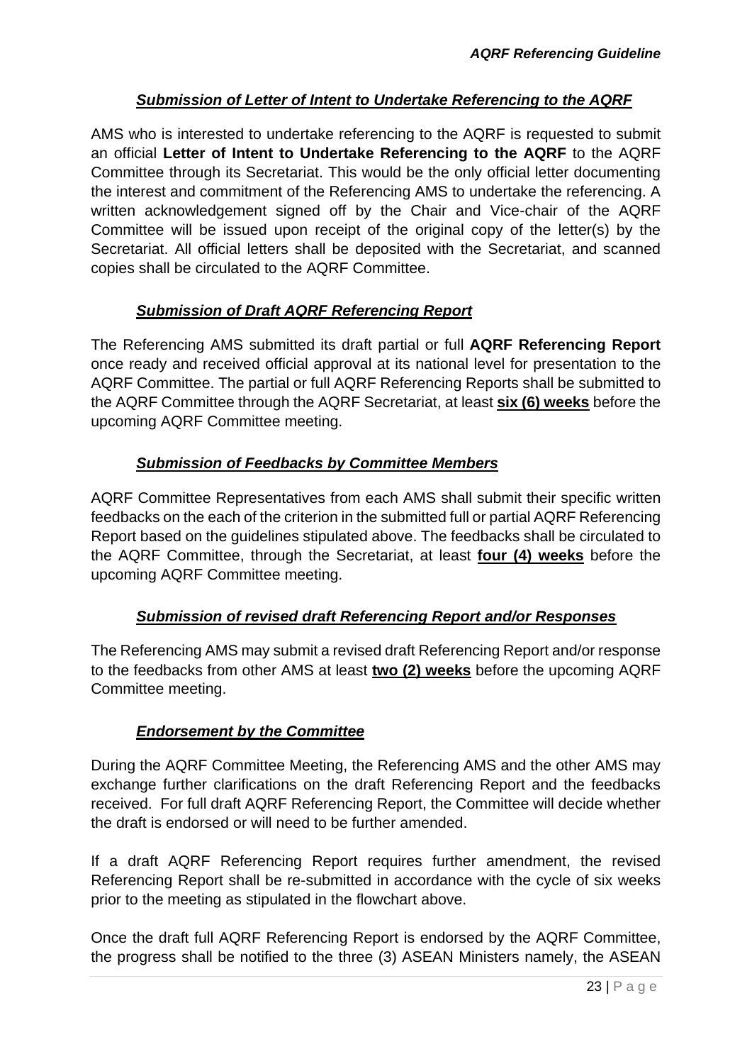### ***Submission of Letter of Intent to Undertake Referencing to the AQRF***

AMS who is interested to undertake referencing to the AQRF is requested to submit an official **Letter of Intent to Undertake Referencing to the AQRF** to the AQRF Committee through its Secretariat. This would be the only official letter documenting the interest and commitment of the Referencing AMS to undertake the referencing. A written acknowledgement signed off by the Chair and Vice-chair of the AQRF Committee will be issued upon receipt of the original copy of the letter(s) by the Secretariat. All official letters shall be deposited with the Secretariat, and scanned copies shall be circulated to the AQRF Committee.

### ***Submission of Draft AQRF Referencing Report***

The Referencing AMS submitted its draft partial or full **AQRF Referencing Report** once ready and received official approval at its national level for presentation to the AQRF Committee. The partial or full AQRF Referencing Reports shall be submitted to the AQRF Committee through the AQRF Secretariat, at least **six (6) weeks** before the upcoming AQRF Committee meeting.

### ***Submission of Feedbacks by Committee Members***

AQRF Committee Representatives from each AMS shall submit their specific written feedbacks on the each of the criterion in the submitted full or partial AQRF Referencing Report based on the guidelines stipulated above. The feedbacks shall be circulated to the AQRF Committee, through the Secretariat, at least **four (4) weeks** before the upcoming AQRF Committee meeting.

### ***Submission of revised draft Referencing Report and/or Responses***

The Referencing AMS may submit a revised draft Referencing Report and/or response to the feedbacks from other AMS at least **two (2) weeks** before the upcoming AQRF Committee meeting.

### ***Endorsement by the Committee***

During the AQRF Committee Meeting, the Referencing AMS and the other AMS may exchange further clarifications on the draft Referencing Report and the feedbacks received. For full draft AQRF Referencing Report, the Committee will decide whether the draft is endorsed or will need to be further amended.

If a draft AQRF Referencing Report requires further amendment, the revised Referencing Report shall be re-submitted in accordance with the cycle of six weeks prior to the meeting as stipulated in the flowchart above.

Once the draft full AQRF Referencing Report is endorsed by the AQRF Committee, the progress shall be notified to the three (3) ASEAN Ministers namely, the ASEAN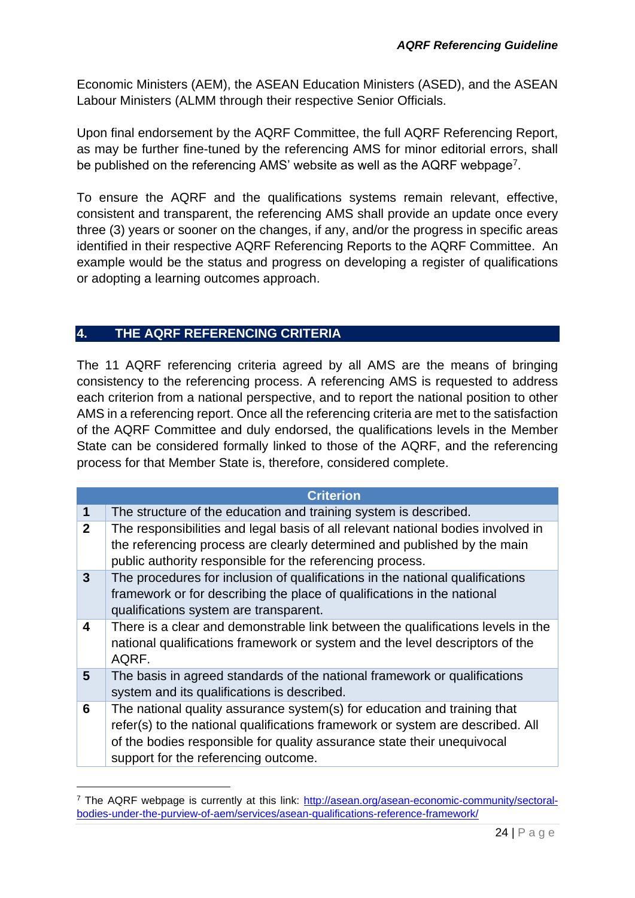Economic Ministers (AEM), the ASEAN Education Ministers (ASED), and the ASEAN Labour Ministers (ALMM through their respective Senior Officials.

Upon final endorsement by the AQRF Committee, the full AQRF Referencing Report, as may be further fine-tuned by the referencing AMS for minor editorial errors, shall be published on the referencing AMS' website as well as the AQRF webpage[7].

To ensure the AQRF and the qualifications systems remain relevant, effective, consistent and transparent, the referencing AMS shall provide an update once every three (3) years or sooner on the changes, if any, and/or the progress in specific areas identified in their respective AQRF Referencing Reports to the AQRF Committee. An example would be the status and progress on developing a register of qualifications or adopting a learning outcomes approach.

## 4. THE AQRF REFERENCING CRITERIA

The 11 AQRF referencing criteria agreed by all AMS are the means of bringing consistency to the referencing process. A referencing AMS is requested to address each criterion from a national perspective, and to report the national position to other AMS in a referencing report. Once all the referencing criteria are met to the satisfaction of the AQRF Committee and duly endorsed, the qualifications levels in the Member State can be considered formally linked to those of the AQRF, and the referencing process for that Member State is, therefore, considered complete.

| | Criterion |
|---|---|
| **1** | The structure of the education and training system is described. |
| **2** | The responsibilities and legal basis of all relevant national bodies involved in the referencing process are clearly determined and published by the main public authority responsible for the referencing process. |
| **3** | The procedures for inclusion of qualifications in the national qualifications framework or for describing the place of qualifications in the national qualifications system are transparent. |
| **4** | There is a clear and demonstrable link between the qualifications levels in the national qualifications framework or system and the level descriptors of the AQRF. |
| **5** | The basis in agreed standards of the national framework or qualifications system and its qualifications is described. |
| **6** | The national quality assurance system(s) for education and training that refer(s) to the national qualifications framework or system are described. All of the bodies responsible for quality assurance state their unequivocal support for the referencing outcome. |

[7] The AQRF webpage is currently at this link: http://asean.org/asean-economic-community/sectoral-bodies-under-the-purview-of-aem/services/asean-qualifications-reference-framework/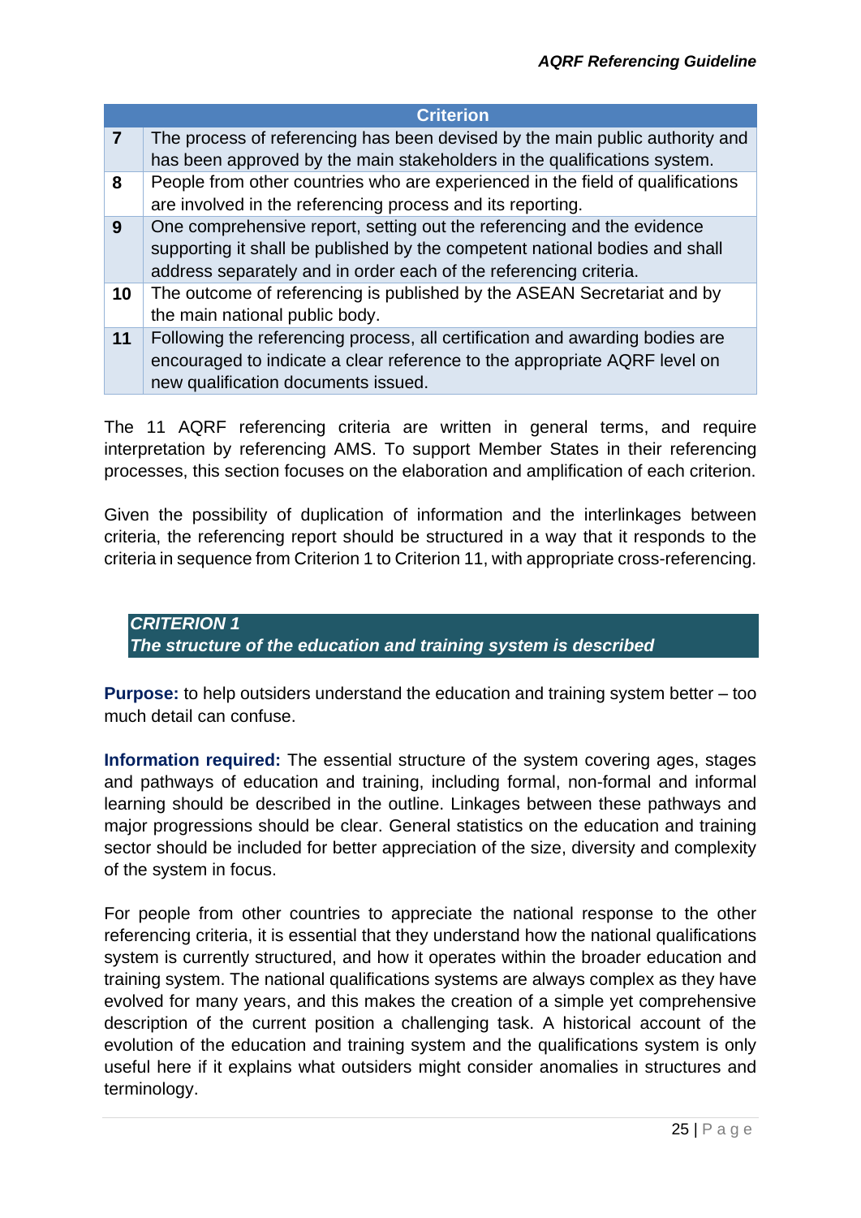| | Criterion |
|---|---|
| **7** | The process of referencing has been devised by the main public authority and has been approved by the main stakeholders in the qualifications system. |
| **8** | People from other countries who are experienced in the field of qualifications are involved in the referencing process and its reporting. |
| **9** | One comprehensive report, setting out the referencing and the evidence supporting it shall be published by the competent national bodies and shall address separately and in order each of the referencing criteria. |
| **10** | The outcome of referencing is published by the ASEAN Secretariat and by the main national public body. |
| **11** | Following the referencing process, all certification and awarding bodies are encouraged to indicate a clear reference to the appropriate AQRF level on new qualification documents issued. |

The 11 AQRF referencing criteria are written in general terms, and require interpretation by referencing AMS. To support Member States in their referencing processes, this section focuses on the elaboration and amplification of each criterion.

Given the possibility of duplication of information and the interlinkages between criteria, the referencing report should be structured in a way that it responds to the criteria in sequence from Criterion 1 to Criterion 11, with appropriate cross-referencing.

## *CRITERION 1*
## *The structure of the education and training system is described*

**Purpose:** to help outsiders understand the education and training system better – too much detail can confuse.

**Information required:** The essential structure of the system covering ages, stages and pathways of education and training, including formal, non-formal and informal learning should be described in the outline. Linkages between these pathways and major progressions should be clear. General statistics on the education and training sector should be included for better appreciation of the size, diversity and complexity of the system in focus.

For people from other countries to appreciate the national response to the other referencing criteria, it is essential that they understand how the national qualifications system is currently structured, and how it operates within the broader education and training system. The national qualifications systems are always complex as they have evolved for many years, and this makes the creation of a simple yet comprehensive description of the current position a challenging task. A historical account of the evolution of the education and training system and the qualifications system is only useful here if it explains what outsiders might consider anomalies in structures and terminology.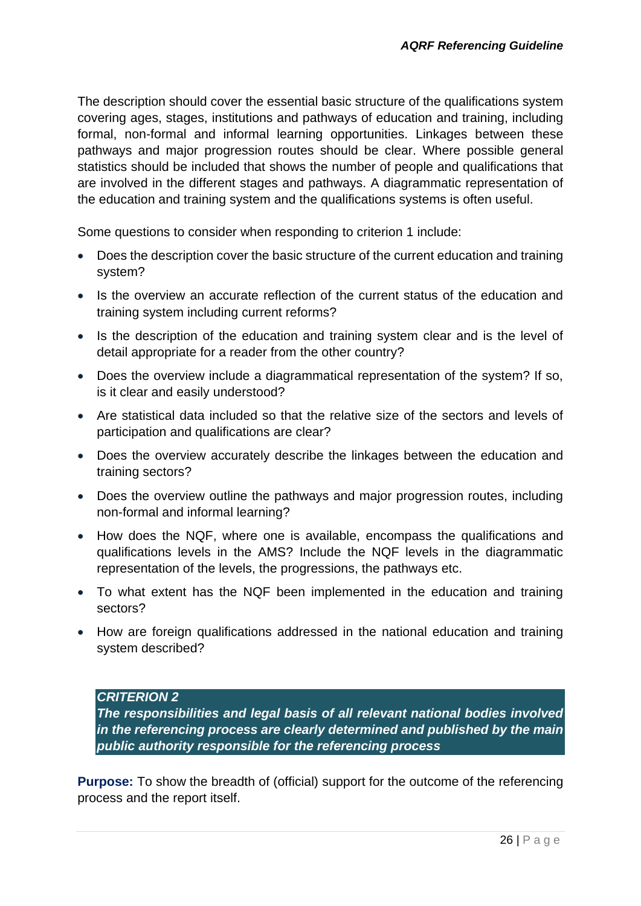The description should cover the essential basic structure of the qualifications system covering ages, stages, institutions and pathways of education and training, including formal, non-formal and informal learning opportunities. Linkages between these pathways and major progression routes should be clear. Where possible general statistics should be included that shows the number of people and qualifications that are involved in the different stages and pathways. A diagrammatic representation of the education and training system and the qualifications systems is often useful.

Some questions to consider when responding to criterion 1 include:

- Does the description cover the basic structure of the current education and training system?
- Is the overview an accurate reflection of the current status of the education and training system including current reforms?
- Is the description of the education and training system clear and is the level of detail appropriate for a reader from the other country?
- Does the overview include a diagrammatical representation of the system? If so, is it clear and easily understood?
- Are statistical data included so that the relative size of the sectors and levels of participation and qualifications are clear?
- Does the overview accurately describe the linkages between the education and training sectors?
- Does the overview outline the pathways and major progression routes, including non-formal and informal learning?
- How does the NQF, where one is available, encompass the qualifications and qualifications levels in the AMS? Include the NQF levels in the diagrammatic representation of the levels, the progressions, the pathways etc.
- To what extent has the NQF been implemented in the education and training sectors?
- How are foreign qualifications addressed in the national education and training system described?

***CRITERION 2***
***The responsibilities and legal basis of all relevant national bodies involved in the referencing process are clearly determined and published by the main public authority responsible for the referencing process***

**Purpose:** To show the breadth of (official) support for the outcome of the referencing process and the report itself.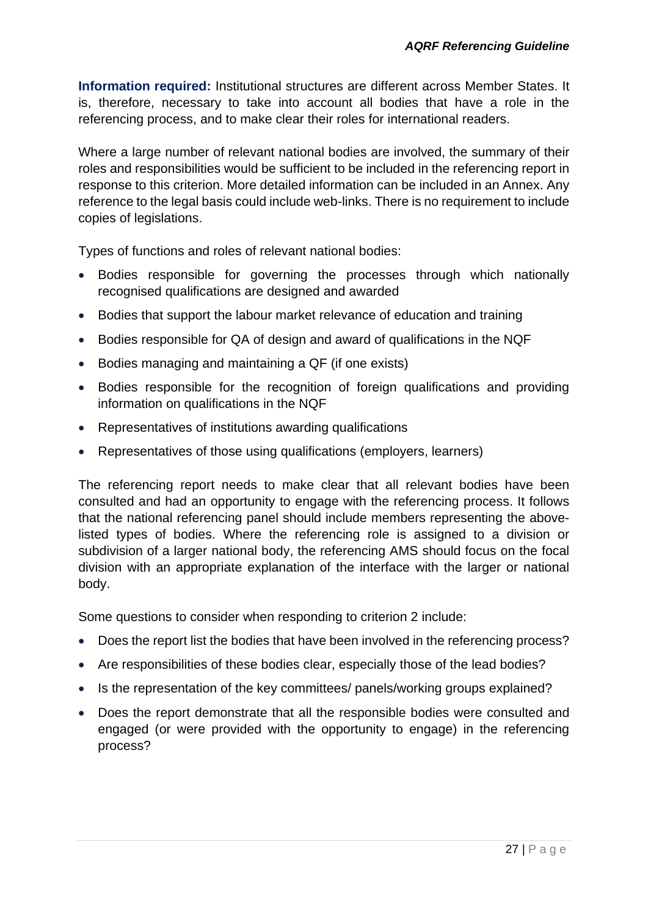**Information required:** Institutional structures are different across Member States. It is, therefore, necessary to take into account all bodies that have a role in the referencing process, and to make clear their roles for international readers.

Where a large number of relevant national bodies are involved, the summary of their roles and responsibilities would be sufficient to be included in the referencing report in response to this criterion. More detailed information can be included in an Annex. Any reference to the legal basis could include web-links. There is no requirement to include copies of legislations.

Types of functions and roles of relevant national bodies:

- Bodies responsible for governing the processes through which nationally recognised qualifications are designed and awarded
- Bodies that support the labour market relevance of education and training
- Bodies responsible for QA of design and award of qualifications in the NQF
- Bodies managing and maintaining a QF (if one exists)
- Bodies responsible for the recognition of foreign qualifications and providing information on qualifications in the NQF
- Representatives of institutions awarding qualifications
- Representatives of those using qualifications (employers, learners)

The referencing report needs to make clear that all relevant bodies have been consulted and had an opportunity to engage with the referencing process. It follows that the national referencing panel should include members representing the above-listed types of bodies. Where the referencing role is assigned to a division or subdivision of a larger national body, the referencing AMS should focus on the focal division with an appropriate explanation of the interface with the larger or national body.

Some questions to consider when responding to criterion 2 include:

- Does the report list the bodies that have been involved in the referencing process?
- Are responsibilities of these bodies clear, especially those of the lead bodies?
- Is the representation of the key committees/ panels/working groups explained?
- Does the report demonstrate that all the responsible bodies were consulted and engaged (or were provided with the opportunity to engage) in the referencing process?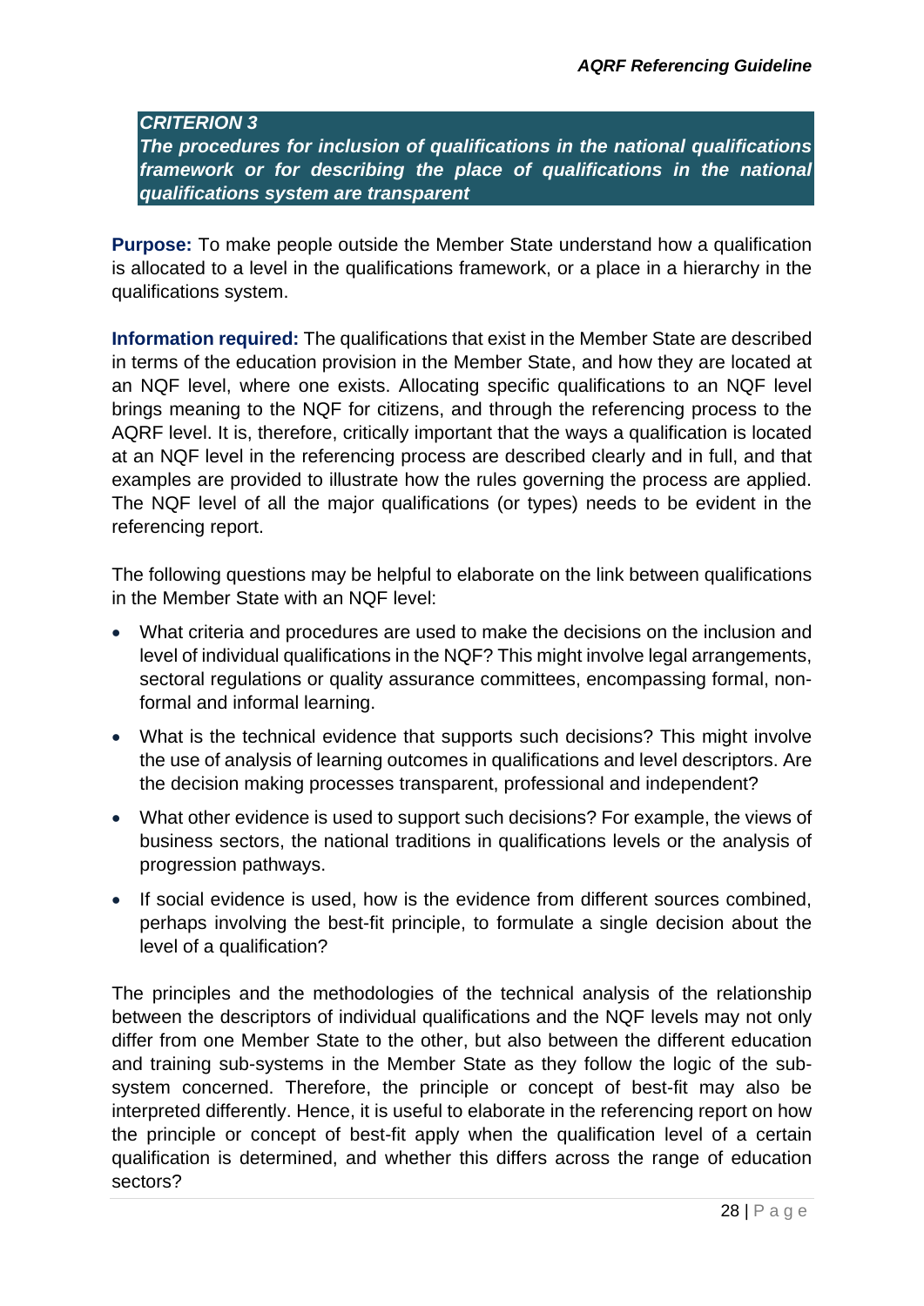### *CRITERION 3*
### *The procedures for inclusion of qualifications in the national qualifications framework or for describing the place of qualifications in the national qualifications system are transparent*

**Purpose:** To make people outside the Member State understand how a qualification is allocated to a level in the qualifications framework, or a place in a hierarchy in the qualifications system.

**Information required:** The qualifications that exist in the Member State are described in terms of the education provision in the Member State, and how they are located at an NQF level, where one exists. Allocating specific qualifications to an NQF level brings meaning to the NQF for citizens, and through the referencing process to the AQRF level. It is, therefore, critically important that the ways a qualification is located at an NQF level in the referencing process are described clearly and in full, and that examples are provided to illustrate how the rules governing the process are applied. The NQF level of all the major qualifications (or types) needs to be evident in the referencing report.

The following questions may be helpful to elaborate on the link between qualifications in the Member State with an NQF level:

- What criteria and procedures are used to make the decisions on the inclusion and level of individual qualifications in the NQF? This might involve legal arrangements, sectoral regulations or quality assurance committees, encompassing formal, non-formal and informal learning.
- What is the technical evidence that supports such decisions? This might involve the use of analysis of learning outcomes in qualifications and level descriptors. Are the decision making processes transparent, professional and independent?
- What other evidence is used to support such decisions? For example, the views of business sectors, the national traditions in qualifications levels or the analysis of progression pathways.
- If social evidence is used, how is the evidence from different sources combined, perhaps involving the best-fit principle, to formulate a single decision about the level of a qualification?

The principles and the methodologies of the technical analysis of the relationship between the descriptors of individual qualifications and the NQF levels may not only differ from one Member State to the other, but also between the different education and training sub-systems in the Member State as they follow the logic of the sub-system concerned. Therefore, the principle or concept of best-fit may also be interpreted differently. Hence, it is useful to elaborate in the referencing report on how the principle or concept of best-fit apply when the qualification level of a certain qualification is determined, and whether this differs across the range of education sectors?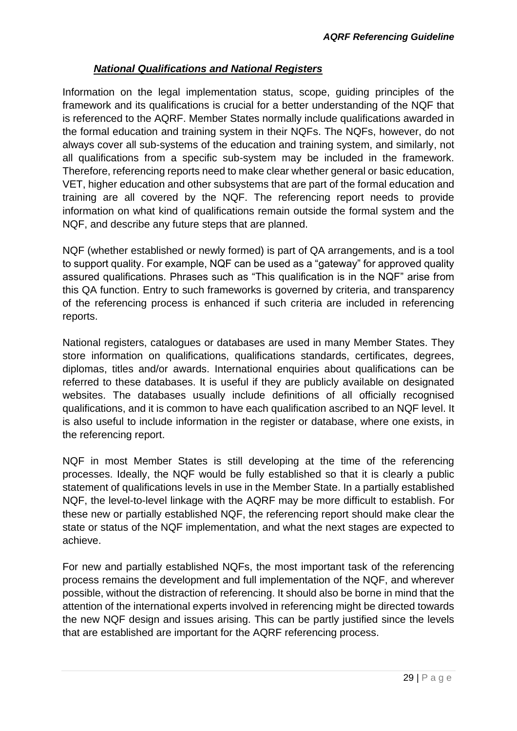***National Qualifications and National Registers***

Information on the legal implementation status, scope, guiding principles of the framework and its qualifications is crucial for a better understanding of the NQF that is referenced to the AQRF. Member States normally include qualifications awarded in the formal education and training system in their NQFs. The NQFs, however, do not always cover all sub-systems of the education and training system, and similarly, not all qualifications from a specific sub-system may be included in the framework. Therefore, referencing reports need to make clear whether general or basic education, VET, higher education and other subsystems that are part of the formal education and training are all covered by the NQF. The referencing report needs to provide information on what kind of qualifications remain outside the formal system and the NQF, and describe any future steps that are planned.

NQF (whether established or newly formed) is part of QA arrangements, and is a tool to support quality. For example, NQF can be used as a "gateway" for approved quality assured qualifications. Phrases such as "This qualification is in the NQF" arise from this QA function. Entry to such frameworks is governed by criteria, and transparency of the referencing process is enhanced if such criteria are included in referencing reports.

National registers, catalogues or databases are used in many Member States. They store information on qualifications, qualifications standards, certificates, degrees, diplomas, titles and/or awards. International enquiries about qualifications can be referred to these databases. It is useful if they are publicly available on designated websites. The databases usually include definitions of all officially recognised qualifications, and it is common to have each qualification ascribed to an NQF level. It is also useful to include information in the register or database, where one exists, in the referencing report.

NQF in most Member States is still developing at the time of the referencing processes. Ideally, the NQF would be fully established so that it is clearly a public statement of qualifications levels in use in the Member State. In a partially established NQF, the level-to-level linkage with the AQRF may be more difficult to establish. For these new or partially established NQF, the referencing report should make clear the state or status of the NQF implementation, and what the next stages are expected to achieve.

For new and partially established NQFs, the most important task of the referencing process remains the development and full implementation of the NQF, and wherever possible, without the distraction of referencing. It should also be borne in mind that the attention of the international experts involved in referencing might be directed towards the new NQF design and issues arising. This can be partly justified since the levels that are established are important for the AQRF referencing process.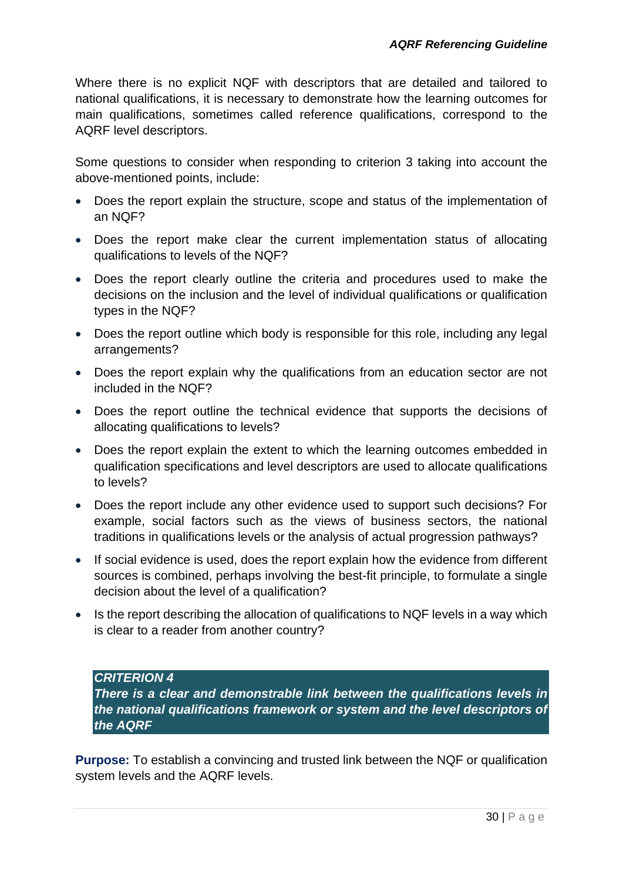Where there is no explicit NQF with descriptors that are detailed and tailored to national qualifications, it is necessary to demonstrate how the learning outcomes for main qualifications, sometimes called reference qualifications, correspond to the AQRF level descriptors.

Some questions to consider when responding to criterion 3 taking into account the above-mentioned points, include:

- Does the report explain the structure, scope and status of the implementation of an NQF?
- Does the report make clear the current implementation status of allocating qualifications to levels of the NQF?
- Does the report clearly outline the criteria and procedures used to make the decisions on the inclusion and the level of individual qualifications or qualification types in the NQF?
- Does the report outline which body is responsible for this role, including any legal arrangements?
- Does the report explain why the qualifications from an education sector are not included in the NQF?
- Does the report outline the technical evidence that supports the decisions of allocating qualifications to levels?
- Does the report explain the extent to which the learning outcomes embedded in qualification specifications and level descriptors are used to allocate qualifications to levels?
- Does the report include any other evidence used to support such decisions? For example, social factors such as the views of business sectors, the national traditions in qualifications levels or the analysis of actual progression pathways?
- If social evidence is used, does the report explain how the evidence from different sources is combined, perhaps involving the best-fit principle, to formulate a single decision about the level of a qualification?
- Is the report describing the allocation of qualifications to NQF levels in a way which is clear to a reader from another country?

***CRITERION 4***
***There is a clear and demonstrable link between the qualifications levels in the national qualifications framework or system and the level descriptors of the AQRF***

**Purpose:** To establish a convincing and trusted link between the NQF or qualification system levels and the AQRF levels.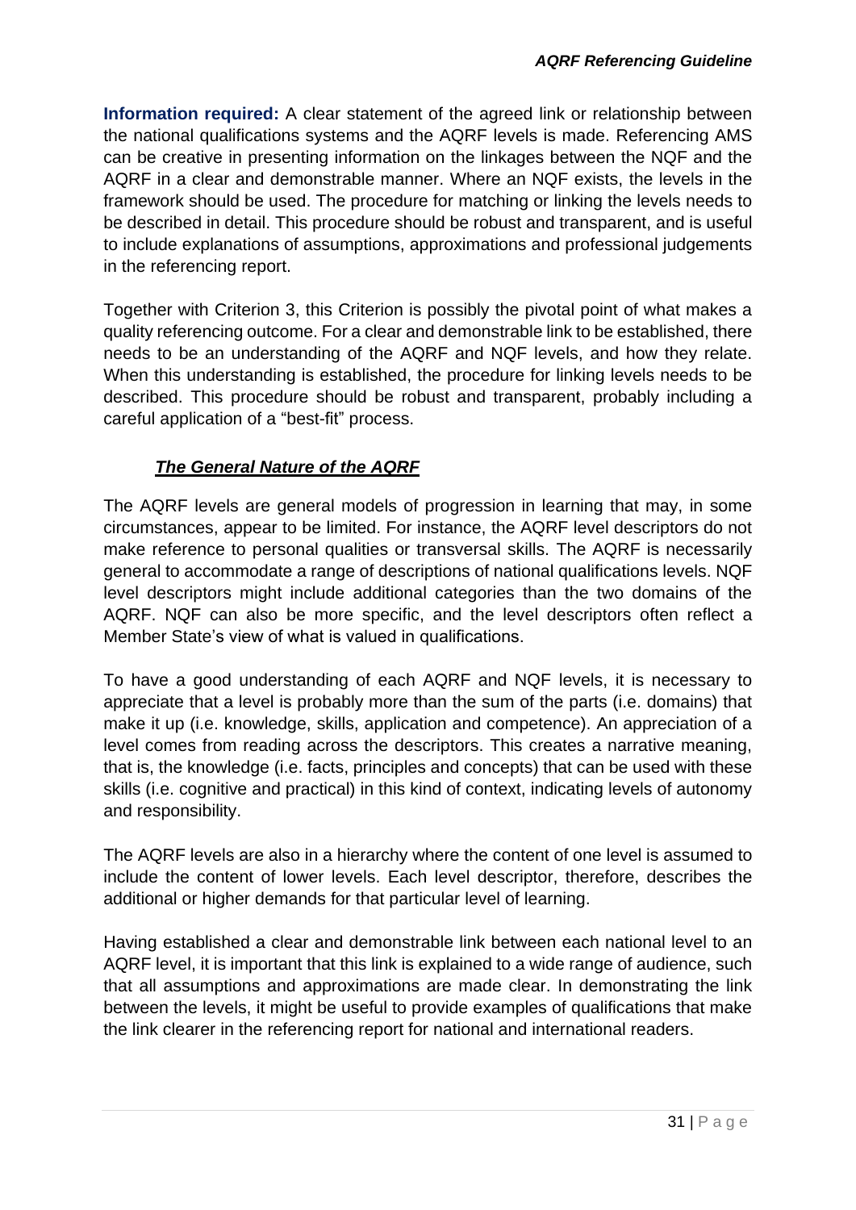**Information required:** A clear statement of the agreed link or relationship between the national qualifications systems and the AQRF levels is made. Referencing AMS can be creative in presenting information on the linkages between the NQF and the AQRF in a clear and demonstrable manner. Where an NQF exists, the levels in the framework should be used. The procedure for matching or linking the levels needs to be described in detail. This procedure should be robust and transparent, and is useful to include explanations of assumptions, approximations and professional judgements in the referencing report.

Together with Criterion 3, this Criterion is possibly the pivotal point of what makes a quality referencing outcome. For a clear and demonstrable link to be established, there needs to be an understanding of the AQRF and NQF levels, and how they relate. When this understanding is established, the procedure for linking levels needs to be described. This procedure should be robust and transparent, probably including a careful application of a "best-fit" process.

***The General Nature of the AQRF***

The AQRF levels are general models of progression in learning that may, in some circumstances, appear to be limited. For instance, the AQRF level descriptors do not make reference to personal qualities or transversal skills. The AQRF is necessarily general to accommodate a range of descriptions of national qualifications levels. NQF level descriptors might include additional categories than the two domains of the AQRF. NQF can also be more specific, and the level descriptors often reflect a Member State's view of what is valued in qualifications.

To have a good understanding of each AQRF and NQF levels, it is necessary to appreciate that a level is probably more than the sum of the parts (i.e. domains) that make it up (i.e. knowledge, skills, application and competence). An appreciation of a level comes from reading across the descriptors. This creates a narrative meaning, that is, the knowledge (i.e. facts, principles and concepts) that can be used with these skills (i.e. cognitive and practical) in this kind of context, indicating levels of autonomy and responsibility.

The AQRF levels are also in a hierarchy where the content of one level is assumed to include the content of lower levels. Each level descriptor, therefore, describes the additional or higher demands for that particular level of learning.

Having established a clear and demonstrable link between each national level to an AQRF level, it is important that this link is explained to a wide range of audience, such that all assumptions and approximations are made clear. In demonstrating the link between the levels, it might be useful to provide examples of qualifications that make the link clearer in the referencing report for national and international readers.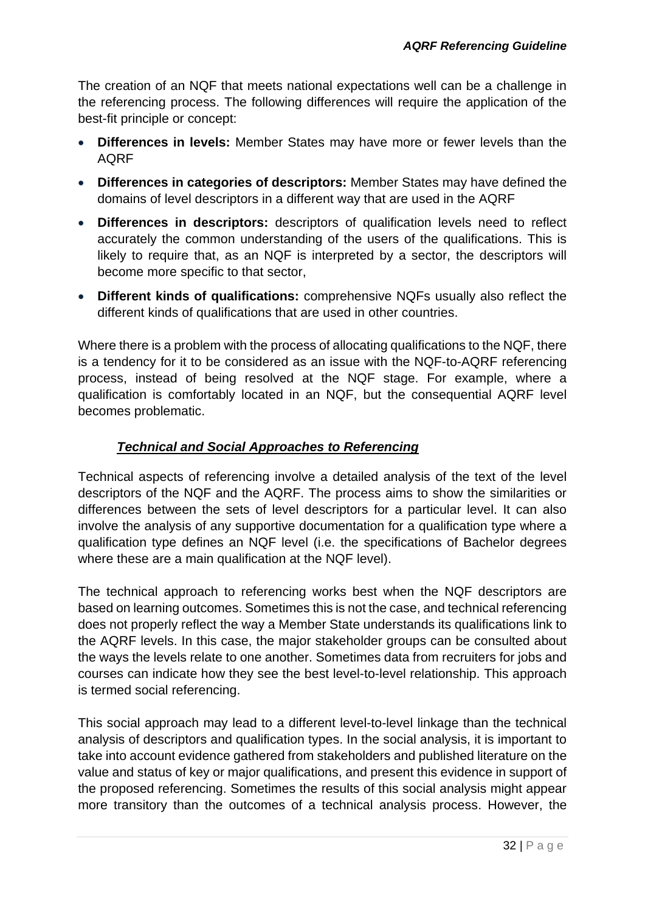The creation of an NQF that meets national expectations well can be a challenge in the referencing process. The following differences will require the application of the best-fit principle or concept:

- **Differences in levels:** Member States may have more or fewer levels than the AQRF
- **Differences in categories of descriptors:** Member States may have defined the domains of level descriptors in a different way that are used in the AQRF
- **Differences in descriptors:** descriptors of qualification levels need to reflect accurately the common understanding of the users of the qualifications. This is likely to require that, as an NQF is interpreted by a sector, the descriptors will become more specific to that sector,
- **Different kinds of qualifications:** comprehensive NQFs usually also reflect the different kinds of qualifications that are used in other countries.

Where there is a problem with the process of allocating qualifications to the NQF, there is a tendency for it to be considered as an issue with the NQF-to-AQRF referencing process, instead of being resolved at the NQF stage. For example, where a qualification is comfortably located in an NQF, but the consequential AQRF level becomes problematic.

***Technical and Social Approaches to Referencing***

Technical aspects of referencing involve a detailed analysis of the text of the level descriptors of the NQF and the AQRF. The process aims to show the similarities or differences between the sets of level descriptors for a particular level. It can also involve the analysis of any supportive documentation for a qualification type where a qualification type defines an NQF level (i.e. the specifications of Bachelor degrees where these are a main qualification at the NQF level).

The technical approach to referencing works best when the NQF descriptors are based on learning outcomes. Sometimes this is not the case, and technical referencing does not properly reflect the way a Member State understands its qualifications link to the AQRF levels. In this case, the major stakeholder groups can be consulted about the ways the levels relate to one another. Sometimes data from recruiters for jobs and courses can indicate how they see the best level-to-level relationship. This approach is termed social referencing.

This social approach may lead to a different level-to-level linkage than the technical analysis of descriptors and qualification types. In the social analysis, it is important to take into account evidence gathered from stakeholders and published literature on the value and status of key or major qualifications, and present this evidence in support of the proposed referencing. Sometimes the results of this social analysis might appear more transitory than the outcomes of a technical analysis process. However, the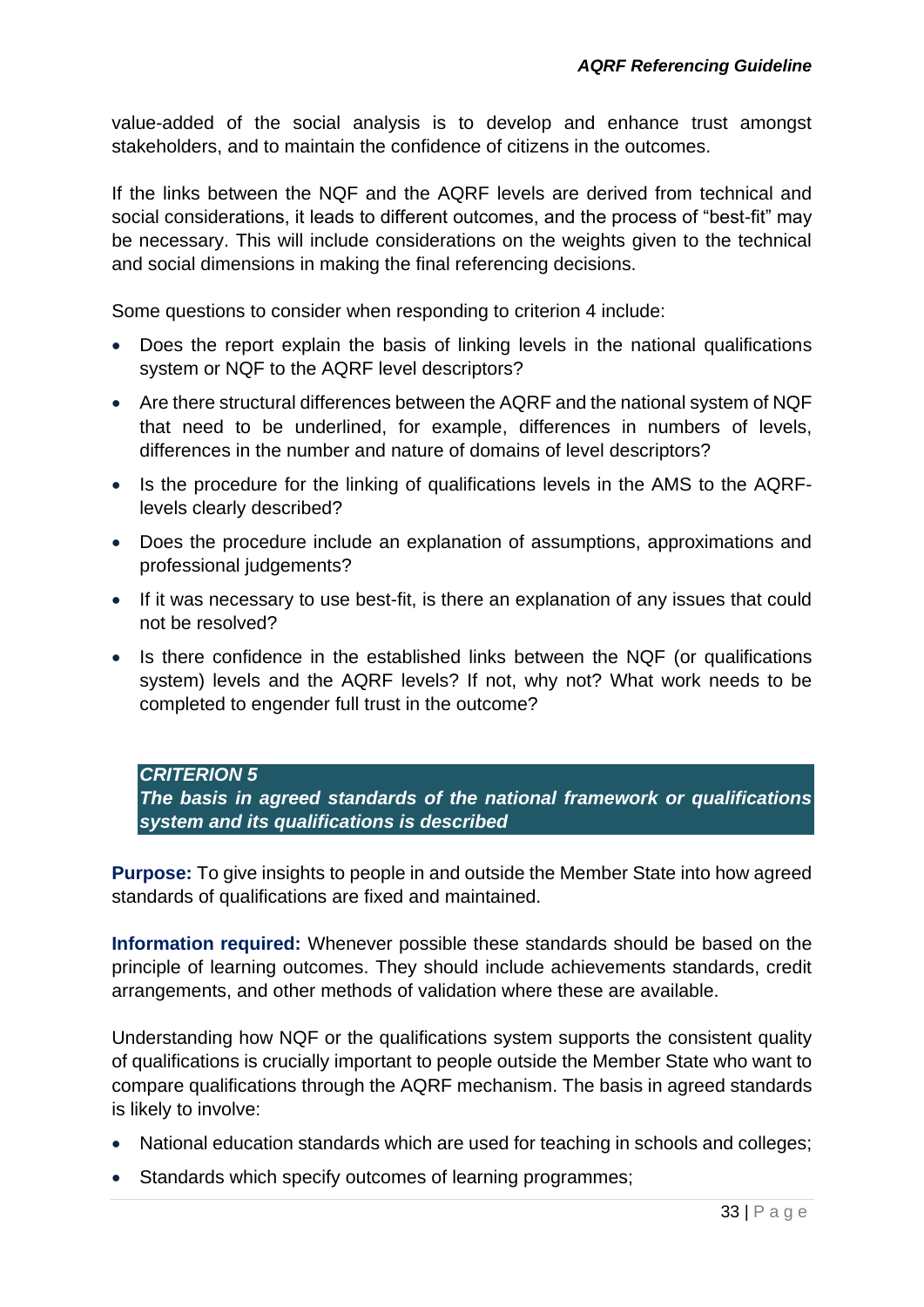value-added of the social analysis is to develop and enhance trust amongst stakeholders, and to maintain the confidence of citizens in the outcomes.

If the links between the NQF and the AQRF levels are derived from technical and social considerations, it leads to different outcomes, and the process of "best-fit" may be necessary. This will include considerations on the weights given to the technical and social dimensions in making the final referencing decisions.

Some questions to consider when responding to criterion 4 include:

- Does the report explain the basis of linking levels in the national qualifications system or NQF to the AQRF level descriptors?
- Are there structural differences between the AQRF and the national system of NQF that need to be underlined, for example, differences in numbers of levels, differences in the number and nature of domains of level descriptors?
- Is the procedure for the linking of qualifications levels in the AMS to the AQRF-levels clearly described?
- Does the procedure include an explanation of assumptions, approximations and professional judgements?
- If it was necessary to use best-fit, is there an explanation of any issues that could not be resolved?
- Is there confidence in the established links between the NQF (or qualifications system) levels and the AQRF levels? If not, why not? What work needs to be completed to engender full trust in the outcome?

### *CRITERION 5*
### *The basis in agreed standards of the national framework or qualifications system and its qualifications is described*

**Purpose:** To give insights to people in and outside the Member State into how agreed standards of qualifications are fixed and maintained.

**Information required:** Whenever possible these standards should be based on the principle of learning outcomes. They should include achievements standards, credit arrangements, and other methods of validation where these are available.

Understanding how NQF or the qualifications system supports the consistent quality of qualifications is crucially important to people outside the Member State who want to compare qualifications through the AQRF mechanism. The basis in agreed standards is likely to involve:

- National education standards which are used for teaching in schools and colleges;
- Standards which specify outcomes of learning programmes;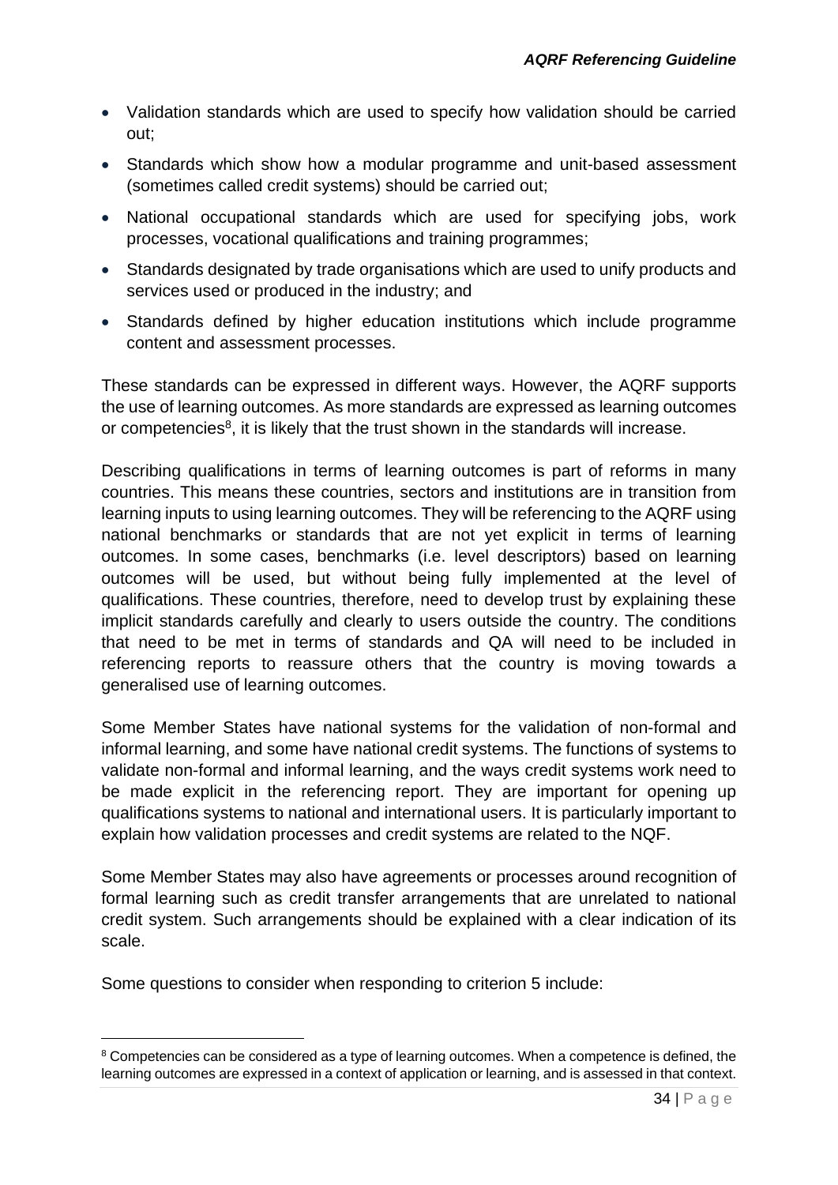- Validation standards which are used to specify how validation should be carried out;
- Standards which show how a modular programme and unit-based assessment (sometimes called credit systems) should be carried out;
- National occupational standards which are used for specifying jobs, work processes, vocational qualifications and training programmes;
- Standards designated by trade organisations which are used to unify products and services used or produced in the industry; and
- Standards defined by higher education institutions which include programme content and assessment processes.

These standards can be expressed in different ways. However, the AQRF supports the use of learning outcomes. As more standards are expressed as learning outcomes or competencies[8], it is likely that the trust shown in the standards will increase.

Describing qualifications in terms of learning outcomes is part of reforms in many countries. This means these countries, sectors and institutions are in transition from learning inputs to using learning outcomes. They will be referencing to the AQRF using national benchmarks or standards that are not yet explicit in terms of learning outcomes. In some cases, benchmarks (i.e. level descriptors) based on learning outcomes will be used, but without being fully implemented at the level of qualifications. These countries, therefore, need to develop trust by explaining these implicit standards carefully and clearly to users outside the country. The conditions that need to be met in terms of standards and QA will need to be included in referencing reports to reassure others that the country is moving towards a generalised use of learning outcomes.

Some Member States have national systems for the validation of non-formal and informal learning, and some have national credit systems. The functions of systems to validate non-formal and informal learning, and the ways credit systems work need to be made explicit in the referencing report. They are important for opening up qualifications systems to national and international users. It is particularly important to explain how validation processes and credit systems are related to the NQF.

Some Member States may also have agreements or processes around recognition of formal learning such as credit transfer arrangements that are unrelated to national credit system. Such arrangements should be explained with a clear indication of its scale.

Some questions to consider when responding to criterion 5 include:

[8] Competencies can be considered as a type of learning outcomes. When a competence is defined, the learning outcomes are expressed in a context of application or learning, and is assessed in that context.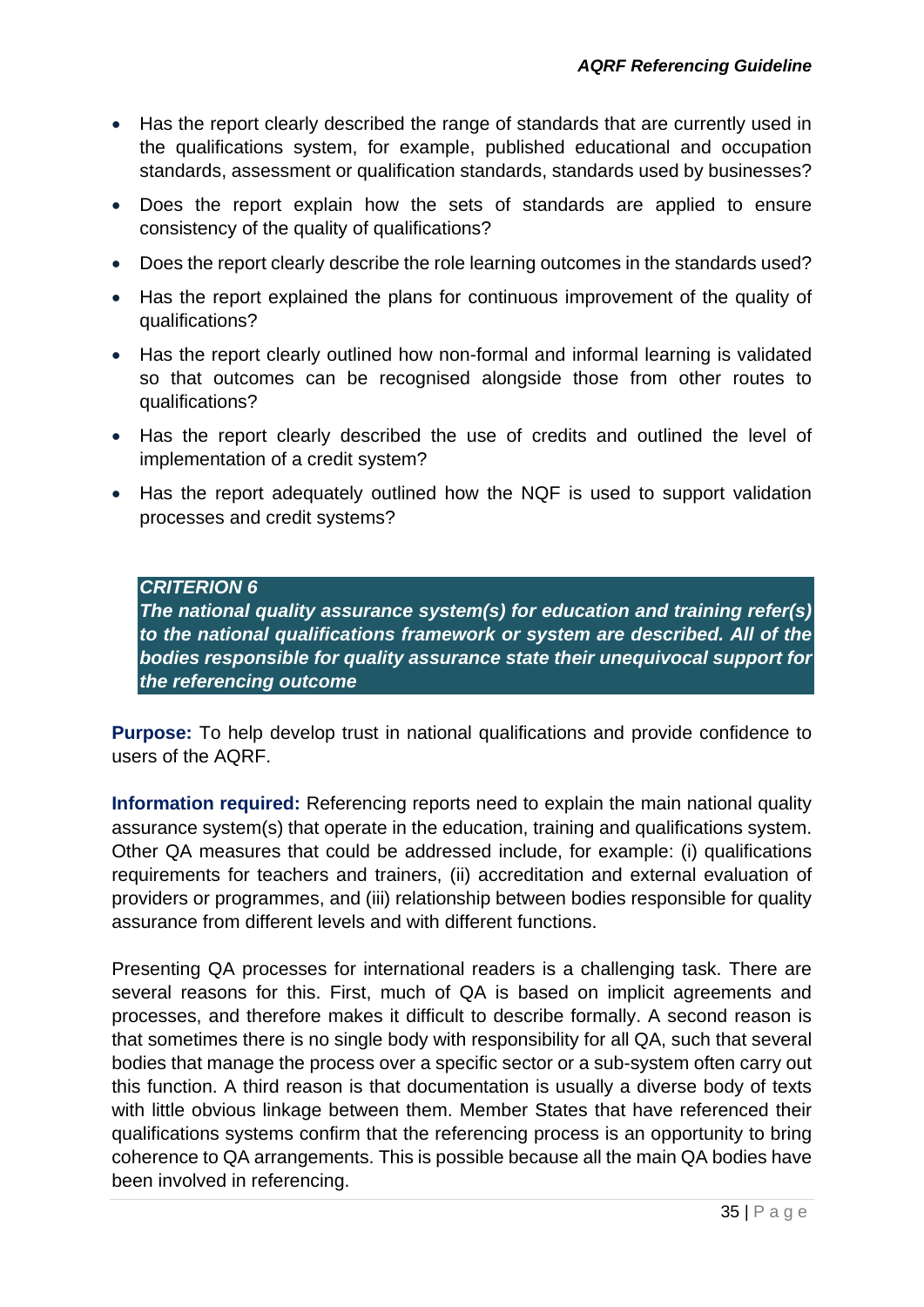- Has the report clearly described the range of standards that are currently used in the qualifications system, for example, published educational and occupation standards, assessment or qualification standards, standards used by businesses?
- Does the report explain how the sets of standards are applied to ensure consistency of the quality of qualifications?
- Does the report clearly describe the role learning outcomes in the standards used?
- Has the report explained the plans for continuous improvement of the quality of qualifications?
- Has the report clearly outlined how non-formal and informal learning is validated so that outcomes can be recognised alongside those from other routes to qualifications?
- Has the report clearly described the use of credits and outlined the level of implementation of a credit system?
- Has the report adequately outlined how the NQF is used to support validation processes and credit systems?

***CRITERION 6***
***The national quality assurance system(s) for education and training refer(s) to the national qualifications framework or system are described. All of the bodies responsible for quality assurance state their unequivocal support for the referencing outcome***

**Purpose:** To help develop trust in national qualifications and provide confidence to users of the AQRF.

**Information required:** Referencing reports need to explain the main national quality assurance system(s) that operate in the education, training and qualifications system. Other QA measures that could be addressed include, for example: (i) qualifications requirements for teachers and trainers, (ii) accreditation and external evaluation of providers or programmes, and (iii) relationship between bodies responsible for quality assurance from different levels and with different functions.

Presenting QA processes for international readers is a challenging task. There are several reasons for this. First, much of QA is based on implicit agreements and processes, and therefore makes it difficult to describe formally. A second reason is that sometimes there is no single body with responsibility for all QA, such that several bodies that manage the process over a specific sector or a sub-system often carry out this function. A third reason is that documentation is usually a diverse body of texts with little obvious linkage between them. Member States that have referenced their qualifications systems confirm that the referencing process is an opportunity to bring coherence to QA arrangements. This is possible because all the main QA bodies have been involved in referencing.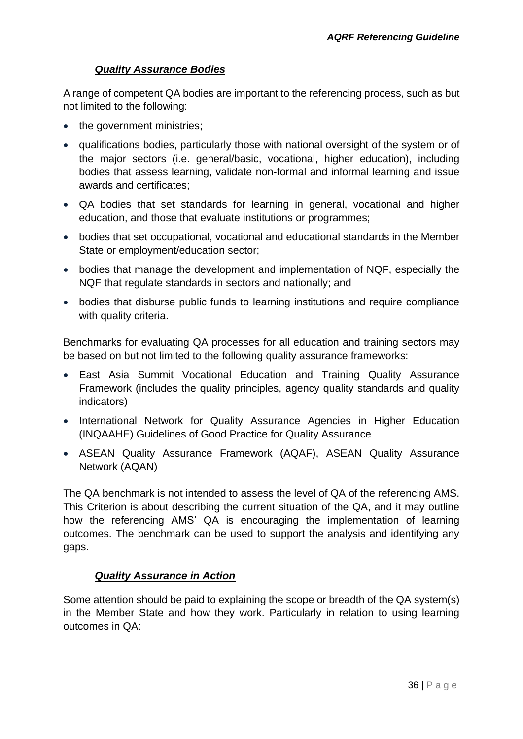### ***Quality Assurance Bodies***

A range of competent QA bodies are important to the referencing process, such as but not limited to the following:

- the government ministries;
- qualifications bodies, particularly those with national oversight of the system or of the major sectors (i.e. general/basic, vocational, higher education), including bodies that assess learning, validate non-formal and informal learning and issue awards and certificates;
- QA bodies that set standards for learning in general, vocational and higher education, and those that evaluate institutions or programmes;
- bodies that set occupational, vocational and educational standards in the Member State or employment/education sector;
- bodies that manage the development and implementation of NQF, especially the NQF that regulate standards in sectors and nationally; and
- bodies that disburse public funds to learning institutions and require compliance with quality criteria.

Benchmarks for evaluating QA processes for all education and training sectors may be based on but not limited to the following quality assurance frameworks:

- East Asia Summit Vocational Education and Training Quality Assurance Framework (includes the quality principles, agency quality standards and quality indicators)
- International Network for Quality Assurance Agencies in Higher Education (INQAAHE) Guidelines of Good Practice for Quality Assurance
- ASEAN Quality Assurance Framework (AQAF), ASEAN Quality Assurance Network (AQAN)

The QA benchmark is not intended to assess the level of QA of the referencing AMS. This Criterion is about describing the current situation of the QA, and it may outline how the referencing AMS' QA is encouraging the implementation of learning outcomes. The benchmark can be used to support the analysis and identifying any gaps.

### ***Quality Assurance in Action***

Some attention should be paid to explaining the scope or breadth of the QA system(s) in the Member State and how they work. Particularly in relation to using learning outcomes in QA: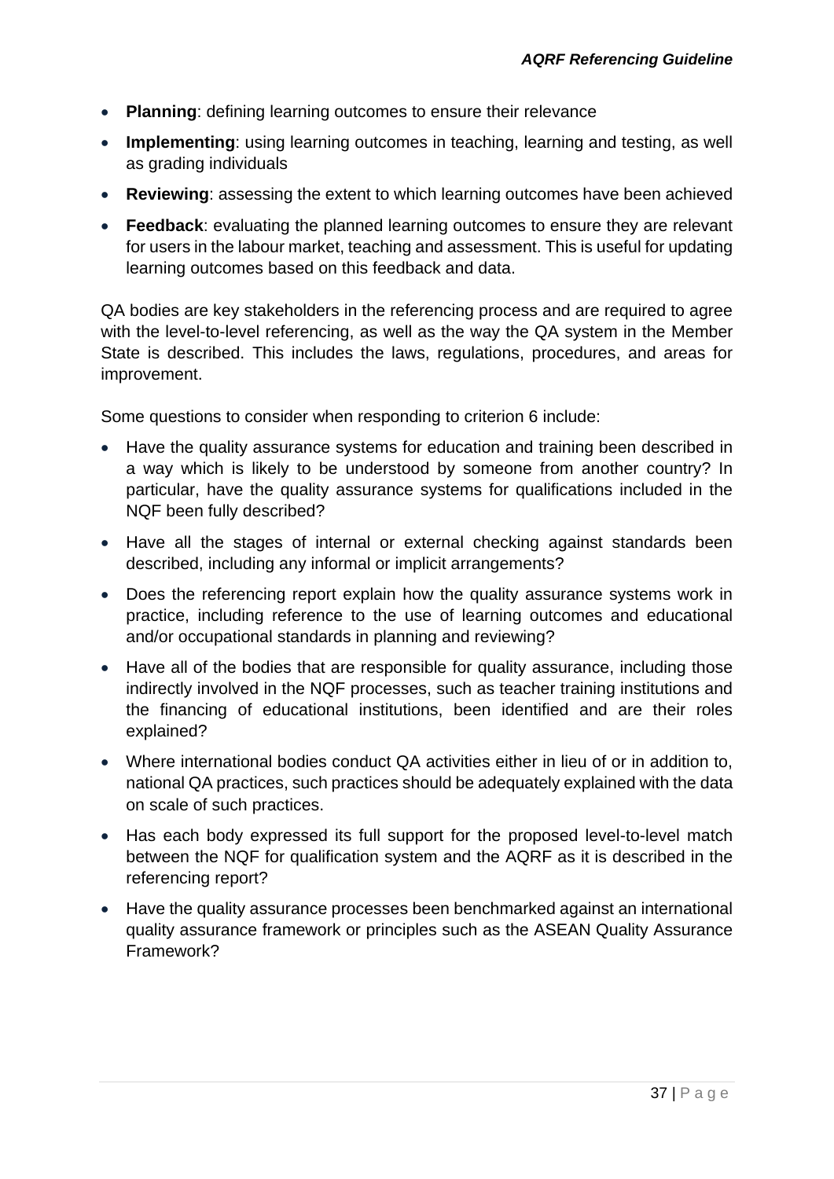- **Planning**: defining learning outcomes to ensure their relevance
- **Implementing**: using learning outcomes in teaching, learning and testing, as well as grading individuals
- **Reviewing**: assessing the extent to which learning outcomes have been achieved
- **Feedback**: evaluating the planned learning outcomes to ensure they are relevant for users in the labour market, teaching and assessment. This is useful for updating learning outcomes based on this feedback and data.

QA bodies are key stakeholders in the referencing process and are required to agree with the level-to-level referencing, as well as the way the QA system in the Member State is described. This includes the laws, regulations, procedures, and areas for improvement.

Some questions to consider when responding to criterion 6 include:

- Have the quality assurance systems for education and training been described in a way which is likely to be understood by someone from another country? In particular, have the quality assurance systems for qualifications included in the NQF been fully described?
- Have all the stages of internal or external checking against standards been described, including any informal or implicit arrangements?
- Does the referencing report explain how the quality assurance systems work in practice, including reference to the use of learning outcomes and educational and/or occupational standards in planning and reviewing?
- Have all of the bodies that are responsible for quality assurance, including those indirectly involved in the NQF processes, such as teacher training institutions and the financing of educational institutions, been identified and are their roles explained?
- Where international bodies conduct QA activities either in lieu of or in addition to, national QA practices, such practices should be adequately explained with the data on scale of such practices.
- Has each body expressed its full support for the proposed level-to-level match between the NQF for qualification system and the AQRF as it is described in the referencing report?
- Have the quality assurance processes been benchmarked against an international quality assurance framework or principles such as the ASEAN Quality Assurance Framework?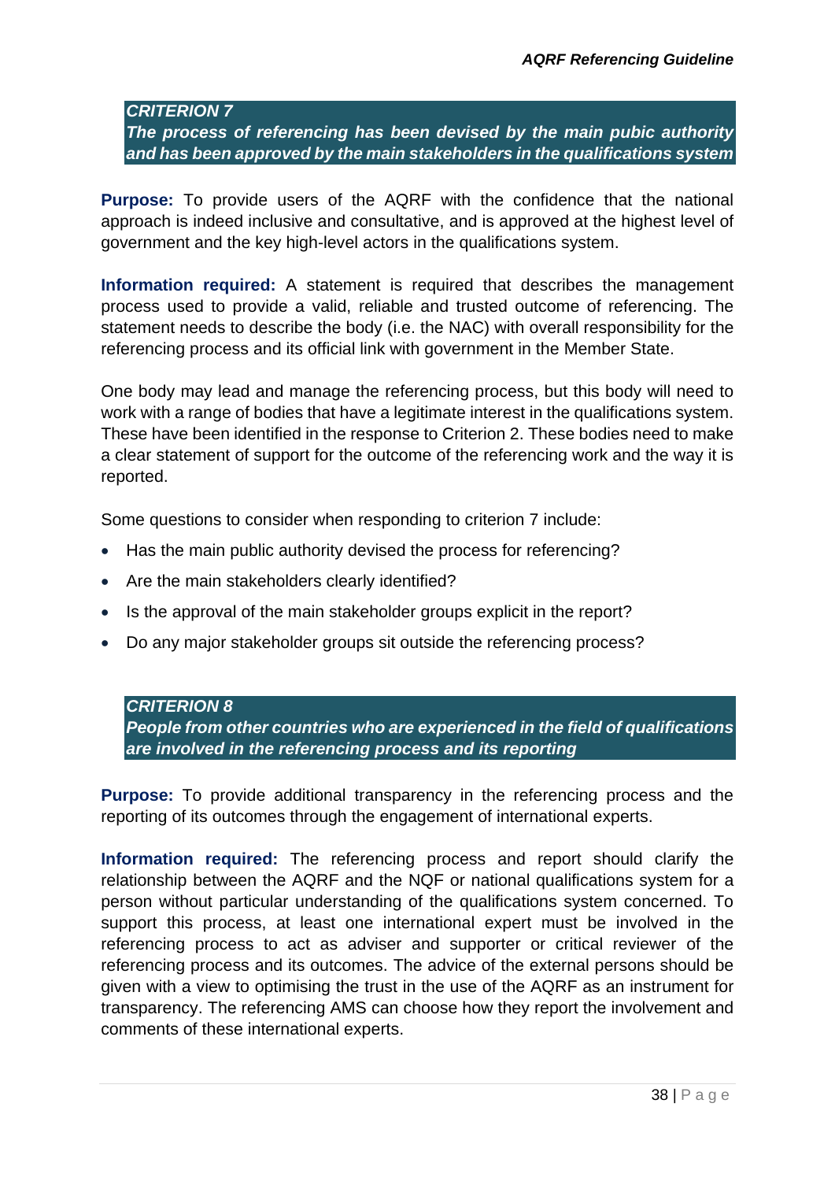### *CRITERION 7*

***The process of referencing has been devised by the main pubic authority and has been approved by the main stakeholders in the qualifications system***

**Purpose:** To provide users of the AQRF with the confidence that the national approach is indeed inclusive and consultative, and is approved at the highest level of government and the key high-level actors in the qualifications system.

**Information required:** A statement is required that describes the management process used to provide a valid, reliable and trusted outcome of referencing. The statement needs to describe the body (i.e. the NAC) with overall responsibility for the referencing process and its official link with government in the Member State.

One body may lead and manage the referencing process, but this body will need to work with a range of bodies that have a legitimate interest in the qualifications system. These have been identified in the response to Criterion 2. These bodies need to make a clear statement of support for the outcome of the referencing work and the way it is reported.

Some questions to consider when responding to criterion 7 include:

- Has the main public authority devised the process for referencing?
- Are the main stakeholders clearly identified?
- Is the approval of the main stakeholder groups explicit in the report?
- Do any major stakeholder groups sit outside the referencing process?

### *CRITERION 8*

***People from other countries who are experienced in the field of qualifications are involved in the referencing process and its reporting***

**Purpose:** To provide additional transparency in the referencing process and the reporting of its outcomes through the engagement of international experts.

**Information required:** The referencing process and report should clarify the relationship between the AQRF and the NQF or national qualifications system for a person without particular understanding of the qualifications system concerned. To support this process, at least one international expert must be involved in the referencing process to act as adviser and supporter or critical reviewer of the referencing process and its outcomes. The advice of the external persons should be given with a view to optimising the trust in the use of the AQRF as an instrument for transparency. The referencing AMS can choose how they report the involvement and comments of these international experts.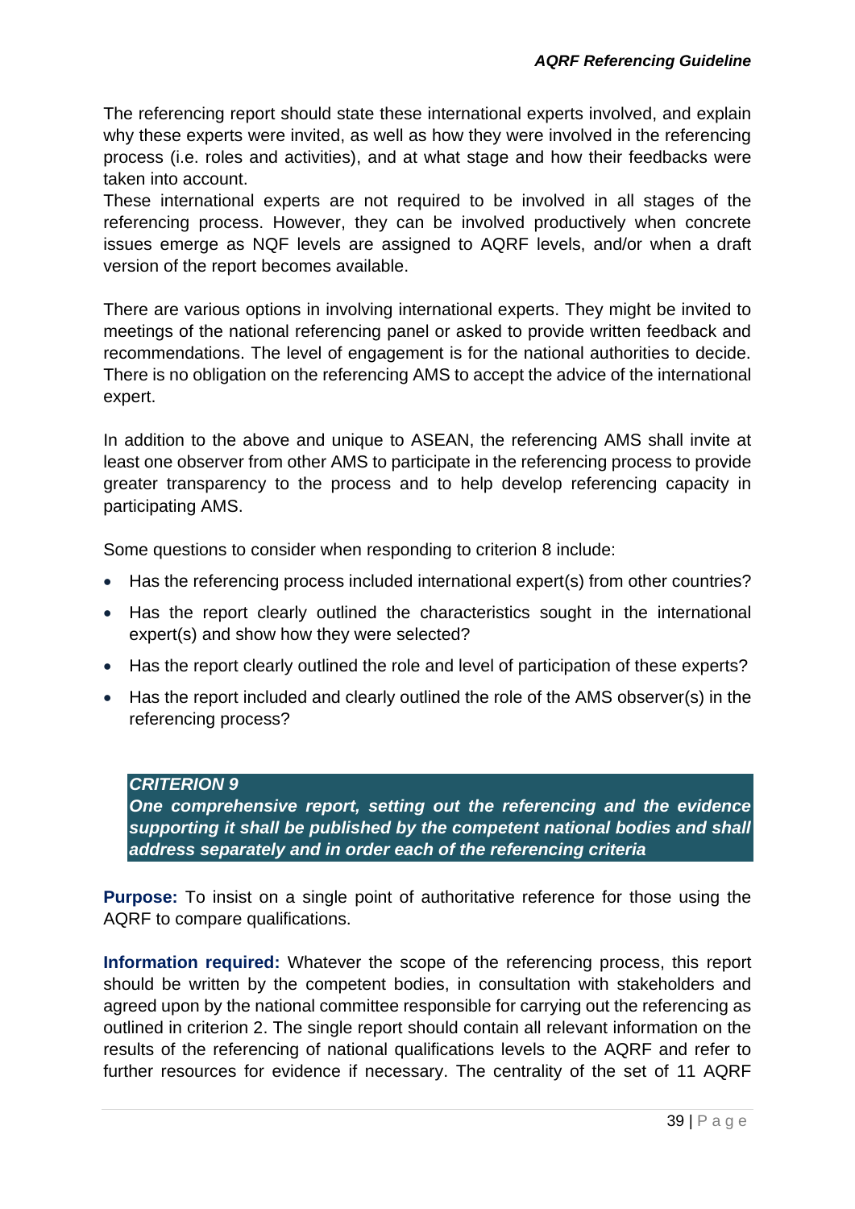The referencing report should state these international experts involved, and explain why these experts were invited, as well as how they were involved in the referencing process (i.e. roles and activities), and at what stage and how their feedbacks were taken into account.
These international experts are not required to be involved in all stages of the referencing process. However, they can be involved productively when concrete issues emerge as NQF levels are assigned to AQRF levels, and/or when a draft version of the report becomes available.

There are various options in involving international experts. They might be invited to meetings of the national referencing panel or asked to provide written feedback and recommendations. The level of engagement is for the national authorities to decide. There is no obligation on the referencing AMS to accept the advice of the international expert.

In addition to the above and unique to ASEAN, the referencing AMS shall invite at least one observer from other AMS to participate in the referencing process to provide greater transparency to the process and to help develop referencing capacity in participating AMS.

Some questions to consider when responding to criterion 8 include:

- Has the referencing process included international expert(s) from other countries?
- Has the report clearly outlined the characteristics sought in the international expert(s) and show how they were selected?
- Has the report clearly outlined the role and level of participation of these experts?
- Has the report included and clearly outlined the role of the AMS observer(s) in the referencing process?

### *CRITERION 9*
***One comprehensive report, setting out the referencing and the evidence supporting it shall be published by the competent national bodies and shall address separately and in order each of the referencing criteria***

**Purpose:** To insist on a single point of authoritative reference for those using the AQRF to compare qualifications.

**Information required:** Whatever the scope of the referencing process, this report should be written by the competent bodies, in consultation with stakeholders and agreed upon by the national committee responsible for carrying out the referencing as outlined in criterion 2. The single report should contain all relevant information on the results of the referencing of national qualifications levels to the AQRF and refer to further resources for evidence if necessary. The centrality of the set of 11 AQRF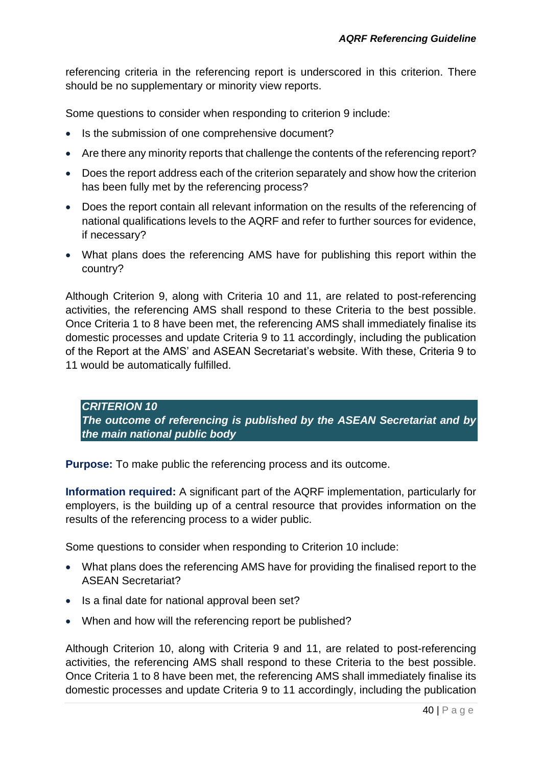referencing criteria in the referencing report is underscored in this criterion. There should be no supplementary or minority view reports.

Some questions to consider when responding to criterion 9 include:

- Is the submission of one comprehensive document?
- Are there any minority reports that challenge the contents of the referencing report?
- Does the report address each of the criterion separately and show how the criterion has been fully met by the referencing process?
- Does the report contain all relevant information on the results of the referencing of national qualifications levels to the AQRF and refer to further sources for evidence, if necessary?
- What plans does the referencing AMS have for publishing this report within the country?

Although Criterion 9, along with Criteria 10 and 11, are related to post-referencing activities, the referencing AMS shall respond to these Criteria to the best possible. Once Criteria 1 to 8 have been met, the referencing AMS shall immediately finalise its domestic processes and update Criteria 9 to 11 accordingly, including the publication of the Report at the AMS' and ASEAN Secretariat's website. With these, Criteria 9 to 11 would be automatically fulfilled.

### *CRITERION 10*
### ***The outcome of referencing is published by the ASEAN Secretariat and by the main national public body***

**Purpose:** To make public the referencing process and its outcome.

**Information required:** A significant part of the AQRF implementation, particularly for employers, is the building up of a central resource that provides information on the results of the referencing process to a wider public.

Some questions to consider when responding to Criterion 10 include:

- What plans does the referencing AMS have for providing the finalised report to the ASEAN Secretariat?
- Is a final date for national approval been set?
- When and how will the referencing report be published?

Although Criterion 10, along with Criteria 9 and 11, are related to post-referencing activities, the referencing AMS shall respond to these Criteria to the best possible. Once Criteria 1 to 8 have been met, the referencing AMS shall immediately finalise its domestic processes and update Criteria 9 to 11 accordingly, including the publication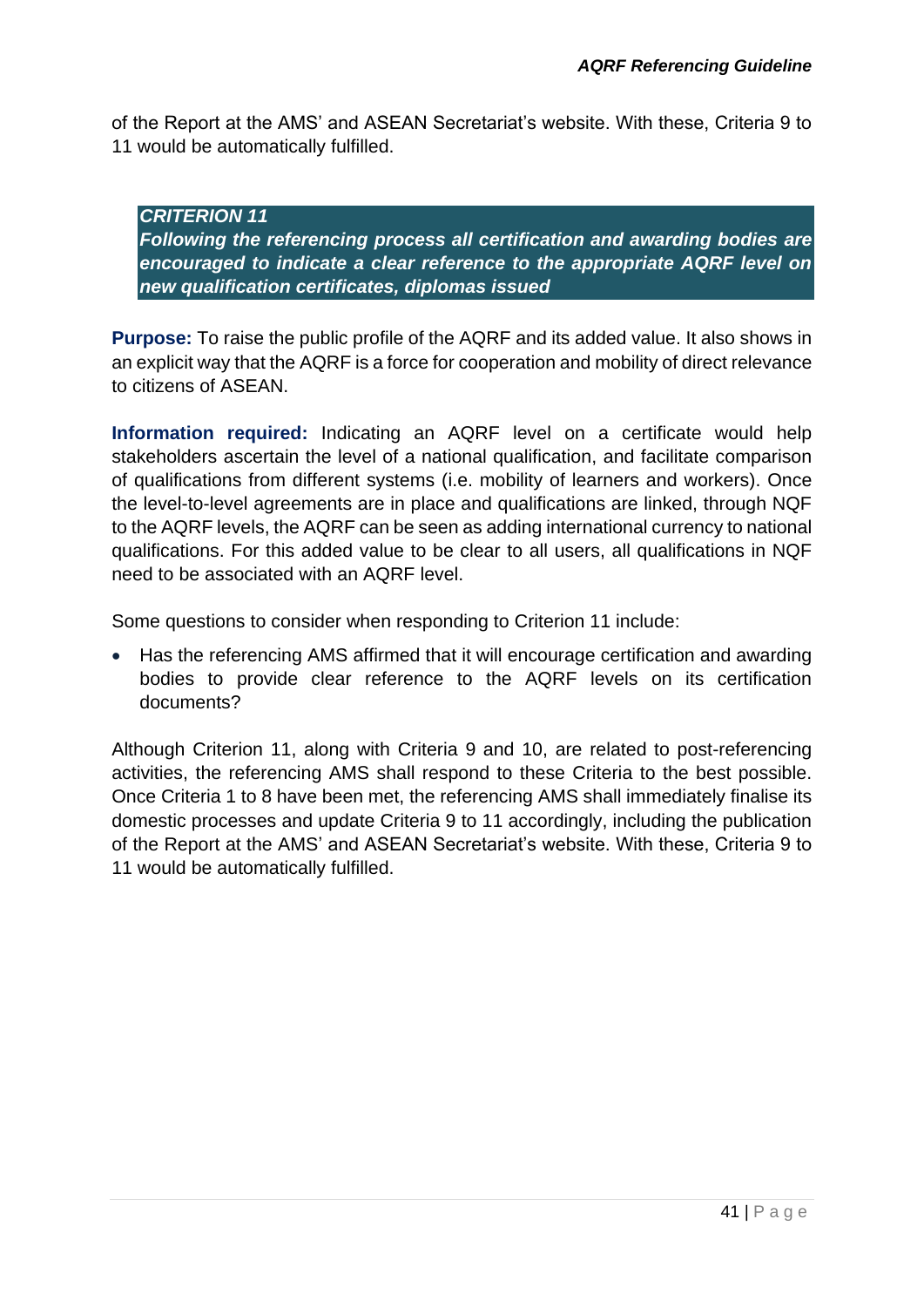of the Report at the AMS' and ASEAN Secretariat's website. With these, Criteria 9 to 11 would be automatically fulfilled.

> ***CRITERION 11***
> ***Following the referencing process all certification and awarding bodies are encouraged to indicate a clear reference to the appropriate AQRF level on new qualification certificates, diplomas issued***

**Purpose:** To raise the public profile of the AQRF and its added value. It also shows in an explicit way that the AQRF is a force for cooperation and mobility of direct relevance to citizens of ASEAN.

**Information required:** Indicating an AQRF level on a certificate would help stakeholders ascertain the level of a national qualification, and facilitate comparison of qualifications from different systems (i.e. mobility of learners and workers). Once the level-to-level agreements are in place and qualifications are linked, through NQF to the AQRF levels, the AQRF can be seen as adding international currency to national qualifications. For this added value to be clear to all users, all qualifications in NQF need to be associated with an AQRF level.

Some questions to consider when responding to Criterion 11 include:

- Has the referencing AMS affirmed that it will encourage certification and awarding bodies to provide clear reference to the AQRF levels on its certification documents?

Although Criterion 11, along with Criteria 9 and 10, are related to post-referencing activities, the referencing AMS shall respond to these Criteria to the best possible. Once Criteria 1 to 8 have been met, the referencing AMS shall immediately finalise its domestic processes and update Criteria 9 to 11 accordingly, including the publication of the Report at the AMS' and ASEAN Secretariat's website. With these, Criteria 9 to 11 would be automatically fulfilled.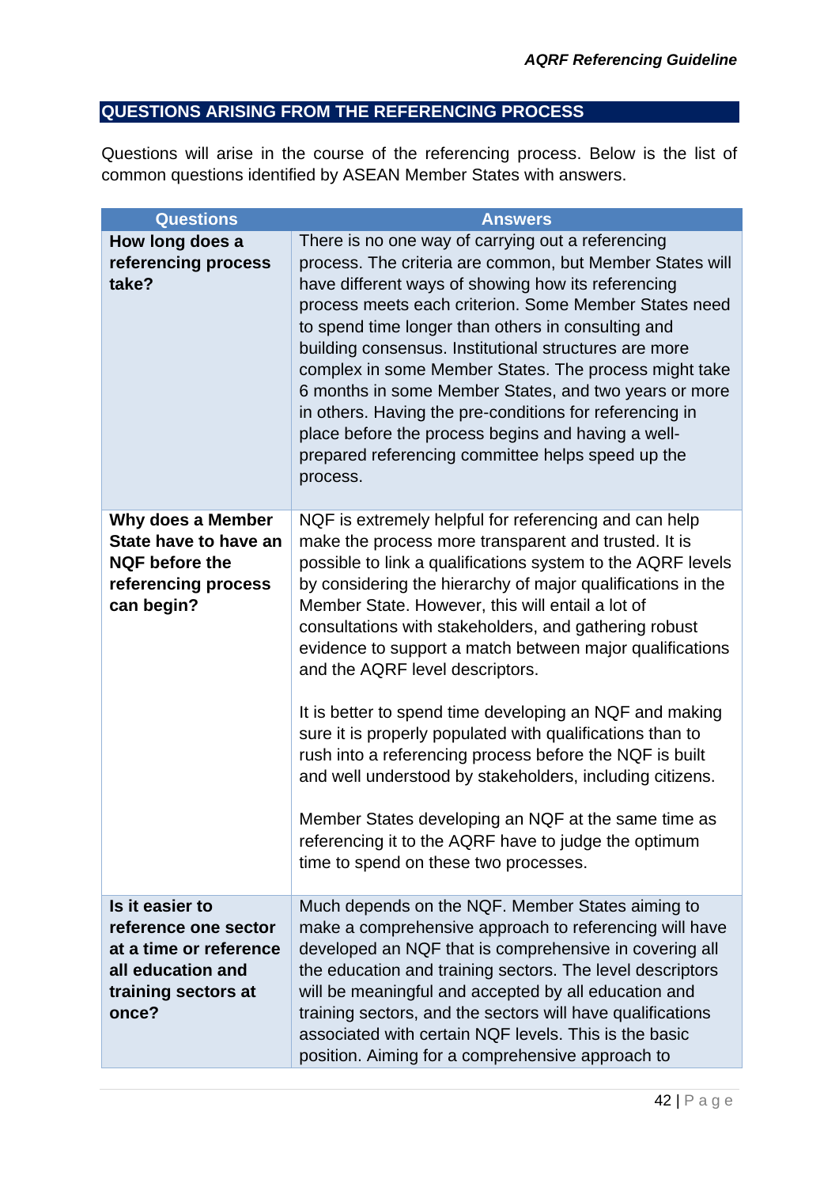## QUESTIONS ARISING FROM THE REFERENCING PROCESS

Questions will arise in the course of the referencing process. Below is the list of common questions identified by ASEAN Member States with answers.

| Questions | Answers |
|---|---|
| **How long does a referencing process take?** | There is no one way of carrying out a referencing process. The criteria are common, but Member States will have different ways of showing how its referencing process meets each criterion. Some Member States need to spend time longer than others in consulting and building consensus. Institutional structures are more complex in some Member States. The process might take 6 months in some Member States, and two years or more in others. Having the pre-conditions for referencing in place before the process begins and having a well-prepared referencing committee helps speed up the process. |
| **Why does a Member State have to have an NQF before the referencing process can begin?** | NQF is extremely helpful for referencing and can help make the process more transparent and trusted. It is possible to link a qualifications system to the AQRF levels by considering the hierarchy of major qualifications in the Member State. However, this will entail a lot of consultations with stakeholders, and gathering robust evidence to support a match between major qualifications and the AQRF level descriptors.<br><br>It is better to spend time developing an NQF and making sure it is properly populated with qualifications than to rush into a referencing process before the NQF is built and well understood by stakeholders, including citizens.<br><br>Member States developing an NQF at the same time as referencing it to the AQRF have to judge the optimum time to spend on these two processes. |
| **Is it easier to reference one sector at a time or reference all education and training sectors at once?** | Much depends on the NQF. Member States aiming to make a comprehensive approach to referencing will have developed an NQF that is comprehensive in covering all the education and training sectors. The level descriptors will be meaningful and accepted by all education and training sectors, and the sectors will have qualifications associated with certain NQF levels. This is the basic position. Aiming for a comprehensive approach to |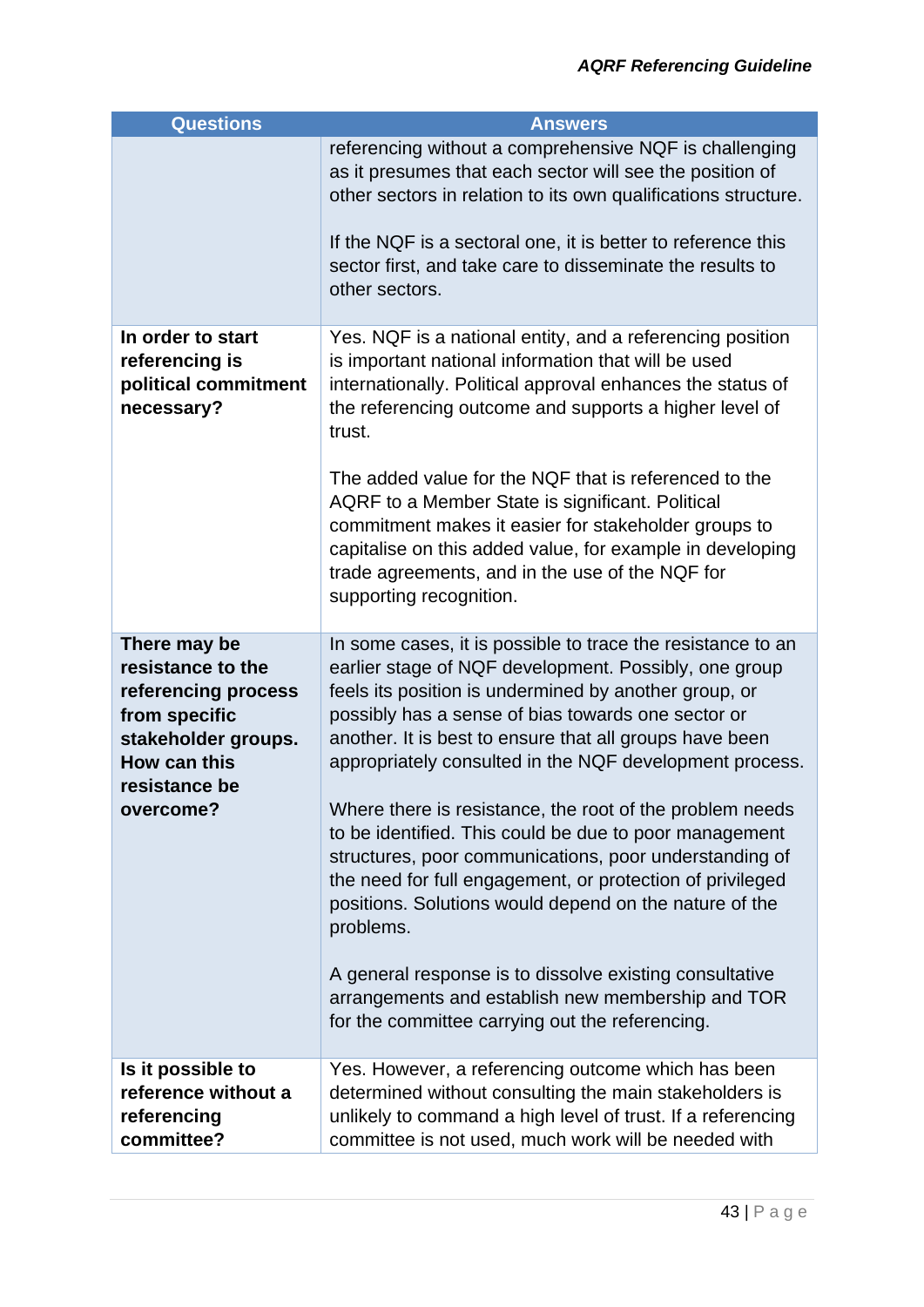| Questions | Answers |
|---|---|
| | referencing without a comprehensive NQF is challenging as it presumes that each sector will see the position of other sectors in relation to its own qualifications structure.<br><br>If the NQF is a sectoral one, it is better to reference this sector first, and take care to disseminate the results to other sectors. |
| **In order to start referencing is political commitment necessary?** | Yes. NQF is a national entity, and a referencing position is important national information that will be used internationally. Political approval enhances the status of the referencing outcome and supports a higher level of trust.<br><br>The added value for the NQF that is referenced to the AQRF to a Member State is significant. Political commitment makes it easier for stakeholder groups to capitalise on this added value, for example in developing trade agreements, and in the use of the NQF for supporting recognition. |
| **There may be resistance to the referencing process from specific stakeholder groups. How can this resistance be overcome?** | In some cases, it is possible to trace the resistance to an earlier stage of NQF development. Possibly, one group feels its position is undermined by another group, or possibly has a sense of bias towards one sector or another. It is best to ensure that all groups have been appropriately consulted in the NQF development process.<br><br>Where there is resistance, the root of the problem needs to be identified. This could be due to poor management structures, poor communications, poor understanding of the need for full engagement, or protection of privileged positions. Solutions would depend on the nature of the problems.<br><br>A general response is to dissolve existing consultative arrangements and establish new membership and TOR for the committee carrying out the referencing. |
| **Is it possible to reference without a referencing committee?** | Yes. However, a referencing outcome which has been determined without consulting the main stakeholders is unlikely to command a high level of trust. If a referencing committee is not used, much work will be needed with |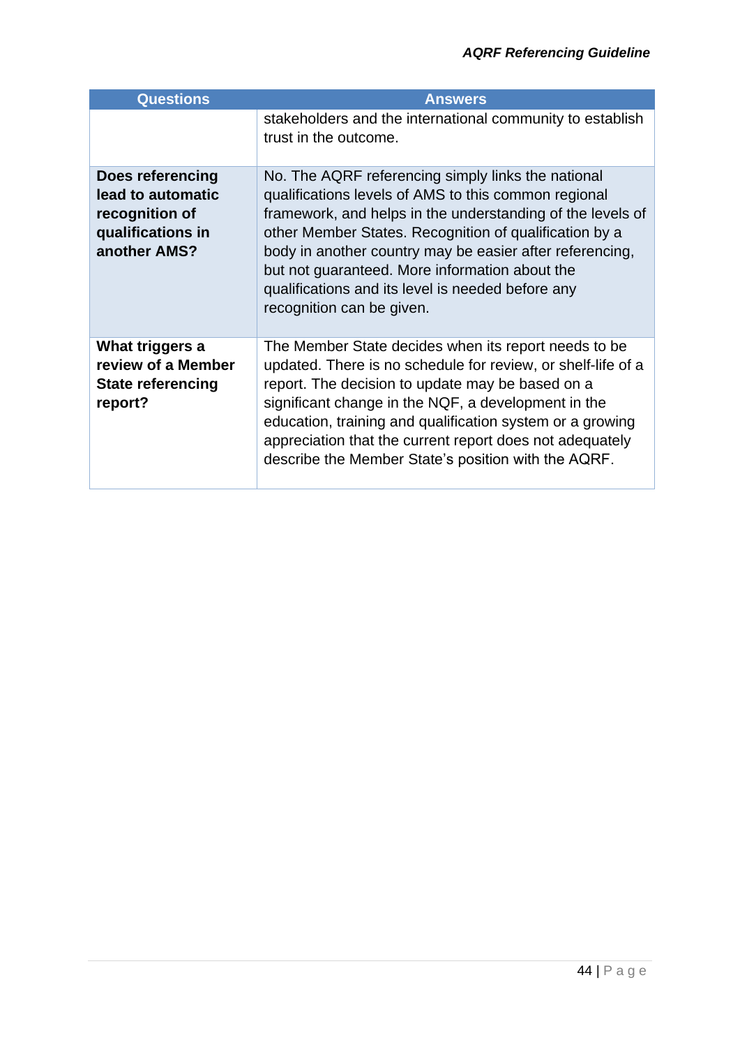| Questions | Answers |
|---|---|
| | stakeholders and the international community to establish trust in the outcome. |
| **Does referencing lead to automatic recognition of qualifications in another AMS?** | No. The AQRF referencing simply links the national qualifications levels of AMS to this common regional framework, and helps in the understanding of the levels of other Member States. Recognition of qualification by a body in another country may be easier after referencing, but not guaranteed. More information about the qualifications and its level is needed before any recognition can be given. |
| **What triggers a review of a Member State referencing report?** | The Member State decides when its report needs to be updated. There is no schedule for review, or shelf-life of a report. The decision to update may be based on a significant change in the NQF, a development in the education, training and qualification system or a growing appreciation that the current report does not adequately describe the Member State's position with the AQRF. |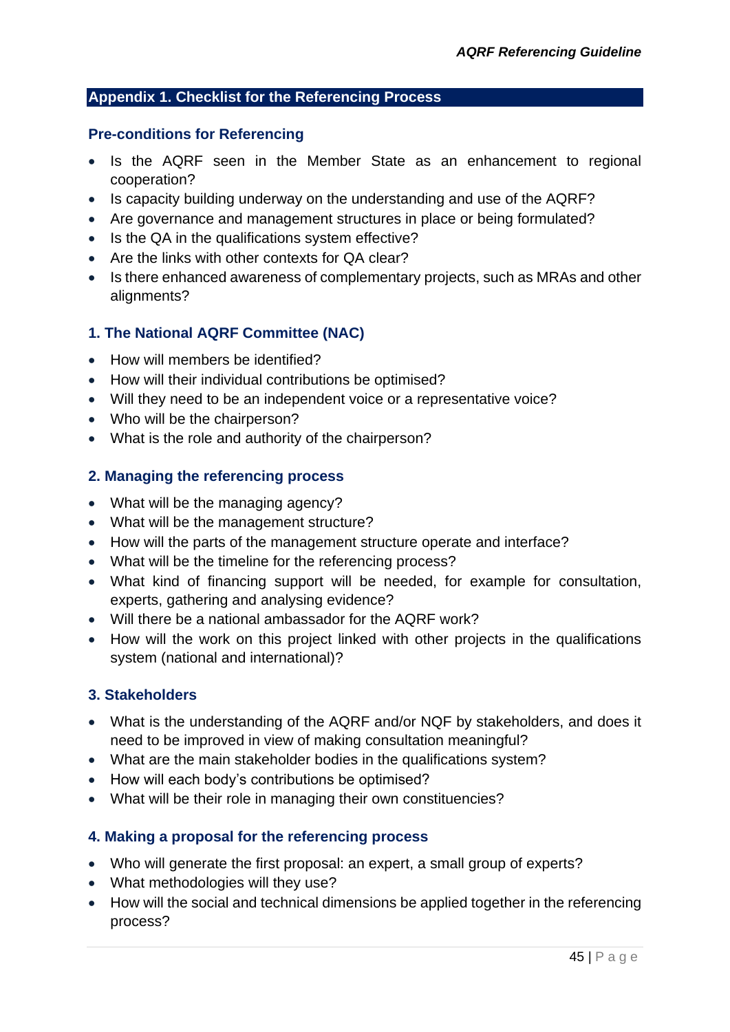## Appendix 1. Checklist for the Referencing Process

### Pre-conditions for Referencing

- Is the AQRF seen in the Member State as an enhancement to regional cooperation?
- Is capacity building underway on the understanding and use of the AQRF?
- Are governance and management structures in place or being formulated?
- Is the QA in the qualifications system effective?
- Are the links with other contexts for QA clear?
- Is there enhanced awareness of complementary projects, such as MRAs and other alignments?

### 1. The National AQRF Committee (NAC)

- How will members be identified?
- How will their individual contributions be optimised?
- Will they need to be an independent voice or a representative voice?
- Who will be the chairperson?
- What is the role and authority of the chairperson?

### 2. Managing the referencing process

- What will be the managing agency?
- What will be the management structure?
- How will the parts of the management structure operate and interface?
- What will be the timeline for the referencing process?
- What kind of financing support will be needed, for example for consultation, experts, gathering and analysing evidence?
- Will there be a national ambassador for the AQRF work?
- How will the work on this project linked with other projects in the qualifications system (national and international)?

### 3. Stakeholders

- What is the understanding of the AQRF and/or NQF by stakeholders, and does it need to be improved in view of making consultation meaningful?
- What are the main stakeholder bodies in the qualifications system?
- How will each body's contributions be optimised?
- What will be their role in managing their own constituencies?

### 4. Making a proposal for the referencing process

- Who will generate the first proposal: an expert, a small group of experts?
- What methodologies will they use?
- How will the social and technical dimensions be applied together in the referencing process?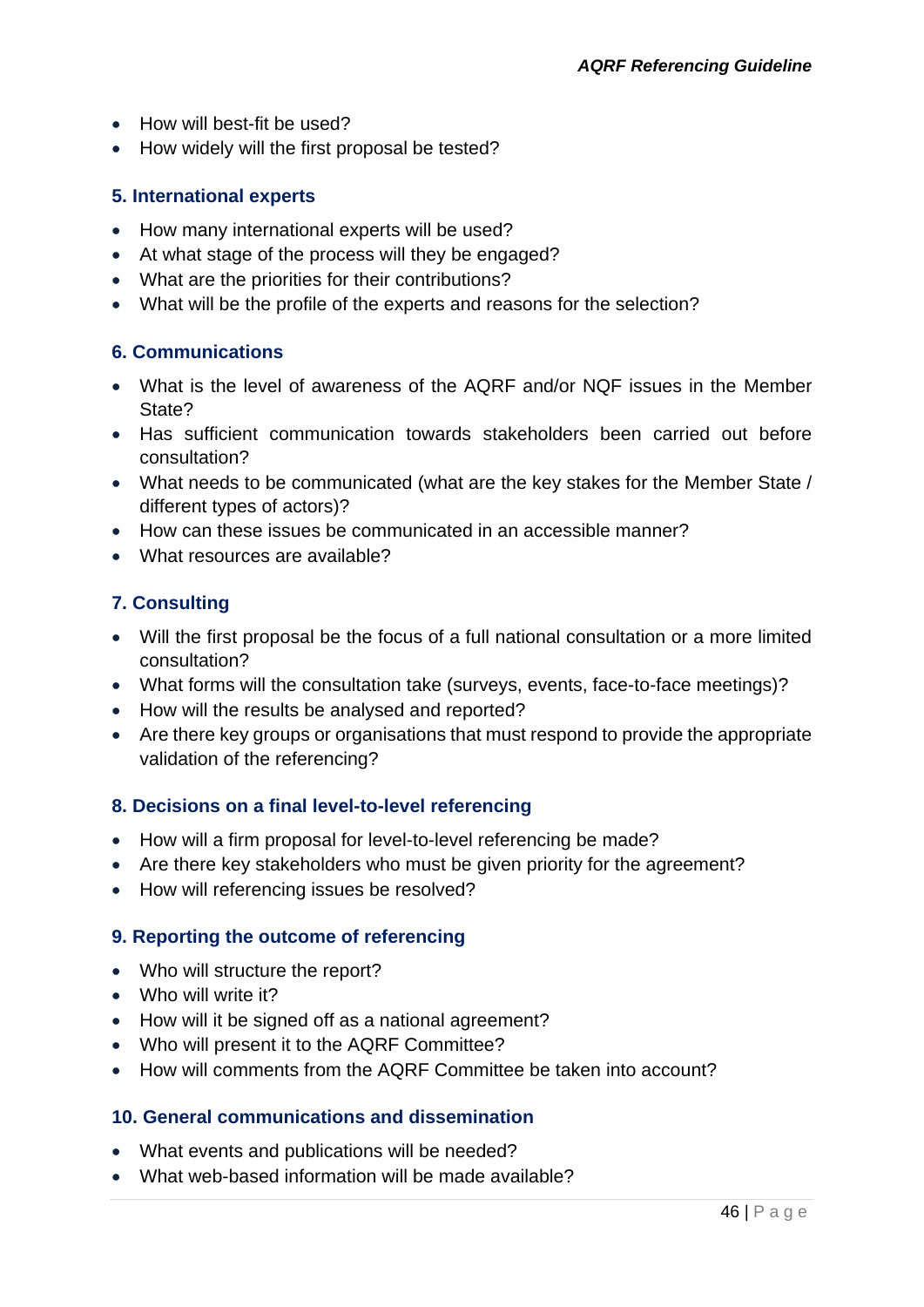- How will best-fit be used?
- How widely will the first proposal be tested?

### 5. International experts

- How many international experts will be used?
- At what stage of the process will they be engaged?
- What are the priorities for their contributions?
- What will be the profile of the experts and reasons for the selection?

### 6. Communications

- What is the level of awareness of the AQRF and/or NQF issues in the Member State?
- Has sufficient communication towards stakeholders been carried out before consultation?
- What needs to be communicated (what are the key stakes for the Member State / different types of actors)?
- How can these issues be communicated in an accessible manner?
- What resources are available?

### 7. Consulting

- Will the first proposal be the focus of a full national consultation or a more limited consultation?
- What forms will the consultation take (surveys, events, face-to-face meetings)?
- How will the results be analysed and reported?
- Are there key groups or organisations that must respond to provide the appropriate validation of the referencing?

### 8. Decisions on a final level-to-level referencing

- How will a firm proposal for level-to-level referencing be made?
- Are there key stakeholders who must be given priority for the agreement?
- How will referencing issues be resolved?

### 9. Reporting the outcome of referencing

- Who will structure the report?
- Who will write it?
- How will it be signed off as a national agreement?
- Who will present it to the AQRF Committee?
- How will comments from the AQRF Committee be taken into account?

### 10. General communications and dissemination

- What events and publications will be needed?
- What web-based information will be made available?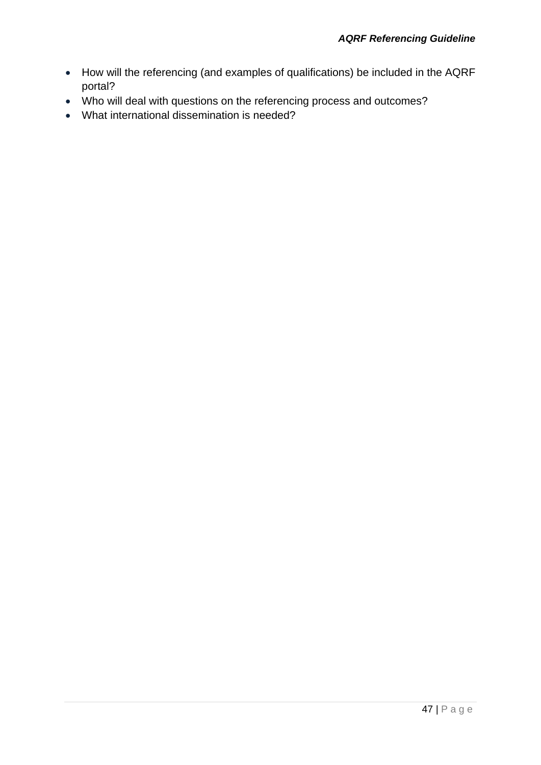- How will the referencing (and examples of qualifications) be included in the AQRF portal?
- Who will deal with questions on the referencing process and outcomes?
- What international dissemination is needed?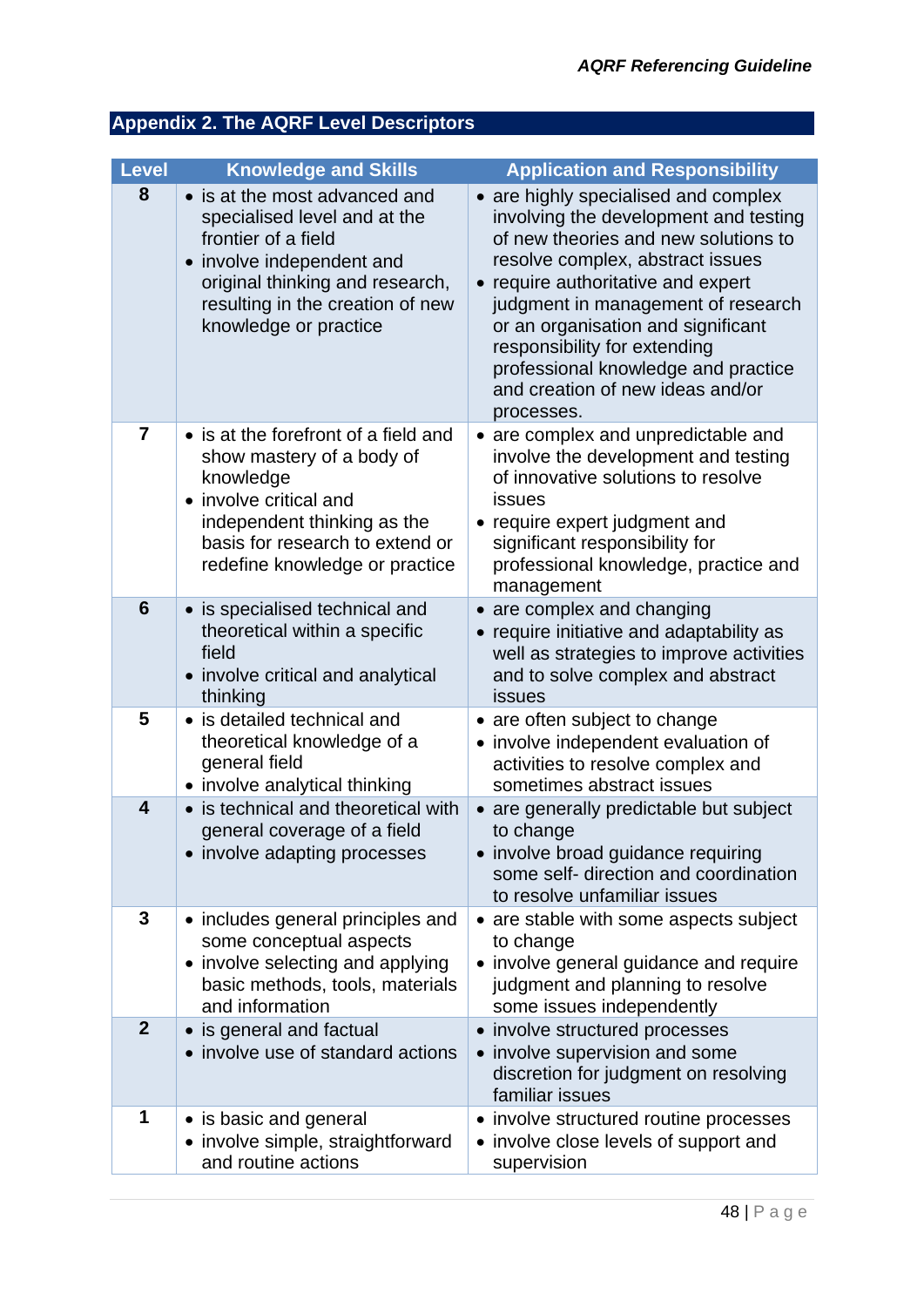## Appendix 2. The AQRF Level Descriptors

| Level | Knowledge and Skills | Application and Responsibility |
|---|---|---|
| 8 | • is at the most advanced and specialised level and at the frontier of a field<br>• involve independent and original thinking and research, resulting in the creation of new knowledge or practice | • are highly specialised and complex involving the development and testing of new theories and new solutions to resolve complex, abstract issues<br>• require authoritative and expert judgment in management of research or an organisation and significant responsibility for extending professional knowledge and practice and creation of new ideas and/or processes. |
| 7 | • is at the forefront of a field and show mastery of a body of knowledge<br>• involve critical and independent thinking as the basis for research to extend or redefine knowledge or practice | • are complex and unpredictable and involve the development and testing of innovative solutions to resolve issues<br>• require expert judgment and significant responsibility for professional knowledge, practice and management |
| 6 | • is specialised technical and theoretical within a specific field<br>• involve critical and analytical thinking | • are complex and changing<br>• require initiative and adaptability as well as strategies to improve activities and to solve complex and abstract issues |
| 5 | • is detailed technical and theoretical knowledge of a general field<br>• involve analytical thinking | • are often subject to change<br>• involve independent evaluation of activities to resolve complex and sometimes abstract issues |
| 4 | • is technical and theoretical with general coverage of a field<br>• involve adapting processes | • are generally predictable but subject to change<br>• involve broad guidance requiring some self- direction and coordination to resolve unfamiliar issues |
| 3 | • includes general principles and some conceptual aspects<br>• involve selecting and applying basic methods, tools, materials and information | • are stable with some aspects subject to change<br>• involve general guidance and require judgment and planning to resolve some issues independently |
| 2 | • is general and factual<br>• involve use of standard actions | • involve structured processes<br>• involve supervision and some discretion for judgment on resolving familiar issues |
| 1 | • is basic and general<br>• involve simple, straightforward and routine actions | • involve structured routine processes<br>• involve close levels of support and supervision |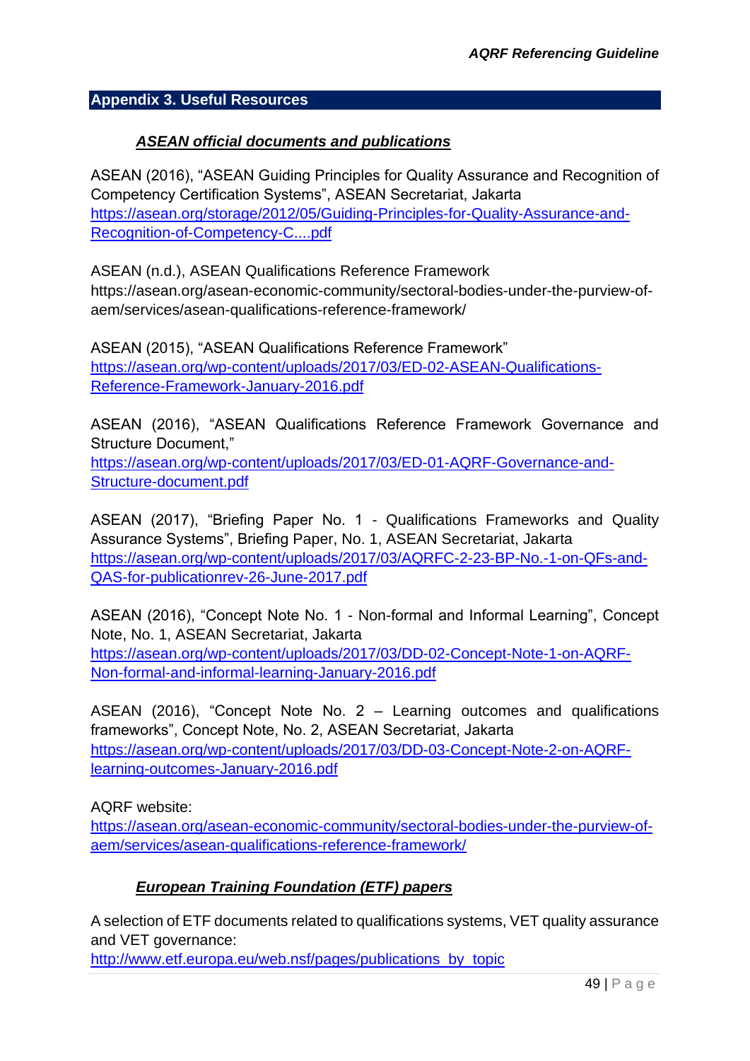## Appendix 3. Useful Resources

### ***ASEAN official documents and publications***

ASEAN (2016), "ASEAN Guiding Principles for Quality Assurance and Recognition of Competency Certification Systems", ASEAN Secretariat, Jakarta
https://asean.org/storage/2012/05/Guiding-Principles-for-Quality-Assurance-and-Recognition-of-Competency-C....pdf

ASEAN (n.d.), ASEAN Qualifications Reference Framework
https://asean.org/asean-economic-community/sectoral-bodies-under-the-purview-of-aem/services/asean-qualifications-reference-framework/

ASEAN (2015), "ASEAN Qualifications Reference Framework"
https://asean.org/wp-content/uploads/2017/03/ED-02-ASEAN-Qualifications-Reference-Framework-January-2016.pdf

ASEAN (2016), "ASEAN Qualifications Reference Framework Governance and Structure Document,"
https://asean.org/wp-content/uploads/2017/03/ED-01-AQRF-Governance-and-Structure-document.pdf

ASEAN (2017), "Briefing Paper No. 1 - Qualifications Frameworks and Quality Assurance Systems", Briefing Paper, No. 1, ASEAN Secretariat, Jakarta
https://asean.org/wp-content/uploads/2017/03/AQRFC-2-23-BP-No.-1-on-QFs-and-QAS-for-publicationrev-26-June-2017.pdf

ASEAN (2016), "Concept Note No. 1 - Non-formal and Informal Learning", Concept Note, No. 1, ASEAN Secretariat, Jakarta
https://asean.org/wp-content/uploads/2017/03/DD-02-Concept-Note-1-on-AQRF-Non-formal-and-informal-learning-January-2016.pdf

ASEAN (2016), "Concept Note No. 2 – Learning outcomes and qualifications frameworks", Concept Note, No. 2, ASEAN Secretariat, Jakarta
https://asean.org/wp-content/uploads/2017/03/DD-03-Concept-Note-2-on-AQRF-learning-outcomes-January-2016.pdf

AQRF website:
https://asean.org/asean-economic-community/sectoral-bodies-under-the-purview-of-aem/services/asean-qualifications-reference-framework/

### ***European Training Foundation (ETF) papers***

A selection of ETF documents related to qualifications systems, VET quality assurance and VET governance:
http://www.etf.europa.eu/web.nsf/pages/publications_by_topic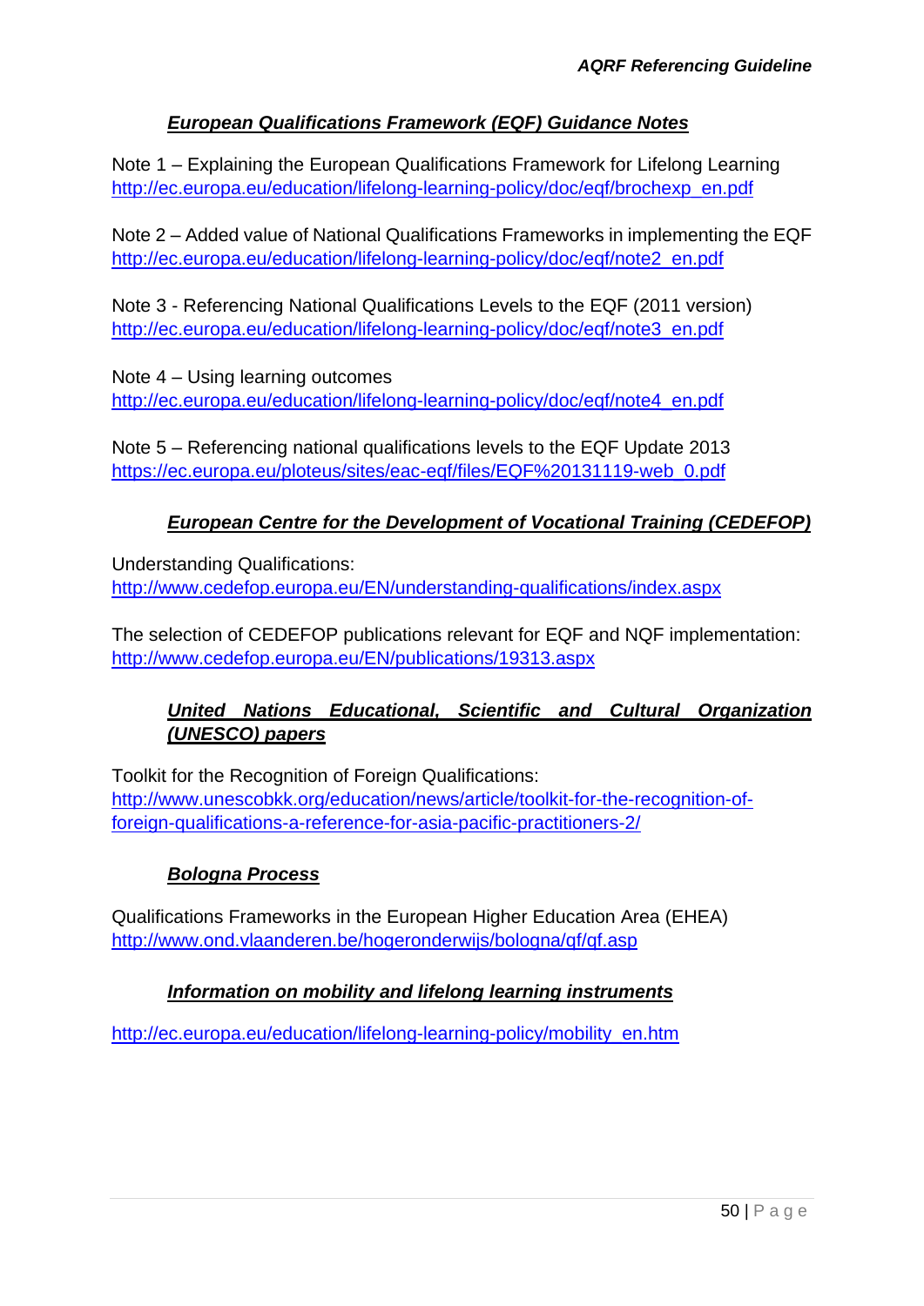### ***European Qualifications Framework (EQF) Guidance Notes***

Note 1 – Explaining the European Qualifications Framework for Lifelong Learning
http://ec.europa.eu/education/lifelong-learning-policy/doc/eqf/brochexp_en.pdf

Note 2 – Added value of National Qualifications Frameworks in implementing the EQF
http://ec.europa.eu/education/lifelong-learning-policy/doc/eqf/note2_en.pdf

Note 3 - Referencing National Qualifications Levels to the EQF (2011 version)
http://ec.europa.eu/education/lifelong-learning-policy/doc/eqf/note3_en.pdf

Note 4 – Using learning outcomes
http://ec.europa.eu/education/lifelong-learning-policy/doc/eqf/note4_en.pdf

Note 5 – Referencing national qualifications levels to the EQF Update 2013
https://ec.europa.eu/ploteus/sites/eac-eqf/files/EQF%20131119-web_0.pdf

### ***European Centre for the Development of Vocational Training (CEDEFOP)***

Understanding Qualifications:
http://www.cedefop.europa.eu/EN/understanding-qualifications/index.aspx

The selection of CEDEFOP publications relevant for EQF and NQF implementation:
http://www.cedefop.europa.eu/EN/publications/19313.aspx

### ***United Nations Educational, Scientific and Cultural Organization (UNESCO) papers***

Toolkit for the Recognition of Foreign Qualifications:
http://www.unescobkk.org/education/news/article/toolkit-for-the-recognition-of-foreign-qualifications-a-reference-for-asia-pacific-practitioners-2/

### ***Bologna Process***

Qualifications Frameworks in the European Higher Education Area (EHEA)
http://www.ond.vlaanderen.be/hogeronderwijs/bologna/qf/qf.asp

### ***Information on mobility and lifelong learning instruments***

http://ec.europa.eu/education/lifelong-learning-policy/mobility_en.htm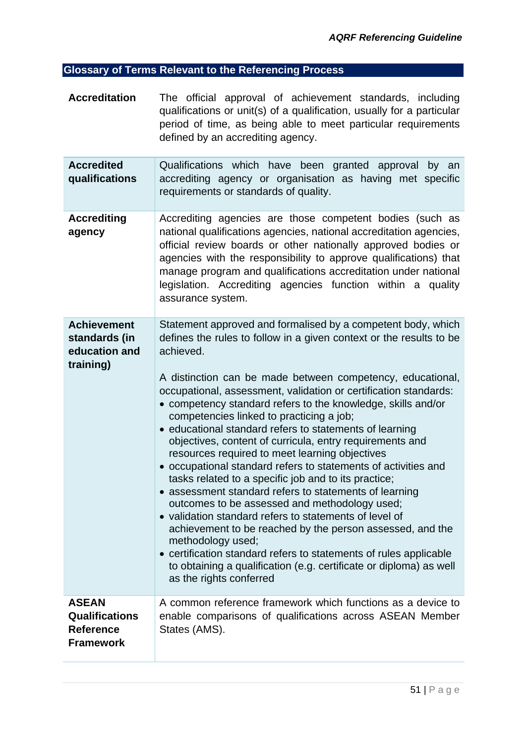## Glossary of Terms Relevant to the Referencing Process

| Term | Definition |
|---|---|
| **Accreditation** | The official approval of achievement standards, including qualifications or unit(s) of a qualification, usually for a particular period of time, as being able to meet particular requirements defined by an accrediting agency. |
| **Accredited qualifications** | Qualifications which have been granted approval by an accrediting agency or organisation as having met specific requirements or standards of quality. |
| **Accrediting agency** | Accrediting agencies are those competent bodies (such as national qualifications agencies, national accreditation agencies, official review boards or other nationally approved bodies or agencies with the responsibility to approve qualifications) that manage program and qualifications accreditation under national legislation. Accrediting agencies function within a quality assurance system. |
| **Achievement standards (in education and training)** | Statement approved and formalised by a competent body, which defines the rules to follow in a given context or the results to be achieved.<br><br>A distinction can be made between competency, educational, occupational, assessment, validation or certification standards:<br>• competency standard refers to the knowledge, skills and/or competencies linked to practicing a job;<br>• educational standard refers to statements of learning objectives, content of curricula, entry requirements and resources required to meet learning objectives<br>• occupational standard refers to statements of activities and tasks related to a specific job and to its practice;<br>• assessment standard refers to statements of learning outcomes to be assessed and methodology used;<br>• validation standard refers to statements of level of achievement to be reached by the person assessed, and the methodology used;<br>• certification standard refers to statements of rules applicable to obtaining a qualification (e.g. certificate or diploma) as well as the rights conferred |
| **ASEAN Qualifications Reference Framework** | A common reference framework which functions as a device to enable comparisons of qualifications across ASEAN Member States (AMS). |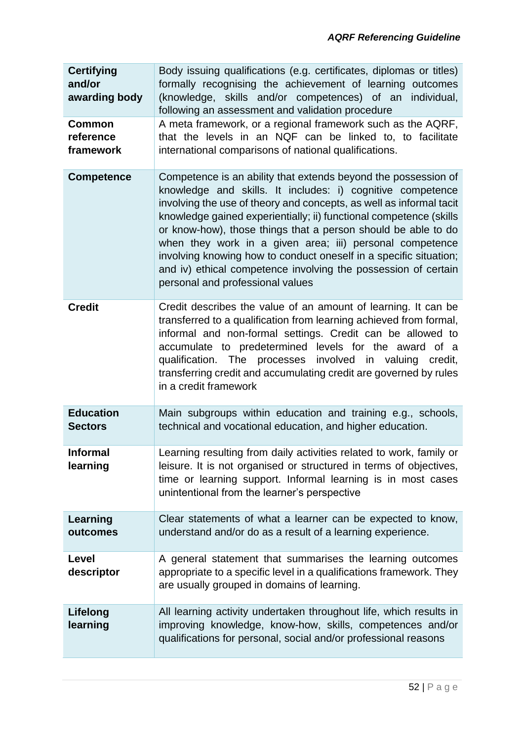| | |
|---|---|
| **Certifying and/or awarding body** | Body issuing qualifications (e.g. certificates, diplomas or titles) formally recognising the achievement of learning outcomes (knowledge, skills and/or competences) of an individual, following an assessment and validation procedure |
| **Common reference framework** | A meta framework, or a regional framework such as the AQRF, that the levels in an NQF can be linked to, to facilitate international comparisons of national qualifications. |
| **Competence** | Competence is an ability that extends beyond the possession of knowledge and skills. It includes: i) cognitive competence involving the use of theory and concepts, as well as informal tacit knowledge gained experientially; ii) functional competence (skills or know-how), those things that a person should be able to do when they work in a given area; iii) personal competence involving knowing how to conduct oneself in a specific situation; and iv) ethical competence involving the possession of certain personal and professional values |
| **Credit** | Credit describes the value of an amount of learning. It can be transferred to a qualification from learning achieved from formal, informal and non-formal settings. Credit can be allowed to accumulate to predetermined levels for the award of a qualification. The processes involved in valuing credit, transferring credit and accumulating credit are governed by rules in a credit framework |
| **Education Sectors** | Main subgroups within education and training e.g., schools, technical and vocational education, and higher education. |
| **Informal learning** | Learning resulting from daily activities related to work, family or leisure. It is not organised or structured in terms of objectives, time or learning support. Informal learning is in most cases unintentional from the learner's perspective |
| **Learning outcomes** | Clear statements of what a learner can be expected to know, understand and/or do as a result of a learning experience. |
| **Level descriptor** | A general statement that summarises the learning outcomes appropriate to a specific level in a qualifications framework. They are usually grouped in domains of learning. |
| **Lifelong learning** | All learning activity undertaken throughout life, which results in improving knowledge, know-how, skills, competences and/or qualifications for personal, social and/or professional reasons |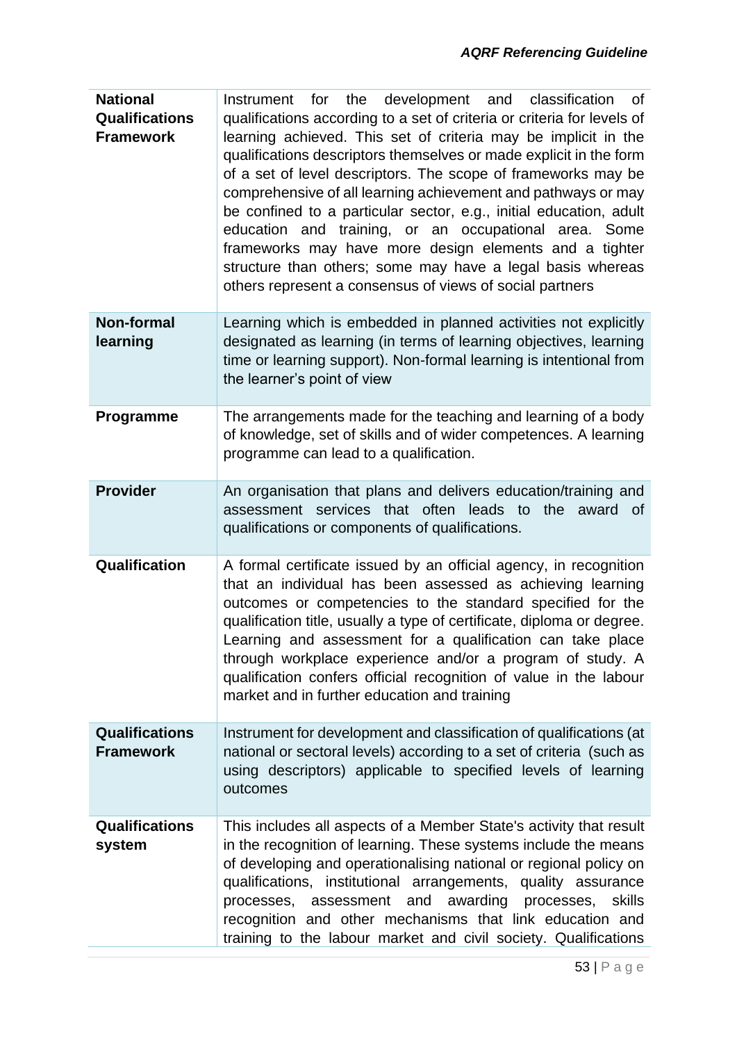| | |
|---|---|
| **National Qualifications Framework** | Instrument for the development and classification of qualifications according to a set of criteria or criteria for levels of learning achieved. This set of criteria may be implicit in the qualifications descriptors themselves or made explicit in the form of a set of level descriptors. The scope of frameworks may be comprehensive of all learning achievement and pathways or may be confined to a particular sector, e.g., initial education, adult education and training, or an occupational area. Some frameworks may have more design elements and a tighter structure than others; some may have a legal basis whereas others represent a consensus of views of social partners |
| **Non-formal learning** | Learning which is embedded in planned activities not explicitly designated as learning (in terms of learning objectives, learning time or learning support). Non-formal learning is intentional from the learner's point of view |
| **Programme** | The arrangements made for the teaching and learning of a body of knowledge, set of skills and of wider competences. A learning programme can lead to a qualification. |
| **Provider** | An organisation that plans and delivers education/training and assessment services that often leads to the award of qualifications or components of qualifications. |
| **Qualification** | A formal certificate issued by an official agency, in recognition that an individual has been assessed as achieving learning outcomes or competencies to the standard specified for the qualification title, usually a type of certificate, diploma or degree. Learning and assessment for a qualification can take place through workplace experience and/or a program of study. A qualification confers official recognition of value in the labour market and in further education and training |
| **Qualifications Framework** | Instrument for development and classification of qualifications (at national or sectoral levels) according to a set of criteria (such as using descriptors) applicable to specified levels of learning outcomes |
| **Qualifications system** | This includes all aspects of a Member State's activity that result in the recognition of learning. These systems include the means of developing and operationalising national or regional policy on qualifications, institutional arrangements, quality assurance processes, assessment and awarding processes, skills recognition and other mechanisms that link education and training to the labour market and civil society. Qualifications |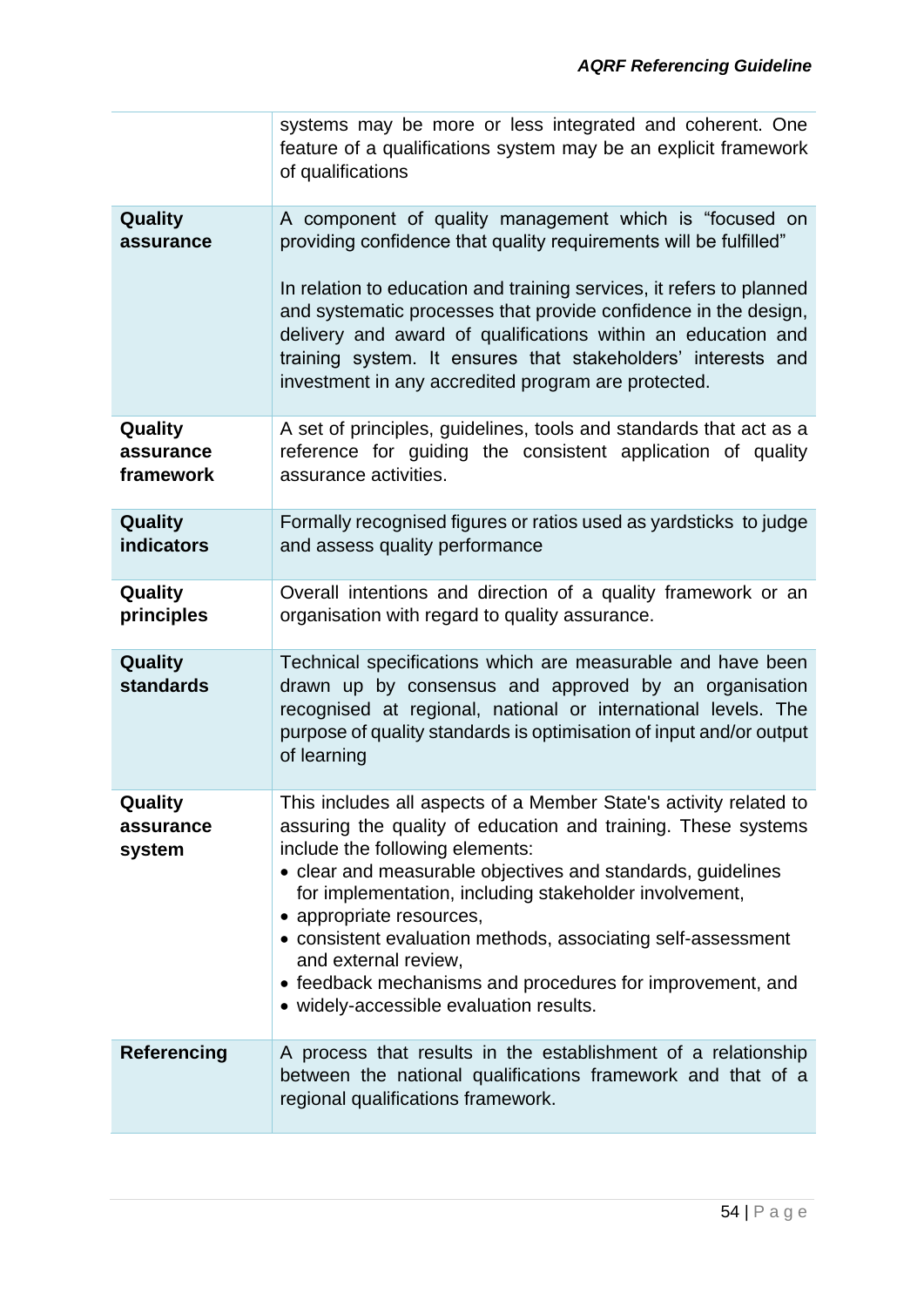| | |
|---|---|
| | systems may be more or less integrated and coherent. One feature of a qualifications system may be an explicit framework of qualifications |
| **Quality assurance** | A component of quality management which is "focused on providing confidence that quality requirements will be fulfilled"<br><br>In relation to education and training services, it refers to planned and systematic processes that provide confidence in the design, delivery and award of qualifications within an education and training system. It ensures that stakeholders' interests and investment in any accredited program are protected. |
| **Quality assurance framework** | A set of principles, guidelines, tools and standards that act as a reference for guiding the consistent application of quality assurance activities. |
| **Quality indicators** | Formally recognised figures or ratios used as yardsticks to judge and assess quality performance |
| **Quality principles** | Overall intentions and direction of a quality framework or an organisation with regard to quality assurance. |
| **Quality standards** | Technical specifications which are measurable and have been drawn up by consensus and approved by an organisation recognised at regional, national or international levels. The purpose of quality standards is optimisation of input and/or output of learning |
| **Quality assurance system** | This includes all aspects of a Member State's activity related to assuring the quality of education and training. These systems include the following elements:<br>• clear and measurable objectives and standards, guidelines for implementation, including stakeholder involvement,<br>• appropriate resources,<br>• consistent evaluation methods, associating self-assessment and external review,<br>• feedback mechanisms and procedures for improvement, and<br>• widely-accessible evaluation results. |
| **Referencing** | A process that results in the establishment of a relationship between the national qualifications framework and that of a regional qualifications framework. |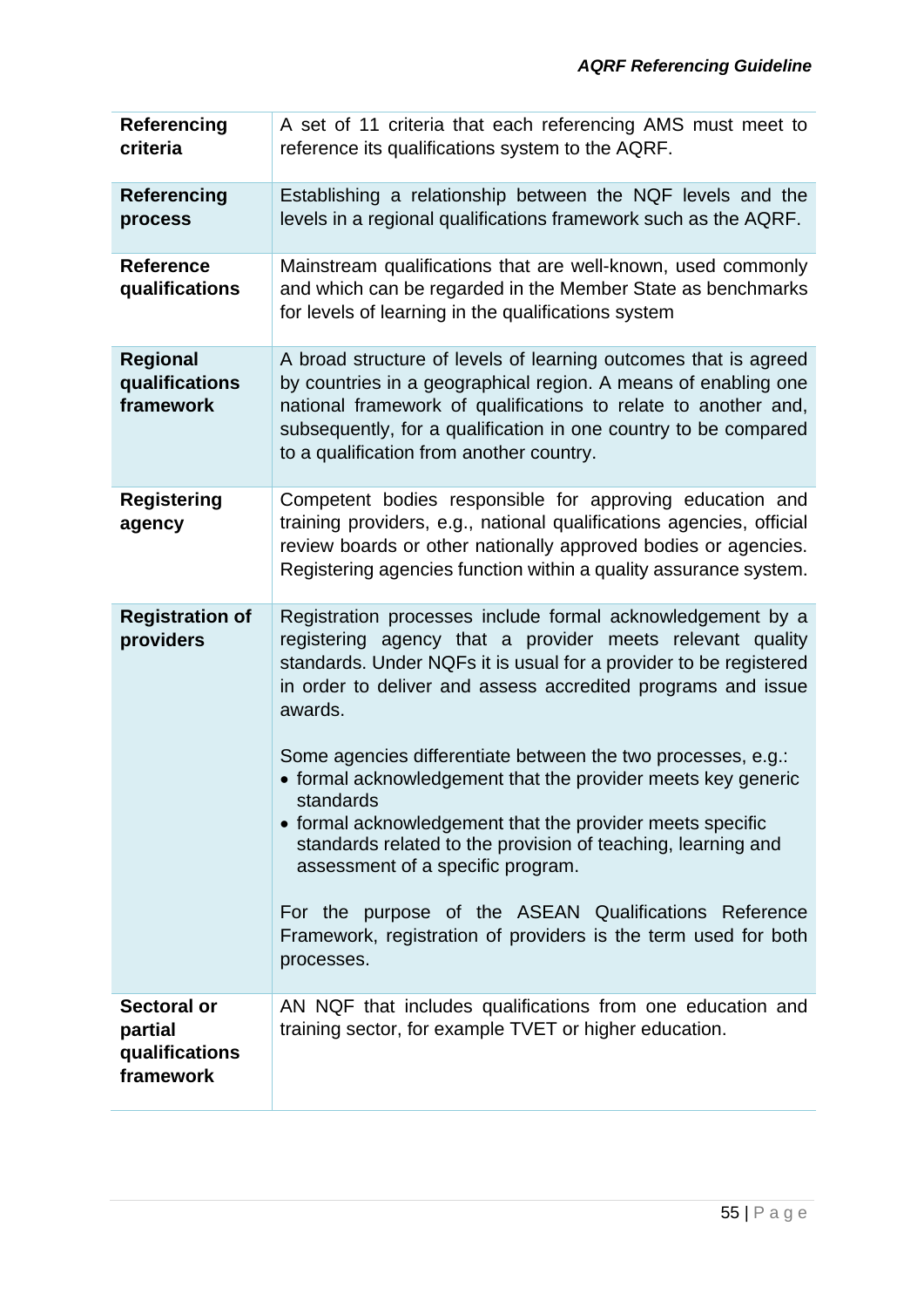| | |
|---|---|
| **Referencing criteria** | A set of 11 criteria that each referencing AMS must meet to reference its qualifications system to the AQRF. |
| **Referencing process** | Establishing a relationship between the NQF levels and the levels in a regional qualifications framework such as the AQRF. |
| **Reference qualifications** | Mainstream qualifications that are well-known, used commonly and which can be regarded in the Member State as benchmarks for levels of learning in the qualifications system |
| **Regional qualifications framework** | A broad structure of levels of learning outcomes that is agreed by countries in a geographical region. A means of enabling one national framework of qualifications to relate to another and, subsequently, for a qualification in one country to be compared to a qualification from another country. |
| **Registering agency** | Competent bodies responsible for approving education and training providers, e.g., national qualifications agencies, official review boards or other nationally approved bodies or agencies. Registering agencies function within a quality assurance system. |
| **Registration of providers** | Registration processes include formal acknowledgement by a registering agency that a provider meets relevant quality standards. Under NQFs it is usual for a provider to be registered in order to deliver and assess accredited programs and issue awards.<br><br>Some agencies differentiate between the two processes, e.g.:<br>• formal acknowledgement that the provider meets key generic standards<br>• formal acknowledgement that the provider meets specific standards related to the provision of teaching, learning and assessment of a specific program.<br><br>For the purpose of the ASEAN Qualifications Reference Framework, registration of providers is the term used for both processes. |
| **Sectoral or partial qualifications framework** | AN NQF that includes qualifications from one education and training sector, for example TVET or higher education. |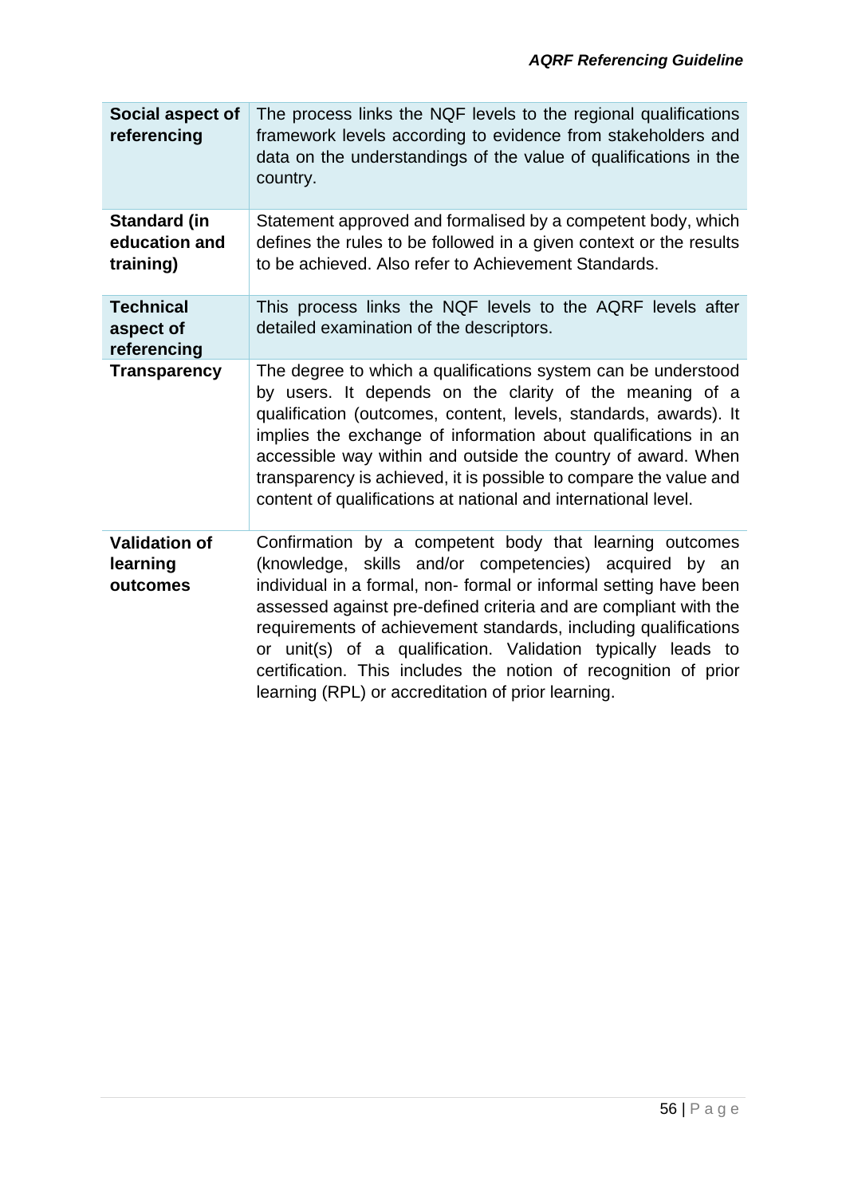| | |
|---|---|
| **Social aspect of referencing** | The process links the NQF levels to the regional qualifications framework levels according to evidence from stakeholders and data on the understandings of the value of qualifications in the country. |
| **Standard (in education and training)** | Statement approved and formalised by a competent body, which defines the rules to be followed in a given context or the results to be achieved. Also refer to Achievement Standards. |
| **Technical aspect of referencing** | This process links the NQF levels to the AQRF levels after detailed examination of the descriptors. |
| **Transparency** | The degree to which a qualifications system can be understood by users. It depends on the clarity of the meaning of a qualification (outcomes, content, levels, standards, awards). It implies the exchange of information about qualifications in an accessible way within and outside the country of award. When transparency is achieved, it is possible to compare the value and content of qualifications at national and international level. |
| **Validation of learning outcomes** | Confirmation by a competent body that learning outcomes (knowledge, skills and/or competencies) acquired by an individual in a formal, non- formal or informal setting have been assessed against pre-defined criteria and are compliant with the requirements of achievement standards, including qualifications or unit(s) of a qualification. Validation typically leads to certification. This includes the notion of recognition of prior learning (RPL) or accreditation of prior learning. |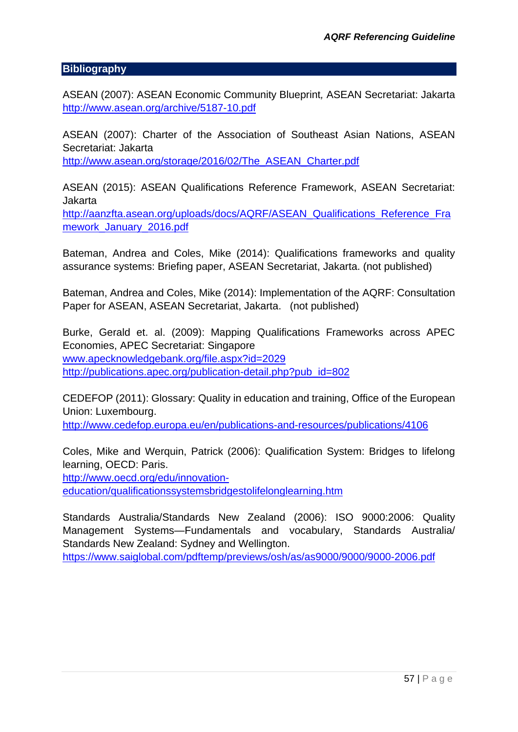## Bibliography

ASEAN (2007): ASEAN Economic Community Blueprint, ASEAN Secretariat: Jakarta
http://www.asean.org/archive/5187-10.pdf

ASEAN (2007): Charter of the Association of Southeast Asian Nations, ASEAN Secretariat: Jakarta
http://www.asean.org/storage/2016/02/The_ASEAN_Charter.pdf

ASEAN (2015): ASEAN Qualifications Reference Framework, ASEAN Secretariat: Jakarta
http://aanzfta.asean.org/uploads/docs/AQRF/ASEAN_Qualifications_Reference_Framework_January_2016.pdf

Bateman, Andrea and Coles, Mike (2014): Qualifications frameworks and quality assurance systems: Briefing paper, ASEAN Secretariat, Jakarta. (not published)

Bateman, Andrea and Coles, Mike (2014): Implementation of the AQRF: Consultation Paper for ASEAN, ASEAN Secretariat, Jakarta. (not published)

Burke, Gerald et. al. (2009): Mapping Qualifications Frameworks across APEC Economies, APEC Secretariat: Singapore
www.apecknowledgebank.org/file.aspx?id=2029
http://publications.apec.org/publication-detail.php?pub_id=802

CEDEFOP (2011): Glossary: Quality in education and training, Office of the European Union: Luxembourg.
http://www.cedefop.europa.eu/en/publications-and-resources/publications/4106

Coles, Mike and Werquin, Patrick (2006): Qualification System: Bridges to lifelong learning, OECD: Paris.
http://www.oecd.org/edu/innovation-education/qualificationssystemsbridgestolifelonglearning.htm

Standards Australia/Standards New Zealand (2006): ISO 9000:2006: Quality Management Systems—Fundamentals and vocabulary, Standards Australia/ Standards New Zealand: Sydney and Wellington.
https://www.saiglobal.com/pdftemp/previews/osh/as/as9000/9000/9000-2006.pdf